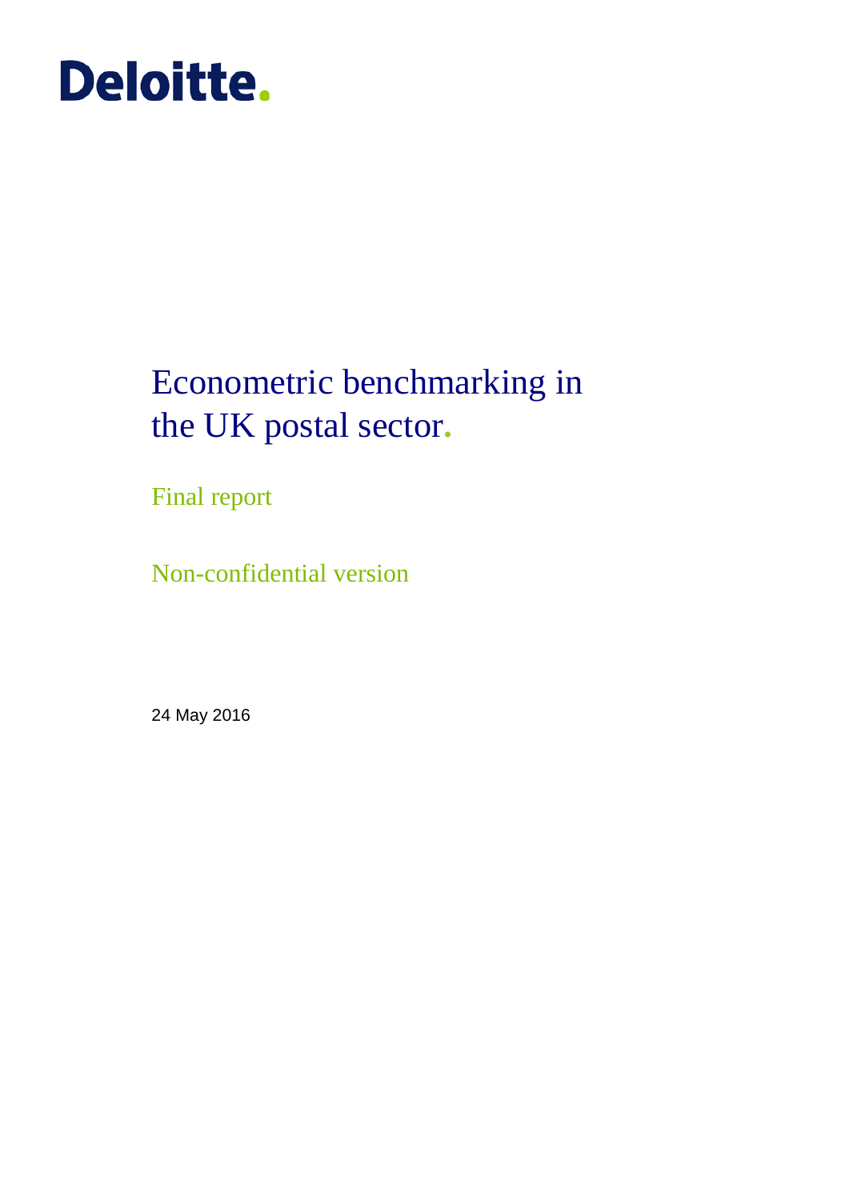Deloitte.

# Econometric benchmarking in the UK postal sector.

## Final report

## Non-confidential version

24 May 2016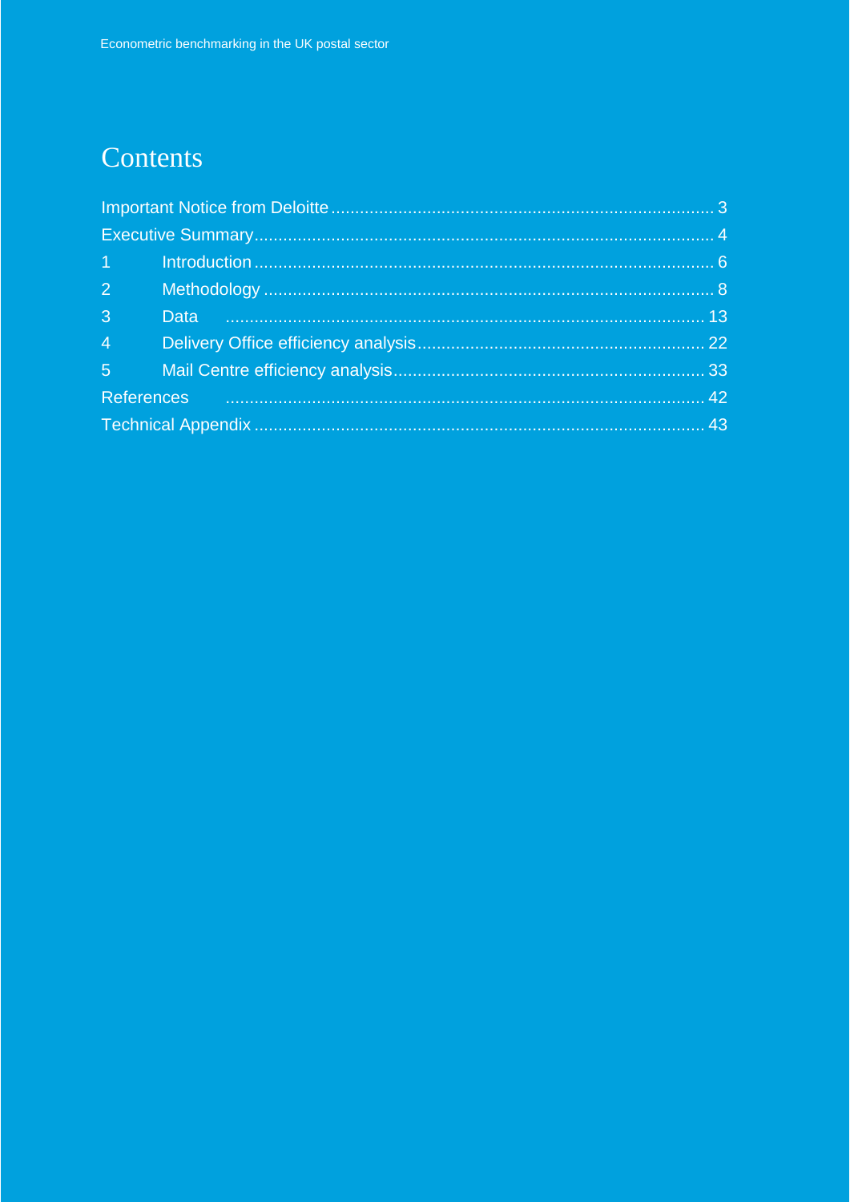# Contents

Important Notice from Deloitte ..... 3

Executive Summary ..... 4

1 Introduction ..... 6

2 Methodology ..... 8

3 Data ..... 13

4 Delivery Office efficiency analysis ..... 22

5 Mail Centre efficiency analysis ..... 33

References ..... 42

Technical Appendix ..... 43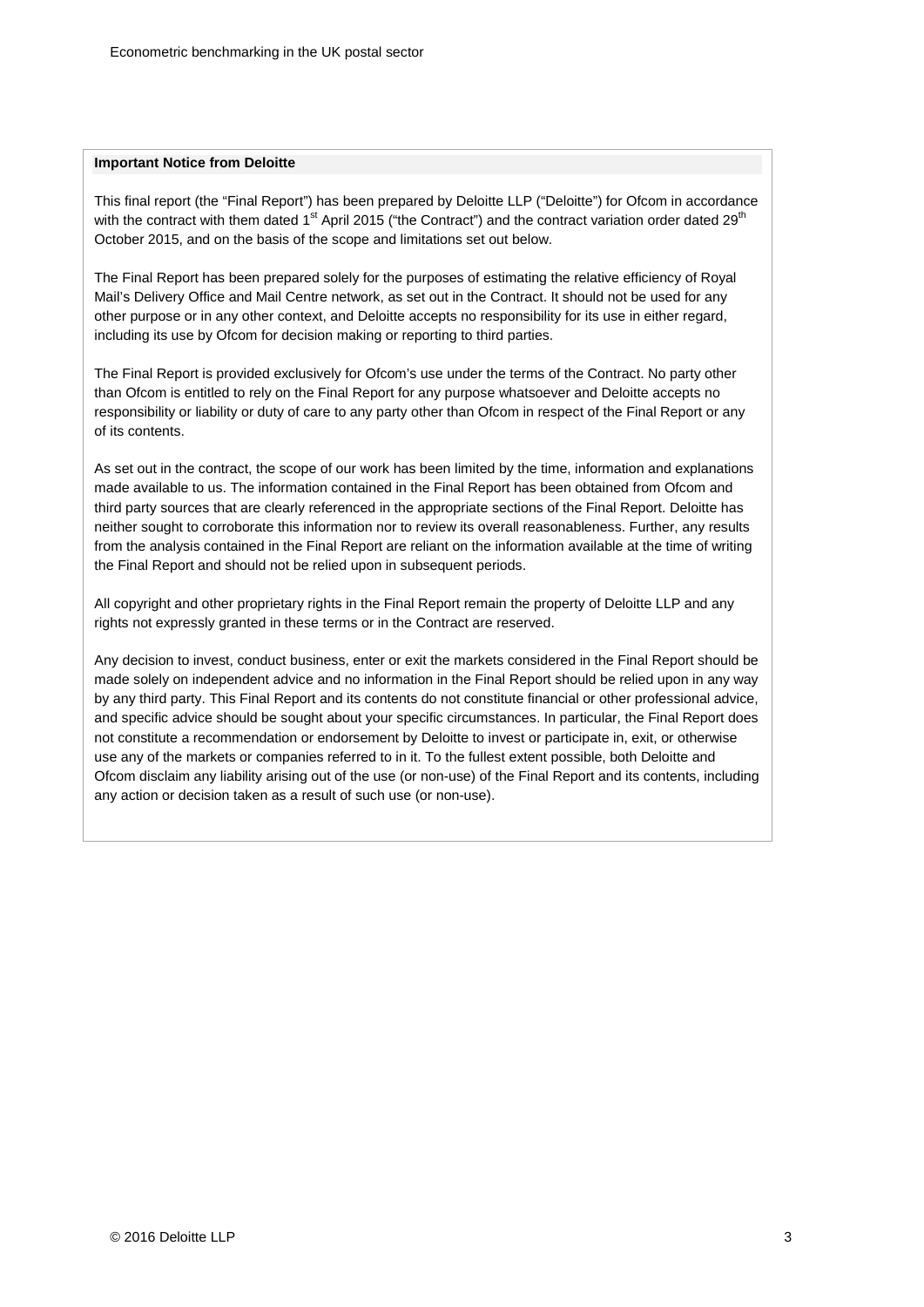**Important Notice from Deloitte**

This final report (the "Final Report") has been prepared by Deloitte LLP ("Deloitte") for Ofcom in accordance with the contract with them dated 1st April 2015 ("the Contract") and the contract variation order dated 29th October 2015, and on the basis of the scope and limitations set out below.

The Final Report has been prepared solely for the purposes of estimating the relative efficiency of Royal Mail's Delivery Office and Mail Centre network, as set out in the Contract. It should not be used for any other purpose or in any other context, and Deloitte accepts no responsibility for its use in either regard, including its use by Ofcom for decision making or reporting to third parties.

The Final Report is provided exclusively for Ofcom's use under the terms of the Contract. No party other than Ofcom is entitled to rely on the Final Report for any purpose whatsoever and Deloitte accepts no responsibility or liability or duty of care to any party other than Ofcom in respect of the Final Report or any of its contents.

As set out in the contract, the scope of our work has been limited by the time, information and explanations made available to us. The information contained in the Final Report has been obtained from Ofcom and third party sources that are clearly referenced in the appropriate sections of the Final Report. Deloitte has neither sought to corroborate this information nor to review its overall reasonableness. Further, any results from the analysis contained in the Final Report are reliant on the information available at the time of writing the Final Report and should not be relied upon in subsequent periods.

All copyright and other proprietary rights in the Final Report remain the property of Deloitte LLP and any rights not expressly granted in these terms or in the Contract are reserved.

Any decision to invest, conduct business, enter or exit the markets considered in the Final Report should be made solely on independent advice and no information in the Final Report should be relied upon in any way by any third party. This Final Report and its contents do not constitute financial or other professional advice, and specific advice should be sought about your specific circumstances. In particular, the Final Report does not constitute a recommendation or endorsement by Deloitte to invest or participate in, exit, or otherwise use any of the markets or companies referred to in it. To the fullest extent possible, both Deloitte and Ofcom disclaim any liability arising out of the use (or non-use) of the Final Report and its contents, including any action or decision taken as a result of such use (or non-use).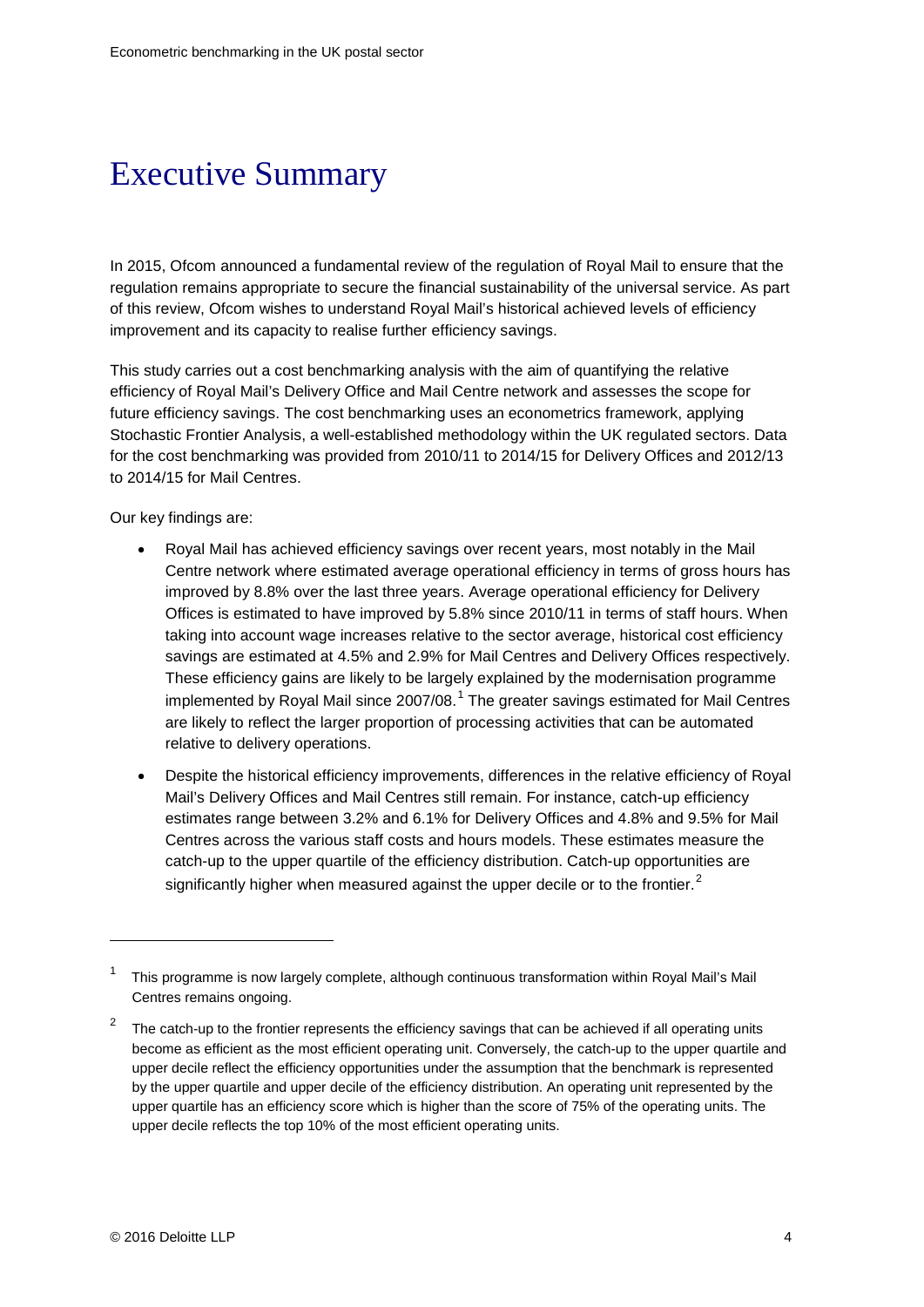# Executive Summary

In 2015, Ofcom announced a fundamental review of the regulation of Royal Mail to ensure that the regulation remains appropriate to secure the financial sustainability of the universal service. As part of this review, Ofcom wishes to understand Royal Mail's historical achieved levels of efficiency improvement and its capacity to realise further efficiency savings.

This study carries out a cost benchmarking analysis with the aim of quantifying the relative efficiency of Royal Mail's Delivery Office and Mail Centre network and assesses the scope for future efficiency savings. The cost benchmarking uses an econometrics framework, applying Stochastic Frontier Analysis, a well-established methodology within the UK regulated sectors. Data for the cost benchmarking was provided from 2010/11 to 2014/15 for Delivery Offices and 2012/13 to 2014/15 for Mail Centres.

Our key findings are:

- Royal Mail has achieved efficiency savings over recent years, most notably in the Mail Centre network where estimated average operational efficiency in terms of gross hours has improved by 8.8% over the last three years. Average operational efficiency for Delivery Offices is estimated to have improved by 5.8% since 2010/11 in terms of staff hours. When taking into account wage increases relative to the sector average, historical cost efficiency savings are estimated at 4.5% and 2.9% for Mail Centres and Delivery Offices respectively. These efficiency gains are likely to be largely explained by the modernisation programme implemented by Royal Mail since 2007/08.[1] The greater savings estimated for Mail Centres are likely to reflect the larger proportion of processing activities that can be automated relative to delivery operations.
- Despite the historical efficiency improvements, differences in the relative efficiency of Royal Mail's Delivery Offices and Mail Centres still remain. For instance, catch-up efficiency estimates range between 3.2% and 6.1% for Delivery Offices and 4.8% and 9.5% for Mail Centres across the various staff costs and hours models. These estimates measure the catch-up to the upper quartile of the efficiency distribution. Catch-up opportunities are significantly higher when measured against the upper decile or to the frontier.[2]

---

[1] This programme is now largely complete, although continuous transformation within Royal Mail's Mail Centres remains ongoing.

[2] The catch-up to the frontier represents the efficiency savings that can be achieved if all operating units become as efficient as the most efficient operating unit. Conversely, the catch-up to the upper quartile and upper decile reflect the efficiency opportunities under the assumption that the benchmark is represented by the upper quartile and upper decile of the efficiency distribution. An operating unit represented by the upper quartile has an efficiency score which is higher than the score of 75% of the operating units. The upper decile reflects the top 10% of the most efficient operating units.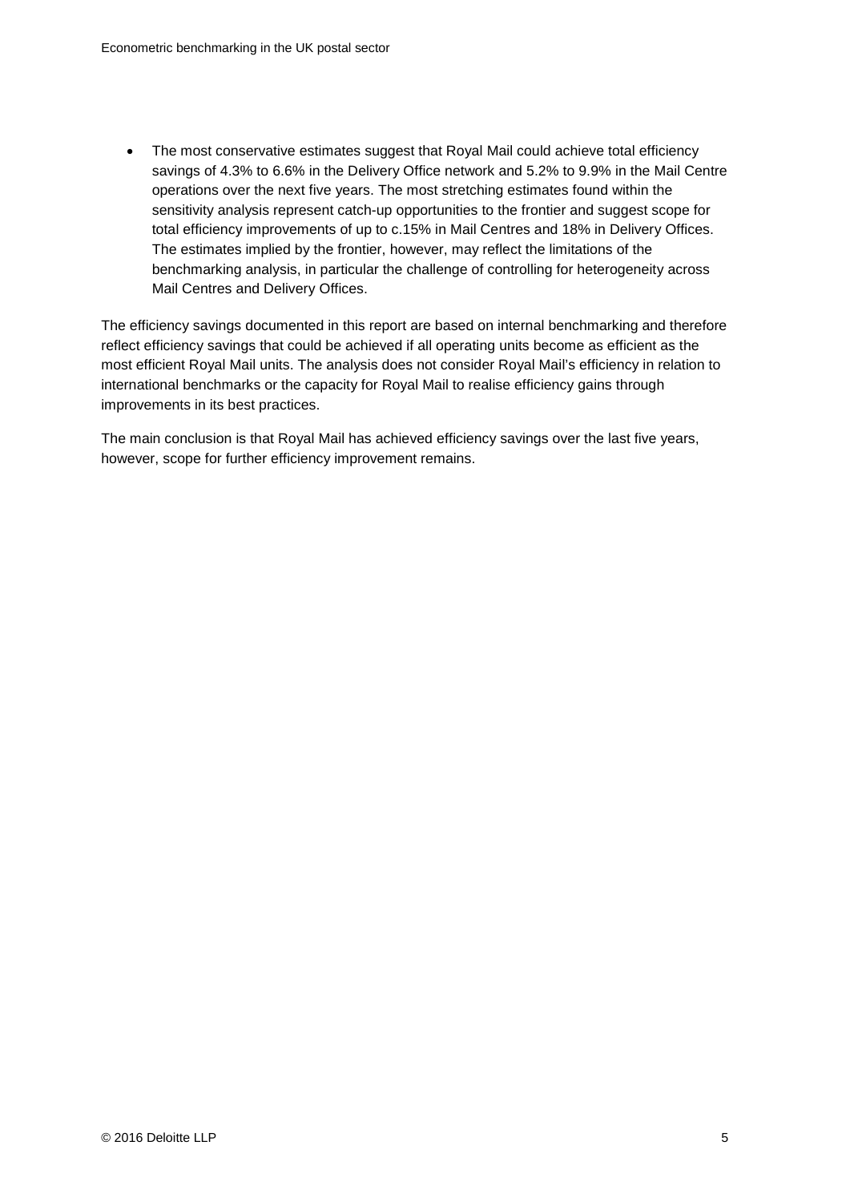- The most conservative estimates suggest that Royal Mail could achieve total efficiency savings of 4.3% to 6.6% in the Delivery Office network and 5.2% to 9.9% in the Mail Centre operations over the next five years. The most stretching estimates found within the sensitivity analysis represent catch-up opportunities to the frontier and suggest scope for total efficiency improvements of up to c.15% in Mail Centres and 18% in Delivery Offices. The estimates implied by the frontier, however, may reflect the limitations of the benchmarking analysis, in particular the challenge of controlling for heterogeneity across Mail Centres and Delivery Offices.

The efficiency savings documented in this report are based on internal benchmarking and therefore reflect efficiency savings that could be achieved if all operating units become as efficient as the most efficient Royal Mail units. The analysis does not consider Royal Mail's efficiency in relation to international benchmarks or the capacity for Royal Mail to realise efficiency gains through improvements in its best practices.

The main conclusion is that Royal Mail has achieved efficiency savings over the last five years, however, scope for further efficiency improvement remains.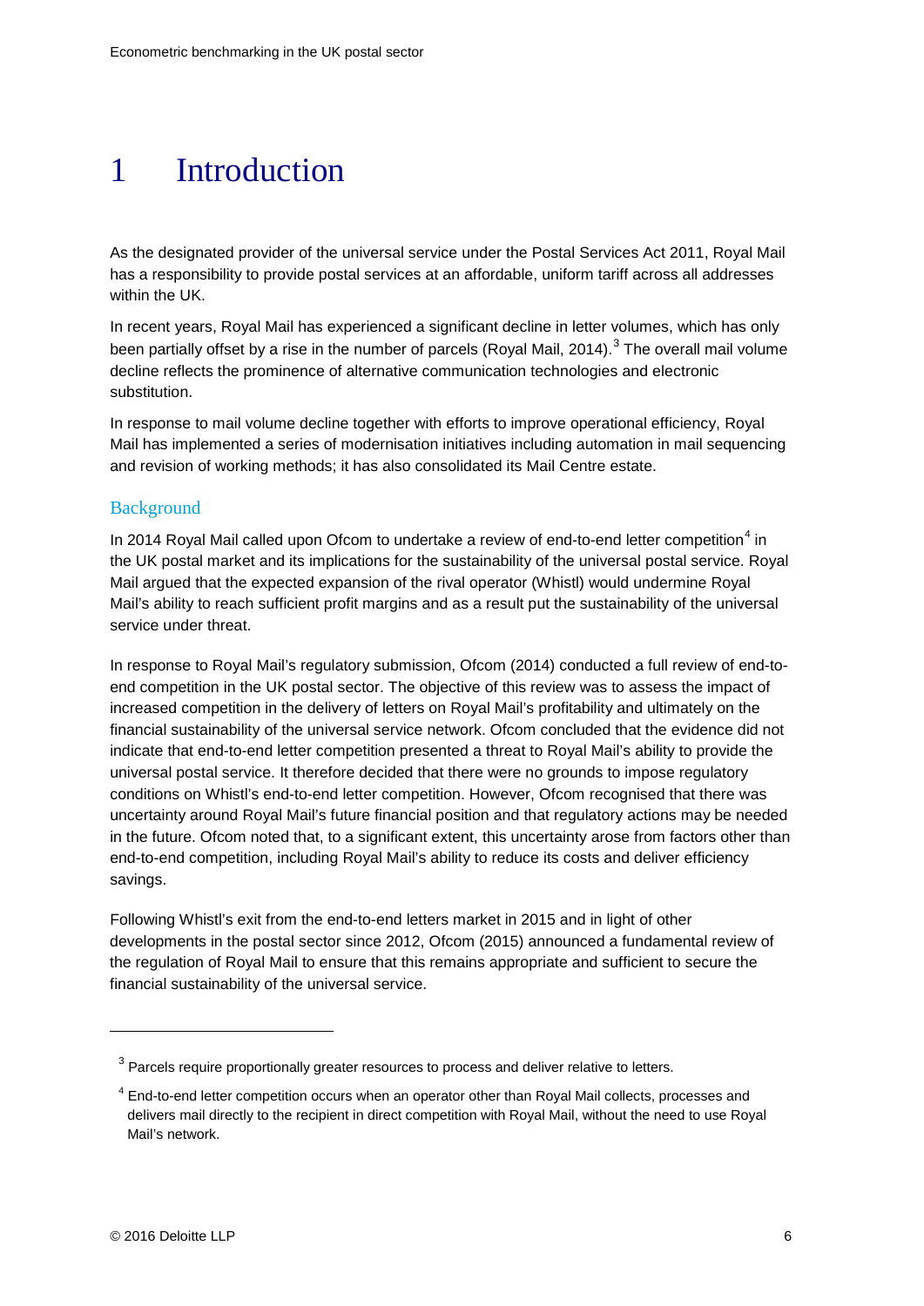// Sony header "Econometric benchmarking in the UK postal sector" omitted as running header; footer omitted.

# 1 Introduction

As the designated provider of the universal service under the Postal Services Act 2011, Royal Mail has a responsibility to provide postal services at an affordable, uniform tariff across all addresses within the UK.

In recent years, Royal Mail has experienced a significant decline in letter volumes, which has only been partially offset by a rise in the number of parcels (Royal Mail, 2014).[3] The overall mail volume decline reflects the prominence of alternative communication technologies and electronic substitution.

In response to mail volume decline together with efforts to improve operational efficiency, Royal Mail has implemented a series of modernisation initiatives including automation in mail sequencing and revision of working methods; it has also consolidated its Mail Centre estate.

## Background

In 2014 Royal Mail called upon Ofcom to undertake a review of end-to-end letter competition[4] in the UK postal market and its implications for the sustainability of the universal postal service. Royal Mail argued that the expected expansion of the rival operator (Whistl) would undermine Royal Mail's ability to reach sufficient profit margins and as a result put the sustainability of the universal service under threat.

In response to Royal Mail's regulatory submission, Ofcom (2014) conducted a full review of end-to-end competition in the UK postal sector. The objective of this review was to assess the impact of increased competition in the delivery of letters on Royal Mail's profitability and ultimately on the financial sustainability of the universal service network. Ofcom concluded that the evidence did not indicate that end-to-end letter competition presented a threat to Royal Mail's ability to provide the universal postal service. It therefore decided that there were no grounds to impose regulatory conditions on Whistl's end-to-end letter competition. However, Ofcom recognised that there was uncertainty around Royal Mail's future financial position and that regulatory actions may be needed in the future. Ofcom noted that, to a significant extent, this uncertainty arose from factors other than end-to-end competition, including Royal Mail's ability to reduce its costs and deliver efficiency savings.

Following Whistl's exit from the end-to-end letters market in 2015 and in light of other developments in the postal sector since 2012, Ofcom (2015) announced a fundamental review of the regulation of Royal Mail to ensure that this remains appropriate and sufficient to secure the financial sustainability of the universal service.

---

[3] Parcels require proportionally greater resources to process and deliver relative to letters.

[4] End-to-end letter competition occurs when an operator other than Royal Mail collects, processes and delivers mail directly to the recipient in direct competition with Royal Mail, without the need to use Royal Mail's network.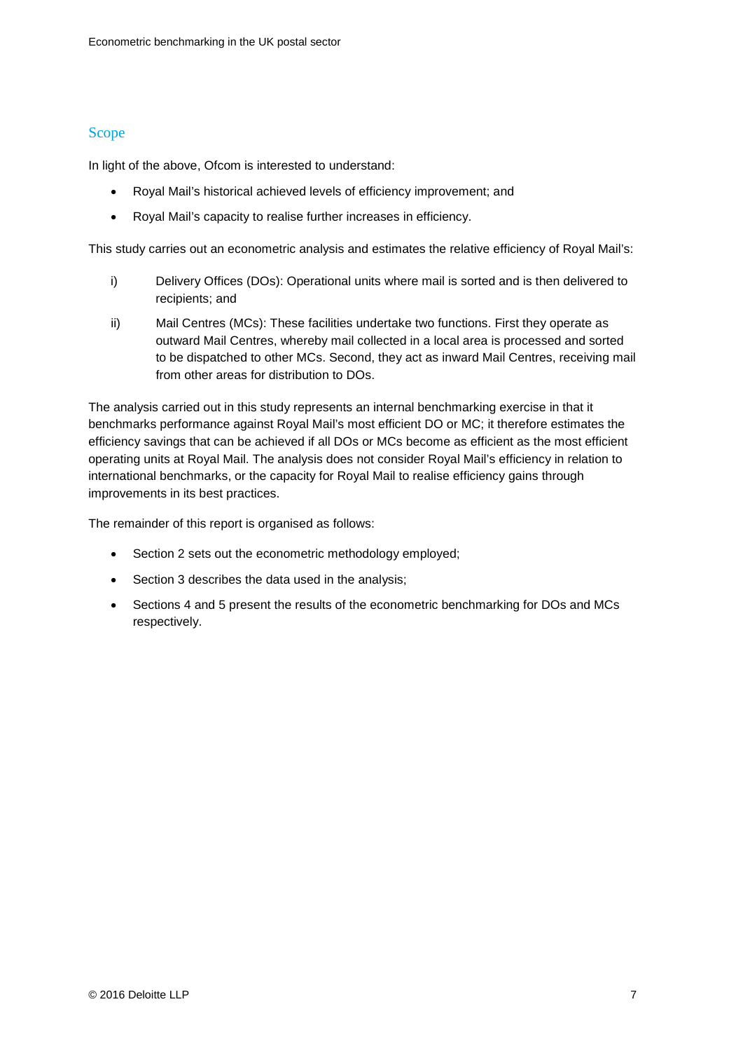## Scope

In light of the above, Ofcom is interested to understand:

- Royal Mail's historical achieved levels of efficiency improvement; and
- Royal Mail's capacity to realise further increases in efficiency.

This study carries out an econometric analysis and estimates the relative efficiency of Royal Mail's:

i) Delivery Offices (DOs): Operational units where mail is sorted and is then delivered to recipients; and

ii) Mail Centres (MCs): These facilities undertake two functions. First they operate as outward Mail Centres, whereby mail collected in a local area is processed and sorted to be dispatched to other MCs. Second, they act as inward Mail Centres, receiving mail from other areas for distribution to DOs.

The analysis carried out in this study represents an internal benchmarking exercise in that it benchmarks performance against Royal Mail's most efficient DO or MC; it therefore estimates the efficiency savings that can be achieved if all DOs or MCs become as efficient as the most efficient operating units at Royal Mail. The analysis does not consider Royal Mail's efficiency in relation to international benchmarks, or the capacity for Royal Mail to realise efficiency gains through improvements in its best practices.

The remainder of this report is organised as follows:

- Section 2 sets out the econometric methodology employed;
- Section 3 describes the data used in the analysis;
- Sections 4 and 5 present the results of the econometric benchmarking for DOs and MCs respectively.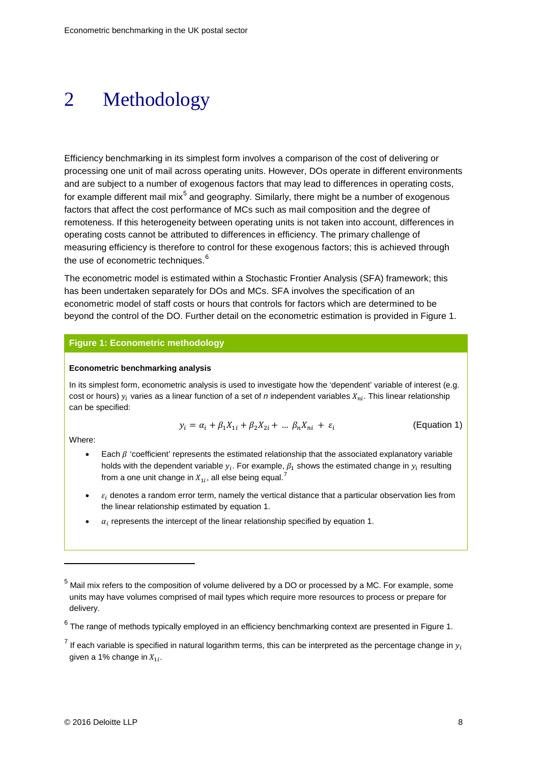# 2 Methodology

Efficiency benchmarking in its simplest form involves a comparison of the cost of delivering or processing one unit of mail across operating units. However, DOs operate in different environments and are subject to a number of exogenous factors that may lead to differences in operating costs, for example different mail mix[5] and geography. Similarly, there might be a number of exogenous factors that affect the cost performance of MCs such as mail composition and the degree of remoteness. If this heterogeneity between operating units is not taken into account, differences in operating costs cannot be attributed to differences in efficiency. The primary challenge of measuring efficiency is therefore to control for these exogenous factors; this is achieved through the use of econometric techniques.[6]

The econometric model is estimated within a Stochastic Frontier Analysis (SFA) framework; this has been undertaken separately for DOs and MCs. SFA involves the specification of an econometric model of staff costs or hours that controls for factors which are determined to be beyond the control of the DO. Further detail on the econometric estimation is provided in Figure 1.

**Figure 1: Econometric methodology**

**Econometric benchmarking analysis**

In its simplest form, econometric analysis is used to investigate how the 'dependent' variable of interest (e.g. cost or hours) $y_i$ varies as a linear function of a set of $n$ independent variables $X_{ni}$. This linear relationship can be specified:

$$y_i = \alpha_i + \beta_1 X_{1i} + \beta_2 X_{2i} + \dots \beta_n X_{ni} + \varepsilon_i \qquad \text{(Equation 1)}$$

Where:

- Each $\beta$ 'coefficient' represents the estimated relationship that the associated explanatory variable holds with the dependent variable $y_i$. For example, $\beta_1$ shows the estimated change in $y_i$ resulting from a one unit change in $X_{1i}$, all else being equal.[7]
- $\varepsilon_i$ denotes a random error term, namely the vertical distance that a particular observation lies from the linear relationship estimated by equation 1.
- $\alpha_i$ represents the intercept of the linear relationship specified by equation 1.

---

[5] Mail mix refers to the composition of volume delivered by a DO or processed by a MC. For example, some units may have volumes comprised of mail types which require more resources to process or prepare for delivery.

[6] The range of methods typically employed in an efficiency benchmarking context are presented in Figure 1.

[7] If each variable is specified in natural logarithm terms, this can be interpreted as the percentage change in $y_i$ given a 1% change in $X_{1i}$.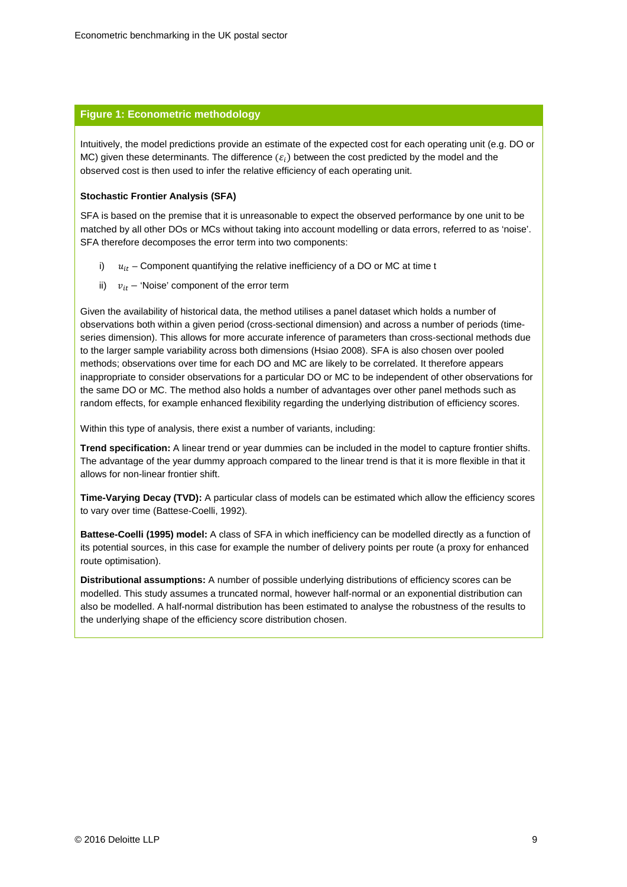**Figure 1: Econometric methodology**

Intuitively, the model predictions provide an estimate of the expected cost for each operating unit (e.g. DO or MC) given these determinants. The difference ($\varepsilon_i$) between the cost predicted by the model and the observed cost is then used to infer the relative efficiency of each operating unit.

**Stochastic Frontier Analysis (SFA)**

SFA is based on the premise that it is unreasonable to expect the observed performance by one unit to be matched by all other DOs or MCs without taking into account modelling or data errors, referred to as 'noise'. SFA therefore decomposes the error term into two components:

i) $u_{it}$ – Component quantifying the relative inefficiency of a DO or MC at time t

ii) $v_{it}$ – 'Noise' component of the error term

Given the availability of historical data, the method utilises a panel dataset which holds a number of observations both within a given period (cross-sectional dimension) and across a number of periods (time-series dimension). This allows for more accurate inference of parameters than cross-sectional methods due to the larger sample variability across both dimensions (Hsiao 2008). SFA is also chosen over pooled methods; observations over time for each DO and MC are likely to be correlated. It therefore appears inappropriate to consider observations for a particular DO or MC to be independent of other observations for the same DO or MC. The method also holds a number of advantages over other panel methods such as random effects, for example enhanced flexibility regarding the underlying distribution of efficiency scores.

Within this type of analysis, there exist a number of variants, including:

**Trend specification:** A linear trend or year dummies can be included in the model to capture frontier shifts. The advantage of the year dummy approach compared to the linear trend is that it is more flexible in that it allows for non-linear frontier shift.

**Time-Varying Decay (TVD):** A particular class of models can be estimated which allow the efficiency scores to vary over time (Battese-Coelli, 1992).

**Battese-Coelli (1995) model:** A class of SFA in which inefficiency can be modelled directly as a function of its potential sources, in this case for example the number of delivery points per route (a proxy for enhanced route optimisation).

**Distributional assumptions:** A number of possible underlying distributions of efficiency scores can be modelled. This study assumes a truncated normal, however half-normal or an exponential distribution can also be modelled. A half-normal distribution has been estimated to analyse the robustness of the results to the underlying shape of the efficiency score distribution chosen.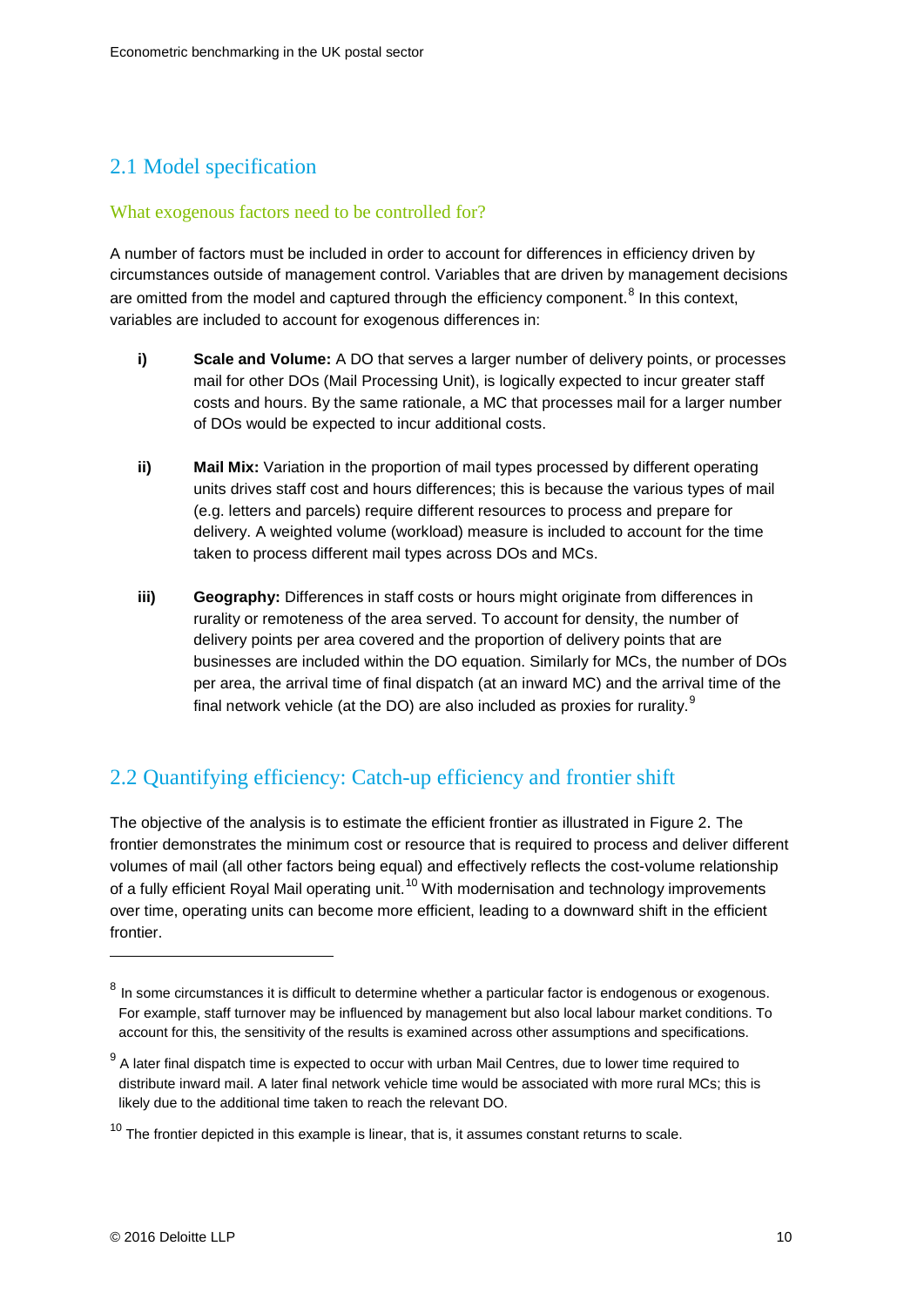## 2.1 Model specification

### What exogenous factors need to be controlled for?

A number of factors must be included in order to account for differences in efficiency driven by circumstances outside of management control. Variables that are driven by management decisions are omitted from the model and captured through the efficiency component.[8] In this context, variables are included to account for exogenous differences in:

i) **Scale and Volume:** A DO that serves a larger number of delivery points, or processes mail for other DOs (Mail Processing Unit), is logically expected to incur greater staff costs and hours. By the same rationale, a MC that processes mail for a larger number of DOs would be expected to incur additional costs.

ii) **Mail Mix:** Variation in the proportion of mail types processed by different operating units drives staff cost and hours differences; this is because the various types of mail (e.g. letters and parcels) require different resources to process and prepare for delivery. A weighted volume (workload) measure is included to account for the time taken to process different mail types across DOs and MCs.

iii) **Geography:** Differences in staff costs or hours might originate from differences in rurality or remoteness of the area served. To account for density, the number of delivery points per area covered and the proportion of delivery points that are businesses are included within the DO equation. Similarly for MCs, the number of DOs per area, the arrival time of final dispatch (at an inward MC) and the arrival time of the final network vehicle (at the DO) are also included as proxies for rurality.[9]

## 2.2 Quantifying efficiency: Catch-up efficiency and frontier shift

The objective of the analysis is to estimate the efficient frontier as illustrated in Figure 2. The frontier demonstrates the minimum cost or resource that is required to process and deliver different volumes of mail (all other factors being equal) and effectively reflects the cost-volume relationship of a fully efficient Royal Mail operating unit.[10] With modernisation and technology improvements over time, operating units can become more efficient, leading to a downward shift in the efficient frontier.

---

[8] In some circumstances it is difficult to determine whether a particular factor is endogenous or exogenous. For example, staff turnover may be influenced by management but also local labour market conditions. To account for this, the sensitivity of the results is examined across other assumptions and specifications.

[9] A later final dispatch time is expected to occur with urban Mail Centres, due to lower time required to distribute inward mail. A later final network vehicle time would be associated with more rural MCs; this is likely due to the additional time taken to reach the relevant DO.

[10] The frontier depicted in this example is linear, that is, it assumes constant returns to scale.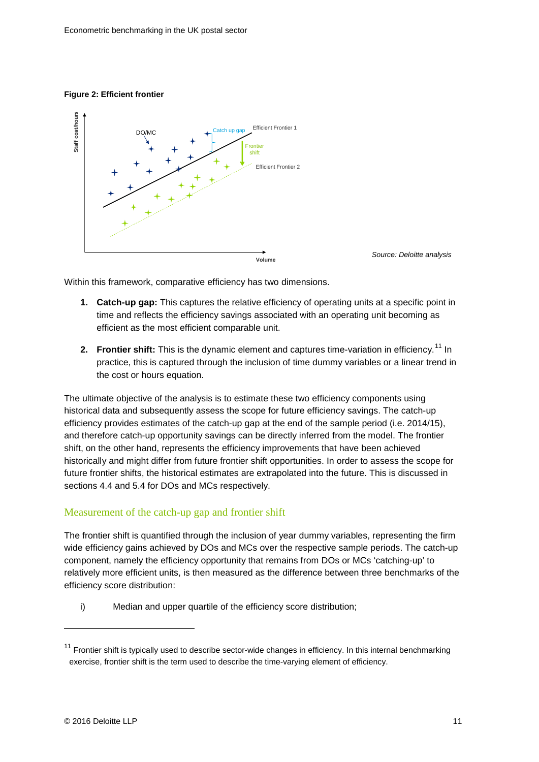**Figure 2: Efficient frontier**

Source: Deloitte analysis

Within this framework, comparative efficiency has two dimensions.

1. **Catch-up gap:** This captures the relative efficiency of operating units at a specific point in time and reflects the efficiency savings associated with an operating unit becoming as efficient as the most efficient comparable unit.

2. **Frontier shift:** This is the dynamic element and captures time-variation in efficiency.[11] In practice, this is captured through the inclusion of time dummy variables or a linear trend in the cost or hours equation.

The ultimate objective of the analysis is to estimate these two efficiency components using historical data and subsequently assess the scope for future efficiency savings. The catch-up efficiency provides estimates of the catch-up gap at the end of the sample period (i.e. 2014/15), and therefore catch-up opportunity savings can be directly inferred from the model. The frontier shift, on the other hand, represents the efficiency improvements that have been achieved historically and might differ from future frontier shift opportunities. In order to assess the scope for future frontier shifts, the historical estimates are extrapolated into the future. This is discussed in sections 4.4 and 5.4 for DOs and MCs respectively.

## Measurement of the catch-up gap and frontier shift

The frontier shift is quantified through the inclusion of year dummy variables, representing the firm wide efficiency gains achieved by DOs and MCs over the respective sample periods. The catch-up component, namely the efficiency opportunity that remains from DOs or MCs 'catching-up' to relatively more efficient units, is then measured as the difference between three benchmarks of the efficiency score distribution:

i) Median and upper quartile of the efficiency score distribution;

[11] Frontier shift is typically used to describe sector-wide changes in efficiency. In this internal benchmarking exercise, frontier shift is the term used to describe the time-varying element of efficiency.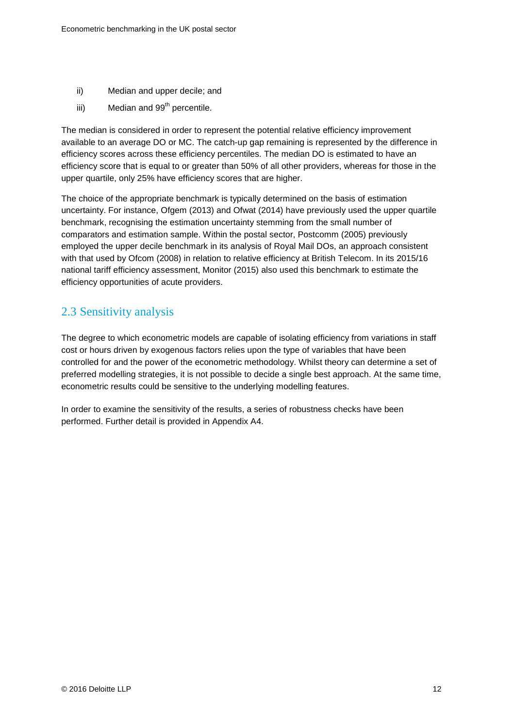ii) Median and upper decile; and

iii) Median and 99$^{th}$ percentile.

The median is considered in order to represent the potential relative efficiency improvement available to an average DO or MC. The catch-up gap remaining is represented by the difference in efficiency scores across these efficiency percentiles. The median DO is estimated to have an efficiency score that is equal to or greater than 50% of all other providers, whereas for those in the upper quartile, only 25% have efficiency scores that are higher.

The choice of the appropriate benchmark is typically determined on the basis of estimation uncertainty. For instance, Ofgem (2013) and Ofwat (2014) have previously used the upper quartile benchmark, recognising the estimation uncertainty stemming from the small number of comparators and estimation sample. Within the postal sector, Postcomm (2005) previously employed the upper decile benchmark in its analysis of Royal Mail DOs, an approach consistent with that used by Ofcom (2008) in relation to relative efficiency at British Telecom. In its 2015/16 national tariff efficiency assessment, Monitor (2015) also used this benchmark to estimate the efficiency opportunities of acute providers.

## 2.3 Sensitivity analysis

The degree to which econometric models are capable of isolating efficiency from variations in staff cost or hours driven by exogenous factors relies upon the type of variables that have been controlled for and the power of the econometric methodology. Whilst theory can determine a set of preferred modelling strategies, it is not possible to decide a single best approach. At the same time, econometric results could be sensitive to the underlying modelling features.

In order to examine the sensitivity of the results, a series of robustness checks have been performed. Further detail is provided in Appendix A4.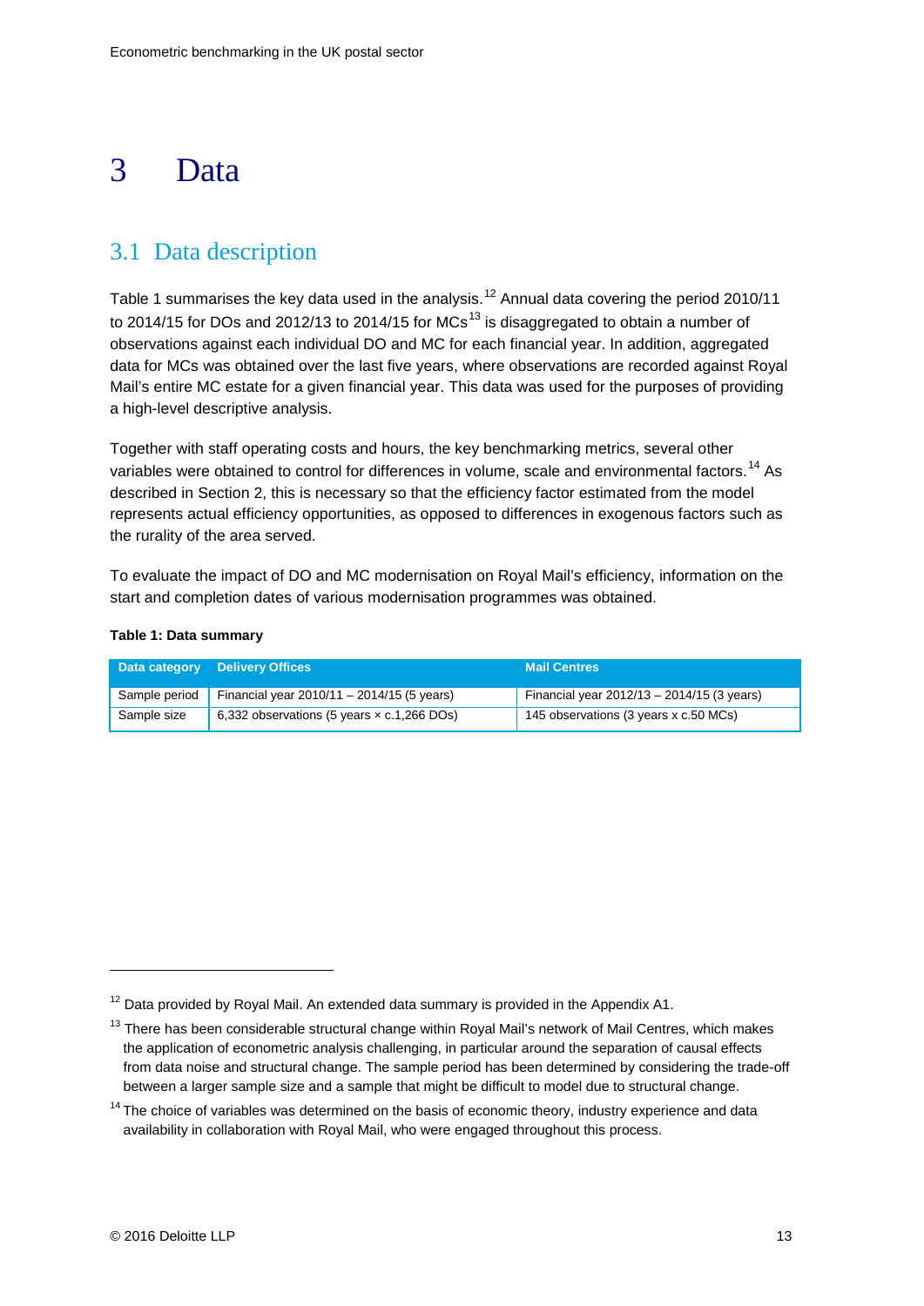# 3 Data

## 3.1 Data description

Table 1 summarises the key data used in the analysis.[12] Annual data covering the period 2010/11 to 2014/15 for DOs and 2012/13 to 2014/15 for MCs[13] is disaggregated to obtain a number of observations against each individual DO and MC for each financial year. In addition, aggregated data for MCs was obtained over the last five years, where observations are recorded against Royal Mail's entire MC estate for a given financial year. This data was used for the purposes of providing a high-level descriptive analysis.

Together with staff operating costs and hours, the key benchmarking metrics, several other variables were obtained to control for differences in volume, scale and environmental factors.[14] As described in Section 2, this is necessary so that the efficiency factor estimated from the model represents actual efficiency opportunities, as opposed to differences in exogenous factors such as the rurality of the area served.

To evaluate the impact of DO and MC modernisation on Royal Mail's efficiency, information on the start and completion dates of various modernisation programmes was obtained.

**Table 1: Data summary**

| Data category | Delivery Offices | Mail Centres |
|---|---|---|
| Sample period | Financial year 2010/11 – 2014/15 (5 years) | Financial year 2012/13 – 2014/15 (3 years) |
| Sample size | 6,332 observations (5 years × c.1,266 DOs) | 145 observations (3 years x c.50 MCs) |

---

[12] Data provided by Royal Mail. An extended data summary is provided in the Appendix A1.

[13] There has been considerable structural change within Royal Mail's network of Mail Centres, which makes the application of econometric analysis challenging, in particular around the separation of causal effects from data noise and structural change. The sample period has been determined by considering the trade-off between a larger sample size and a sample that might be difficult to model due to structural change.

[14] The choice of variables was determined on the basis of economic theory, industry experience and data availability in collaboration with Royal Mail, who were engaged throughout this process.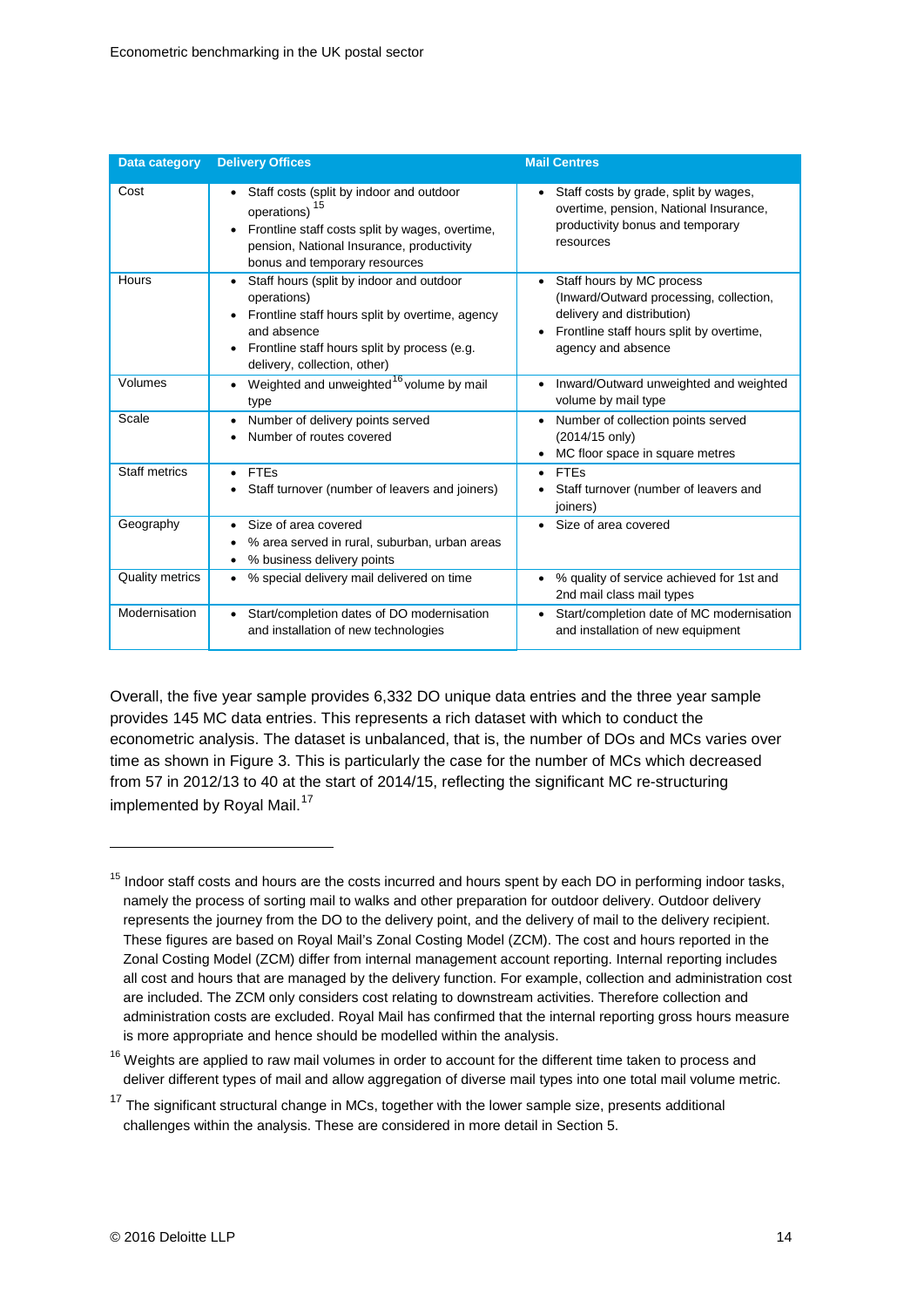| Data category | Delivery Offices | Mail Centres |
|---|---|---|
| Cost | • Staff costs (split by indoor and outdoor operations) [15]<br>• Frontline staff costs split by wages, overtime, pension, National Insurance, productivity bonus and temporary resources | • Staff costs by grade, split by wages, overtime, pension, National Insurance, productivity bonus and temporary resources |
| Hours | • Staff hours (split by indoor and outdoor operations)<br>• Frontline staff hours split by overtime, agency and absence<br>• Frontline staff hours split by process (e.g. delivery, collection, other) | • Staff hours by MC process (Inward/Outward processing, collection, delivery and distribution)<br>• Frontline staff hours split by overtime, agency and absence |
| Volumes | • Weighted and unweighted[16] volume by mail type | • Inward/Outward unweighted and weighted volume by mail type |
| Scale | • Number of delivery points served<br>• Number of routes covered | • Number of collection points served (2014/15 only)<br>• MC floor space in square metres |
| Staff metrics | • FTEs<br>• Staff turnover (number of leavers and joiners) | • FTEs<br>• Staff turnover (number of leavers and joiners) |
| Geography | • Size of area covered<br>• % area served in rural, suburban, urban areas<br>• % business delivery points | • Size of area covered |
| Quality metrics | • % special delivery mail delivered on time | • % quality of service achieved for 1st and 2nd mail class mail types |
| Modernisation | • Start/completion dates of DO modernisation and installation of new technologies | • Start/completion date of MC modernisation and installation of new equipment |

Overall, the five year sample provides 6,332 DO unique data entries and the three year sample provides 145 MC data entries. This represents a rich dataset with which to conduct the econometric analysis. The dataset is unbalanced, that is, the number of DOs and MCs varies over time as shown in Figure 3. This is particularly the case for the number of MCs which decreased from 57 in 2012/13 to 40 at the start of 2014/15, reflecting the significant MC re-structuring implemented by Royal Mail.[17]

---

[15] Indoor staff costs and hours are the costs incurred and hours spent by each DO in performing indoor tasks, namely the process of sorting mail to walks and other preparation for outdoor delivery. Outdoor delivery represents the journey from the DO to the delivery point, and the delivery of mail to the delivery recipient. These figures are based on Royal Mail's Zonal Costing Model (ZCM). The cost and hours reported in the Zonal Costing Model (ZCM) differ from internal management account reporting. Internal reporting includes all cost and hours that are managed by the delivery function. For example, collection and administration cost are included. The ZCM only considers cost relating to downstream activities. Therefore collection and administration costs are excluded. Royal Mail has confirmed that the internal reporting gross hours measure is more appropriate and hence should be modelled within the analysis.

[16] Weights are applied to raw mail volumes in order to account for the different time taken to process and deliver different types of mail and allow aggregation of diverse mail types into one total mail volume metric.

[17] The significant structural change in MCs, together with the lower sample size, presents additional challenges within the analysis. These are considered in more detail in Section 5.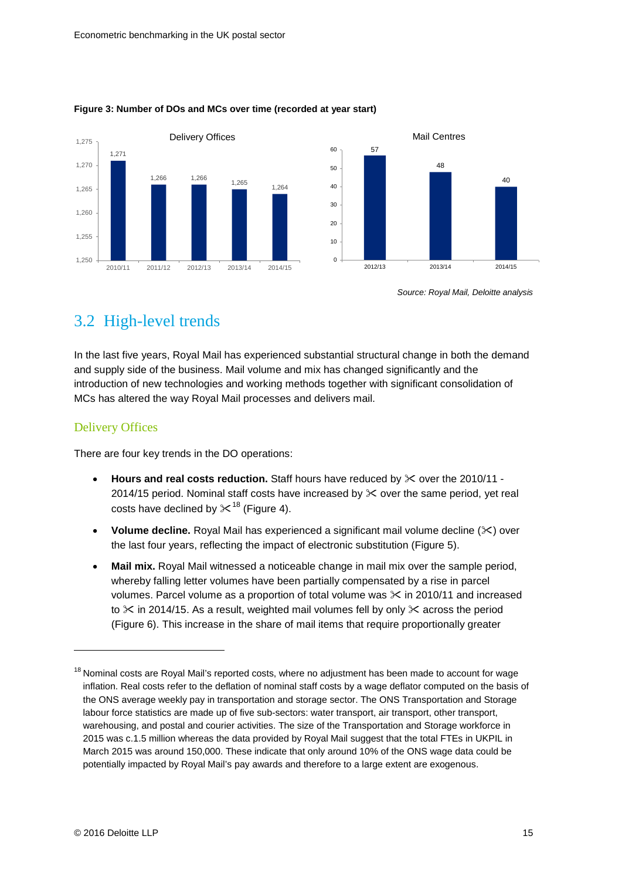**Figure 3: Number of DOs and MCs over time (recorded at year start)**

Delivery Offices

| Year | Delivery Offices |
|---|---|
| 2010/11 | 1,271 |
| 2011/12 | 1,266 |
| 2012/13 | 1,266 |
| 2013/14 | 1,265 |
| 2014/15 | 1,264 |

Mail Centres

| Year | Mail Centres |
|---|---|
| 2012/13 | 57 |
| 2013/14 | 48 |
| 2014/15 | 40 |

*Source: Royal Mail, Deloitte analysis*

## 3.2 High-level trends

In the last five years, Royal Mail has experienced substantial structural change in both the demand and supply side of the business. Mail volume and mix has changed significantly and the introduction of new technologies and working methods together with significant consolidation of MCs has altered the way Royal Mail processes and delivers mail.

### Delivery Offices

There are four key trends in the DO operations:

- **Hours and real costs reduction.** Staff hours have reduced by ✂ over the 2010/11 - 2014/15 period. Nominal staff costs have increased by ✂ over the same period, yet real costs have declined by ✂[18] (Figure 4).
- **Volume decline.** Royal Mail has experienced a significant mail volume decline (✂) over the last four years, reflecting the impact of electronic substitution (Figure 5).
- **Mail mix.** Royal Mail witnessed a noticeable change in mail mix over the sample period, whereby falling letter volumes have been partially compensated by a rise in parcel volumes. Parcel volume as a proportion of total volume was ✂ in 2010/11 and increased to ✂ in 2014/15. As a result, weighted mail volumes fell by only ✂ across the period (Figure 6). This increase in the share of mail items that require proportionally greater

[18] Nominal costs are Royal Mail's reported costs, where no adjustment has been made to account for wage inflation. Real costs refer to the deflation of nominal staff costs by a wage deflator computed on the basis of the ONS average weekly pay in transportation and storage sector. The ONS Transportation and Storage labour force statistics are made up of five sub-sectors: water transport, air transport, other transport, warehousing, and postal and courier activities. The size of the Transportation and Storage workforce in 2015 was c.1.5 million whereas the data provided by Royal Mail suggest that the total FTEs in UKPIL in March 2015 was around 150,000. These indicate that only around 10% of the ONS wage data could be potentially impacted by Royal Mail's pay awards and therefore to a large extent are exogenous.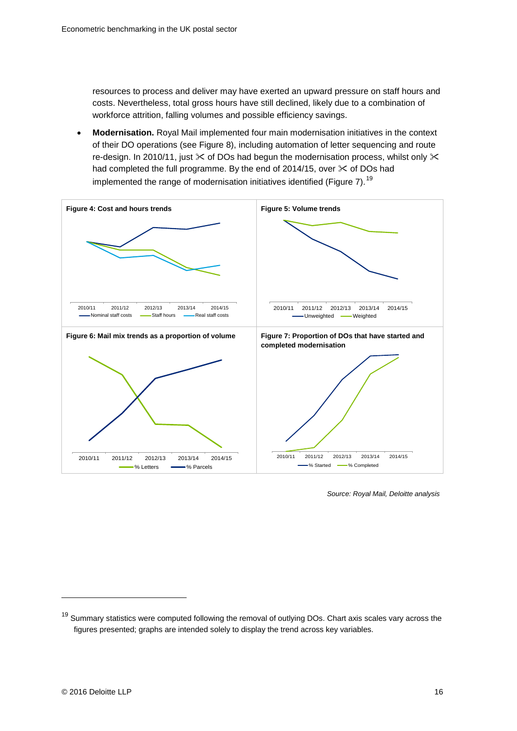resources to process and deliver may have exerted an upward pressure on staff hours and costs. Nevertheless, total gross hours have still declined, likely due to a combination of workforce attrition, falling volumes and possible efficiency savings.

- **Modernisation.** Royal Mail implemented four main modernisation initiatives in the context of their DO operations (see Figure 8), including automation of letter sequencing and route re-design. In 2010/11, just ✂ of DOs had begun the modernisation process, whilst only ✂ had completed the full programme. By the end of 2014/15, over ✂ of DOs had implemented the range of modernisation initiatives identified (Figure 7).[19]

**Figure 4: Cost and hours trends**

2010/11 2011/12 2012/13 2013/14 2014/15

Nominal staff costs, Staff hours, Real staff costs

**Figure 5: Volume trends**

2010/11 2011/12 2012/13 2013/14 2014/15

Unweighted, Weighted

**Figure 6: Mail mix trends as a proportion of volume**

2010/11 2011/12 2012/13 2013/14 2014/15

% Letters, % Parcels

**Figure 7: Proportion of DOs that have started and completed modernisation**

2010/11 2011/12 2012/13 2013/14 2014/15

% Started, % Completed

*Source: Royal Mail, Deloitte analysis*

[19] Summary statistics were computed following the removal of outlying DOs. Chart axis scales vary across the figures presented; graphs are intended solely to display the trend across key variables.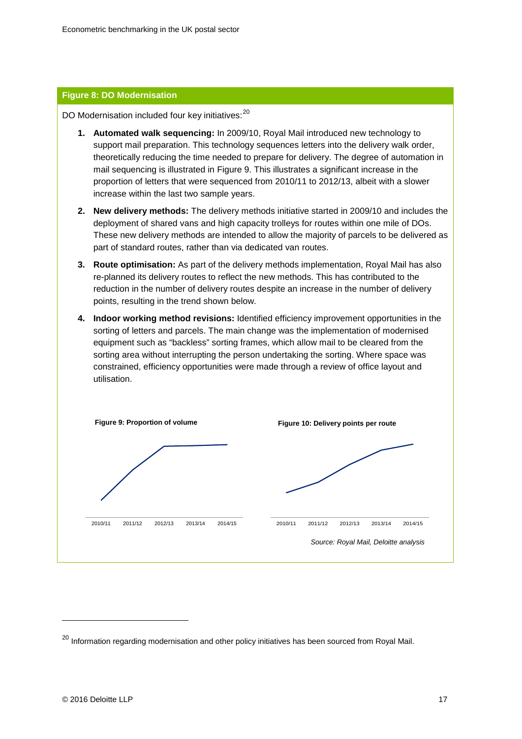**Figure 8: DO Modernisation**

DO Modernisation included four key initiatives:[20]

1. **Automated walk sequencing:** In 2009/10, Royal Mail introduced new technology to support mail preparation. This technology sequences letters into the delivery walk order, theoretically reducing the time needed to prepare for delivery. The degree of automation in mail sequencing is illustrated in Figure 9. This illustrates a significant increase in the proportion of letters that were sequenced from 2010/11 to 2012/13, albeit with a slower increase within the last two sample years.
2. **New delivery methods:** The delivery methods initiative started in 2009/10 and includes the deployment of shared vans and high capacity trolleys for routes within one mile of DOs. These new delivery methods are intended to allow the majority of parcels to be delivered as part of standard routes, rather than via dedicated van routes.
3. **Route optimisation:** As part of the delivery methods implementation, Royal Mail has also re-planned its delivery routes to reflect the new methods. This has contributed to the reduction in the number of delivery routes despite an increase in the number of delivery points, resulting in the trend shown below.
4. **Indoor working method revisions:** Identified efficiency improvement opportunities in the sorting of letters and parcels. The main change was the implementation of modernised equipment such as "backless" sorting frames, which allow mail to be cleared from the sorting area without interrupting the person undertaking the sorting. Where space was constrained, efficiency opportunities were made through a review of office layout and utilisation.

**Figure 9: Proportion of volume**

2010/11 2011/12 2012/13 2013/14 2014/15

**Figure 10: Delivery points per route**

2010/11 2011/12 2012/13 2013/14 2014/15

*Source: Royal Mail, Deloitte analysis*

[20] Information regarding modernisation and other policy initiatives has been sourced from Royal Mail.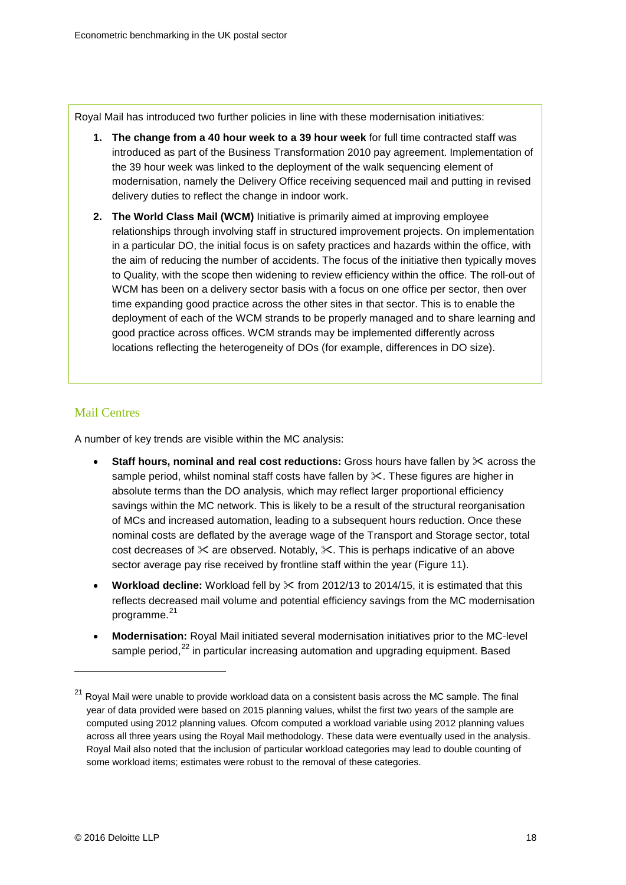Royal Mail has introduced two further policies in line with these modernisation initiatives:

1. **The change from a 40 hour week to a 39 hour week** for full time contracted staff was introduced as part of the Business Transformation 2010 pay agreement. Implementation of the 39 hour week was linked to the deployment of the walk sequencing element of modernisation, namely the Delivery Office receiving sequenced mail and putting in revised delivery duties to reflect the change in indoor work.
2. **The World Class Mail (WCM)** Initiative is primarily aimed at improving employee relationships through involving staff in structured improvement projects. On implementation in a particular DO, the initial focus is on safety practices and hazards within the office, with the aim of reducing the number of accidents. The focus of the initiative then typically moves to Quality, with the scope then widening to review efficiency within the office. The roll-out of WCM has been on a delivery sector basis with a focus on one office per sector, then over time expanding good practice across the other sites in that sector. This is to enable the deployment of each of the WCM strands to be properly managed and to share learning and good practice across offices. WCM strands may be implemented differently across locations reflecting the heterogeneity of DOs (for example, differences in DO size).

## Mail Centres

A number of key trends are visible within the MC analysis:

- **Staff hours, nominal and real cost reductions:** Gross hours have fallen by ✂ across the sample period, whilst nominal staff costs have fallen by ✂. These figures are higher in absolute terms than the DO analysis, which may reflect larger proportional efficiency savings within the MC network. This is likely to be a result of the structural reorganisation of MCs and increased automation, leading to a subsequent hours reduction. Once these nominal costs are deflated by the average wage of the Transport and Storage sector, total cost decreases of ✂ are observed. Notably, ✂. This is perhaps indicative of an above sector average pay rise received by frontline staff within the year (Figure 11).
- **Workload decline:** Workload fell by ✂ from 2012/13 to 2014/15, it is estimated that this reflects decreased mail volume and potential efficiency savings from the MC modernisation programme.[21]
- **Modernisation:** Royal Mail initiated several modernisation initiatives prior to the MC-level sample period,[22] in particular increasing automation and upgrading equipment. Based

[21] Royal Mail were unable to provide workload data on a consistent basis across the MC sample. The final year of data provided were based on 2015 planning values, whilst the first two years of the sample are computed using 2012 planning values. Ofcom computed a workload variable using 2012 planning values across all three years using the Royal Mail methodology. These data were eventually used in the analysis. Royal Mail also noted that the inclusion of particular workload categories may lead to double counting of some workload items; estimates were robust to the removal of these categories.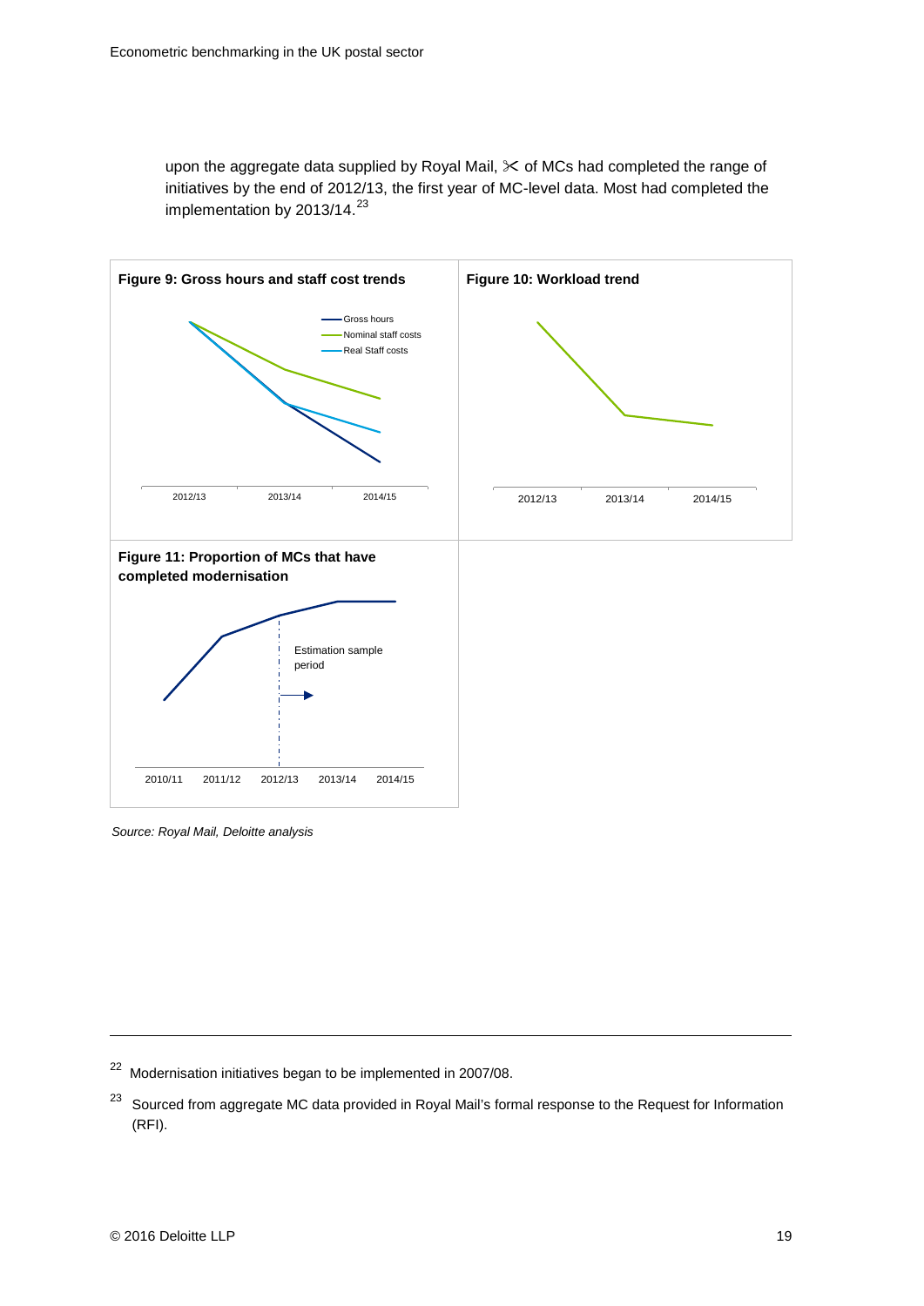upon the aggregate data supplied by Royal Mail, ✂ of MCs had completed the range of initiatives by the end of 2012/13, the first year of MC-level data. Most had completed the implementation by 2013/14.[23]

**Figure 9: Gross hours and staff cost trends**

**Figure 10: Workload trend**

**Figure 11: Proportion of MCs that have completed modernisation**

*Source: Royal Mail, Deloitte analysis*

---

[22] Modernisation initiatives began to be implemented in 2007/08.

[23] Sourced from aggregate MC data provided in Royal Mail's formal response to the Request for Information (RFI).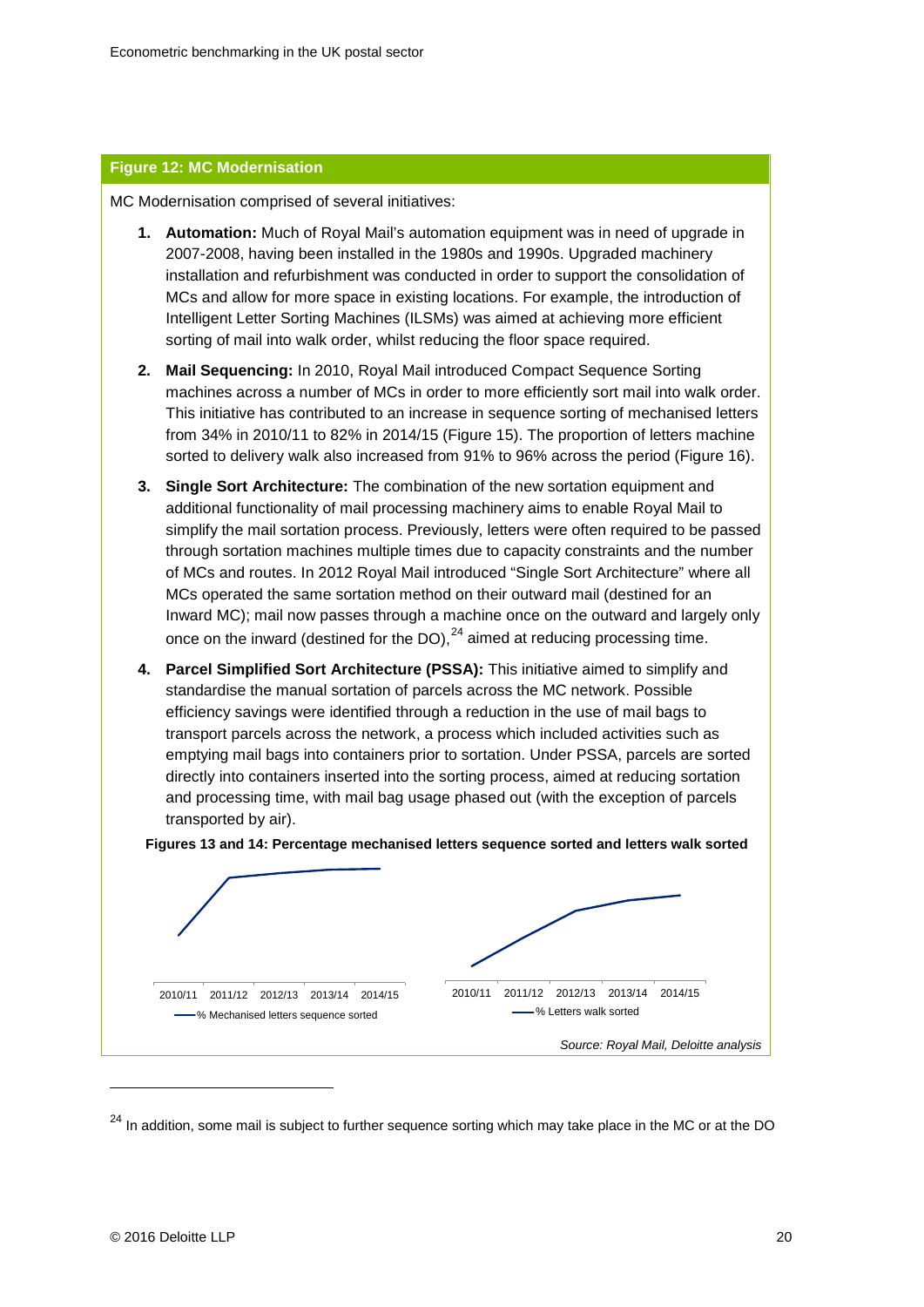**Figure 12: MC Modernisation**

MC Modernisation comprised of several initiatives:

1. **Automation:** Much of Royal Mail's automation equipment was in need of upgrade in 2007-2008, having been installed in the 1980s and 1990s. Upgraded machinery installation and refurbishment was conducted in order to support the consolidation of MCs and allow for more space in existing locations. For example, the introduction of Intelligent Letter Sorting Machines (ILSMs) was aimed at achieving more efficient sorting of mail into walk order, whilst reducing the floor space required.
2. **Mail Sequencing:** In 2010, Royal Mail introduced Compact Sequence Sorting machines across a number of MCs in order to more efficiently sort mail into walk order. This initiative has contributed to an increase in sequence sorting of mechanised letters from 34% in 2010/11 to 82% in 2014/15 (Figure 15). The proportion of letters machine sorted to delivery walk also increased from 91% to 96% across the period (Figure 16).
3. **Single Sort Architecture:** The combination of the new sortation equipment and additional functionality of mail processing machinery aims to enable Royal Mail to simplify the mail sortation process. Previously, letters were often required to be passed through sortation machines multiple times due to capacity constraints and the number of MCs and routes. In 2012 Royal Mail introduced "Single Sort Architecture" where all MCs operated the same sortation method on their outward mail (destined for an Inward MC); mail now passes through a machine once on the outward and largely only once on the inward (destined for the DO),[24] aimed at reducing processing time.
4. **Parcel Simplified Sort Architecture (PSSA):** This initiative aimed to simplify and standardise the manual sortation of parcels across the MC network. Possible efficiency savings were identified through a reduction in the use of mail bags to transport parcels across the network, a process which included activities such as emptying mail bags into containers prior to sortation. Under PSSA, parcels are sorted directly into containers inserted into the sorting process, aimed at reducing sortation and processing time, with mail bag usage phased out (with the exception of parcels transported by air).

**Figures 13 and 14: Percentage mechanised letters sequence sorted and letters walk sorted**

2010/11 2011/12 2012/13 2013/14 2014/15

% Mechanised letters sequence sorted

2010/11 2011/12 2012/13 2013/14 2014/15

% Letters walk sorted

*Source: Royal Mail, Deloitte analysis*

[24] In addition, some mail is subject to further sequence sorting which may take place in the MC or at the DO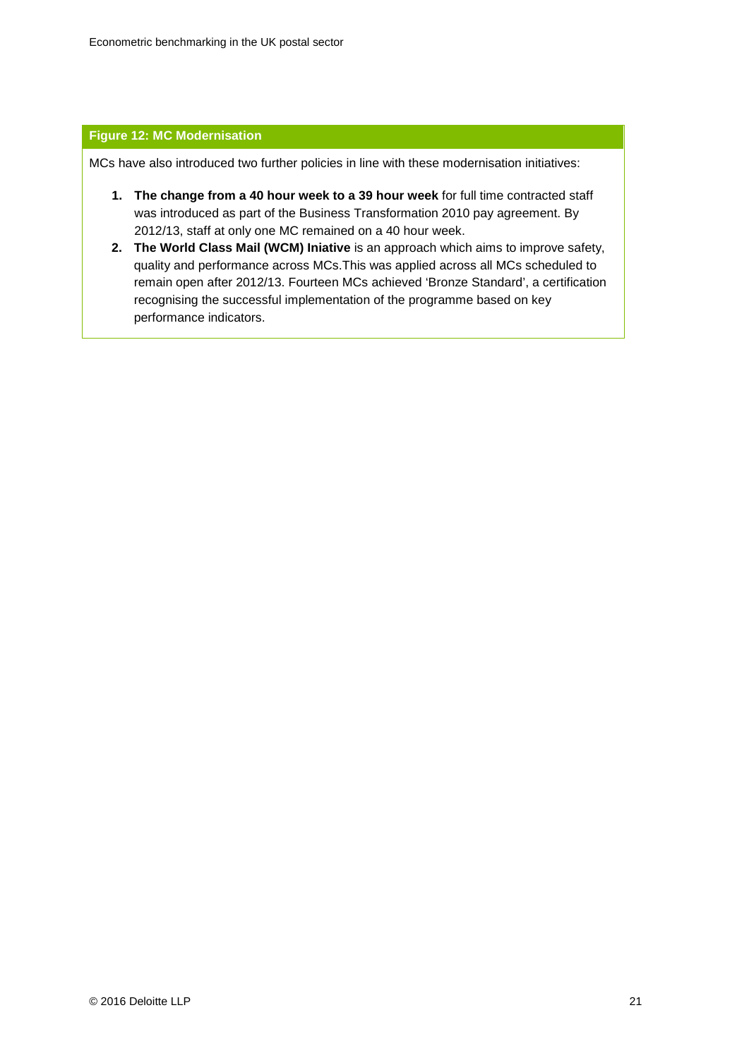**Figure 12: MC Modernisation**

MCs have also introduced two further policies in line with these modernisation initiatives:

1. **The change from a 40 hour week to a 39 hour week** for full time contracted staff was introduced as part of the Business Transformation 2010 pay agreement. By 2012/13, staff at only one MC remained on a 40 hour week.
2. **The World Class Mail (WCM) Iniative** is an approach which aims to improve safety, quality and performance across MCs.This was applied across all MCs scheduled to remain open after 2012/13. Fourteen MCs achieved 'Bronze Standard', a certification recognising the successful implementation of the programme based on key performance indicators.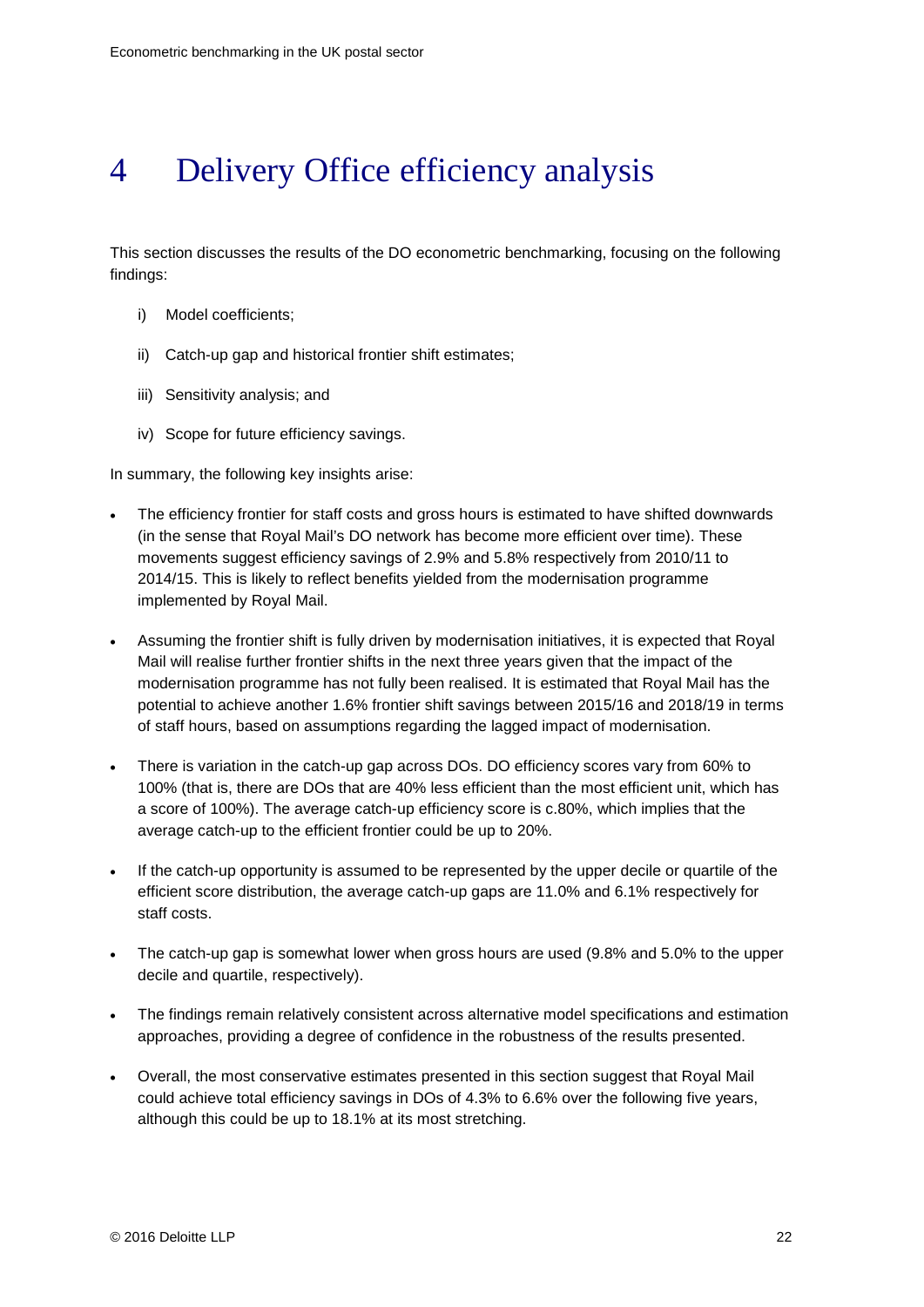# 4 Delivery Office efficiency analysis

This section discusses the results of the DO econometric benchmarking, focusing on the following findings:

i) Model coefficients;

ii) Catch-up gap and historical frontier shift estimates;

iii) Sensitivity analysis; and

iv) Scope for future efficiency savings.

In summary, the following key insights arise:

- The efficiency frontier for staff costs and gross hours is estimated to have shifted downwards (in the sense that Royal Mail's DO network has become more efficient over time). These movements suggest efficiency savings of 2.9% and 5.8% respectively from 2010/11 to 2014/15. This is likely to reflect benefits yielded from the modernisation programme implemented by Royal Mail.
- Assuming the frontier shift is fully driven by modernisation initiatives, it is expected that Royal Mail will realise further frontier shifts in the next three years given that the impact of the modernisation programme has not fully been realised. It is estimated that Royal Mail has the potential to achieve another 1.6% frontier shift savings between 2015/16 and 2018/19 in terms of staff hours, based on assumptions regarding the lagged impact of modernisation.
- There is variation in the catch-up gap across DOs. DO efficiency scores vary from 60% to 100% (that is, there are DOs that are 40% less efficient than the most efficient unit, which has a score of 100%). The average catch-up efficiency score is c.80%, which implies that the average catch-up to the efficient frontier could be up to 20%.
- If the catch-up opportunity is assumed to be represented by the upper decile or quartile of the efficient score distribution, the average catch-up gaps are 11.0% and 6.1% respectively for staff costs.
- The catch-up gap is somewhat lower when gross hours are used (9.8% and 5.0% to the upper decile and quartile, respectively).
- The findings remain relatively consistent across alternative model specifications and estimation approaches, providing a degree of confidence in the robustness of the results presented.
- Overall, the most conservative estimates presented in this section suggest that Royal Mail could achieve total efficiency savings in DOs of 4.3% to 6.6% over the following five years, although this could be up to 18.1% at its most stretching.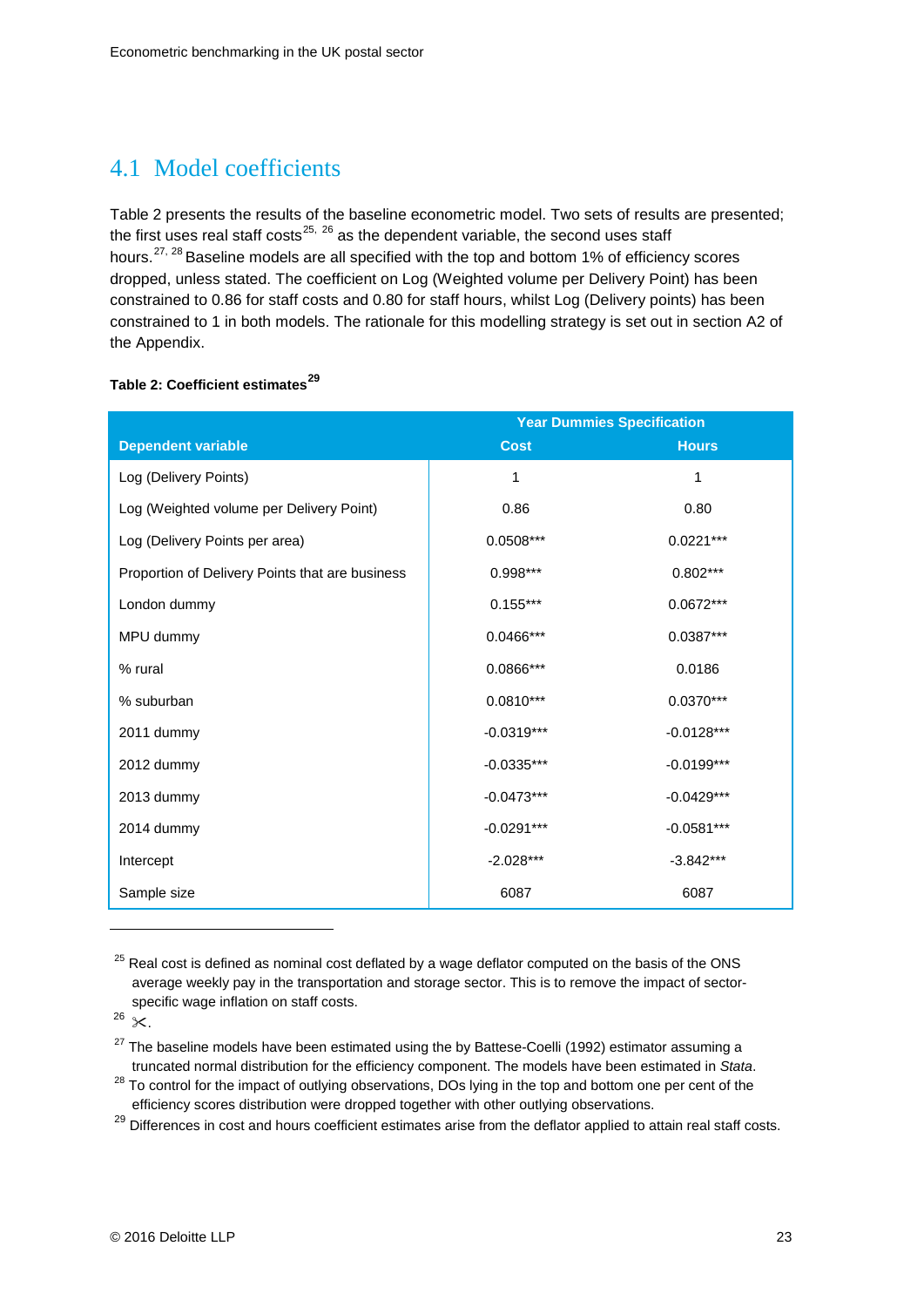## 4.1 Model coefficients

Table 2 presents the results of the baseline econometric model. Two sets of results are presented; the first uses real staff costs[25, 26] as the dependent variable, the second uses staff hours.[27, 28] Baseline models are all specified with the top and bottom 1% of efficiency scores dropped, unless stated. The coefficient on Log (Weighted volume per Delivery Point) has been constrained to 0.86 for staff costs and 0.80 for staff hours, whilst Log (Delivery points) has been constrained to 1 in both models. The rationale for this modelling strategy is set out in section A2 of the Appendix.

**Table 2: Coefficient estimates[29]**

| | Year Dummies Specification | |
|---|---|---|
| **Dependent variable** | **Cost** | **Hours** |
| Log (Delivery Points) | 1 | 1 |
| Log (Weighted volume per Delivery Point) | 0.86 | 0.80 |
| Log (Delivery Points per area) | 0.0508*** | 0.0221*** |
| Proportion of Delivery Points that are business | 0.998*** | 0.802*** |
| London dummy | 0.155*** | 0.0672*** |
| MPU dummy | 0.0466*** | 0.0387*** |
| % rural | 0.0866*** | 0.0186 |
| % suburban | 0.0810*** | 0.0370*** |
| 2011 dummy | -0.0319*** | -0.0128*** |
| 2012 dummy | -0.0335*** | -0.0199*** |
| 2013 dummy | -0.0473*** | -0.0429*** |
| 2014 dummy | -0.0291*** | -0.0581*** |
| Intercept | -2.028*** | -3.842*** |
| Sample size | 6087 | 6087 |

---

[25] Real cost is defined as nominal cost deflated by a wage deflator computed on the basis of the ONS average weekly pay in the transportation and storage sector. This is to remove the impact of sector-specific wage inflation on staff costs.

[26] ✂.

[27] The baseline models have been estimated using the by Battese-Coelli (1992) estimator assuming a truncated normal distribution for the efficiency component. The models have been estimated in *Stata*.

[28] To control for the impact of outlying observations, DOs lying in the top and bottom one per cent of the efficiency scores distribution were dropped together with other outlying observations.

[29] Differences in cost and hours coefficient estimates arise from the deflator applied to attain real staff costs.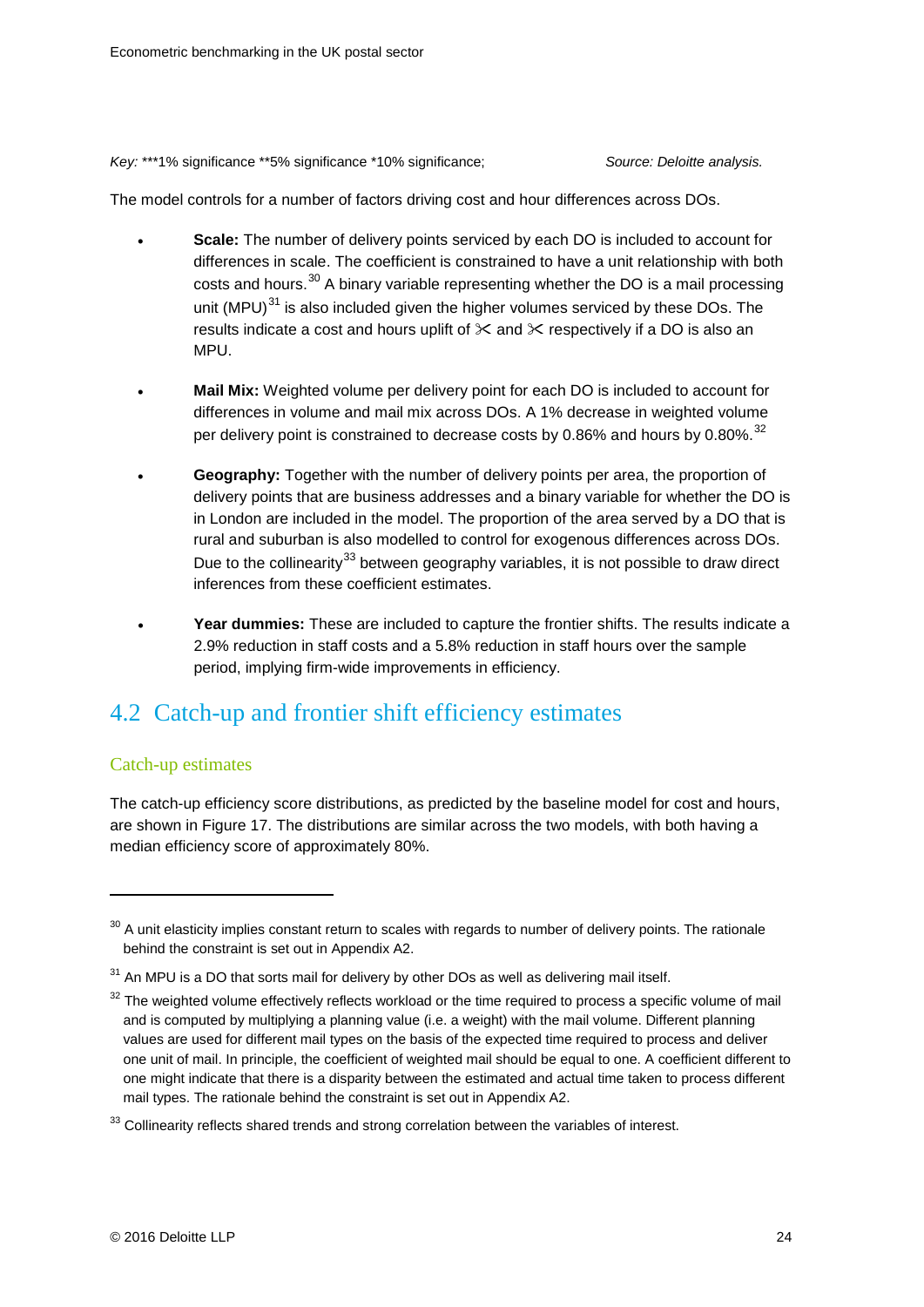*Key:* ***1% significance **5% significance *10% significance; *Source: Deloitte analysis.*

The model controls for a number of factors driving cost and hour differences across DOs.

- **Scale:** The number of delivery points serviced by each DO is included to account for differences in scale. The coefficient is constrained to have a unit relationship with both costs and hours.[30] A binary variable representing whether the DO is a mail processing unit (MPU)[31] is also included given the higher volumes serviced by these DOs. The results indicate a cost and hours uplift of ✂ and ✂ respectively if a DO is also an MPU.
- **Mail Mix:** Weighted volume per delivery point for each DO is included to account for differences in volume and mail mix across DOs. A 1% decrease in weighted volume per delivery point is constrained to decrease costs by 0.86% and hours by 0.80%.[32]
- **Geography:** Together with the number of delivery points per area, the proportion of delivery points that are business addresses and a binary variable for whether the DO is in London are included in the model. The proportion of the area served by a DO that is rural and suburban is also modelled to control for exogenous differences across DOs. Due to the collinearity[33] between geography variables, it is not possible to draw direct inferences from these coefficient estimates.
- **Year dummies:** These are included to capture the frontier shifts. The results indicate a 2.9% reduction in staff costs and a 5.8% reduction in staff hours over the sample period, implying firm-wide improvements in efficiency.

## 4.2 Catch-up and frontier shift efficiency estimates

### Catch-up estimates

The catch-up efficiency score distributions, as predicted by the baseline model for cost and hours, are shown in Figure 17. The distributions are similar across the two models, with both having a median efficiency score of approximately 80%.

---

[30] A unit elasticity implies constant return to scales with regards to number of delivery points. The rationale behind the constraint is set out in Appendix A2.

[31] An MPU is a DO that sorts mail for delivery by other DOs as well as delivering mail itself.

[32] The weighted volume effectively reflects workload or the time required to process a specific volume of mail and is computed by multiplying a planning value (i.e. a weight) with the mail volume. Different planning values are used for different mail types on the basis of the expected time required to process and deliver one unit of mail. In principle, the coefficient of weighted mail should be equal to one. A coefficient different to one might indicate that there is a disparity between the estimated and actual time taken to process different mail types. The rationale behind the constraint is set out in Appendix A2.

[33] Collinearity reflects shared trends and strong correlation between the variables of interest.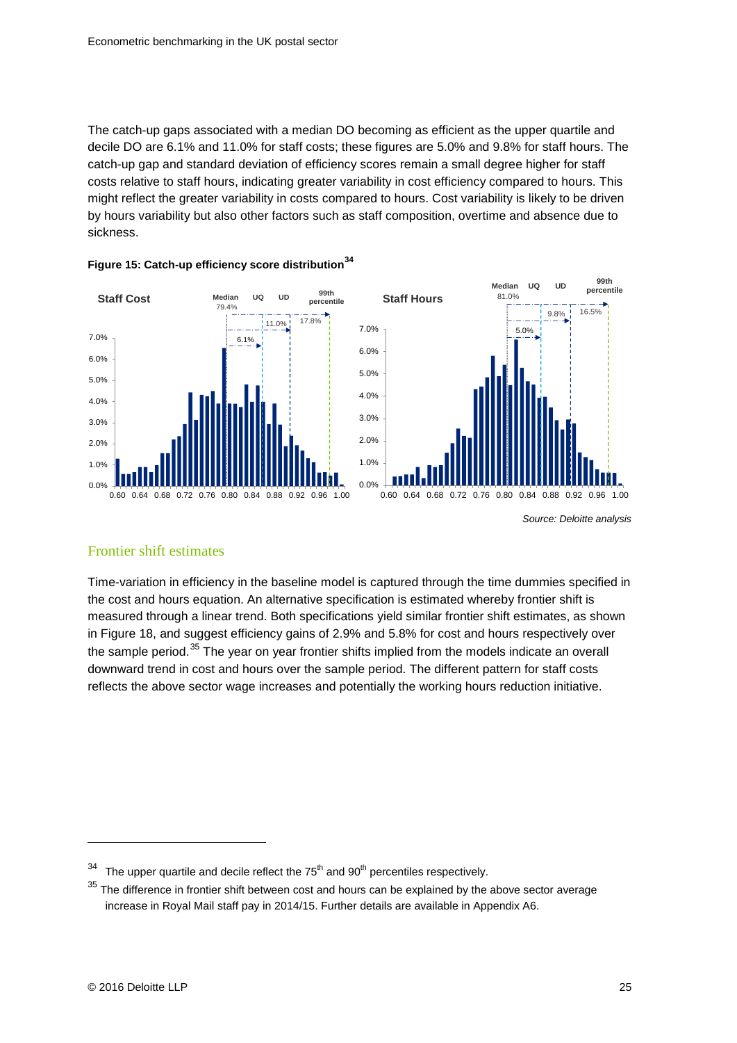The catch-up gaps associated with a median DO becoming as efficient as the upper quartile and decile DO are 6.1% and 11.0% for staff costs; these figures are 5.0% and 9.8% for staff hours. The catch-up gap and standard deviation of efficiency scores remain a small degree higher for staff costs relative to staff hours, indicating greater variability in cost efficiency compared to hours. This might reflect the greater variability in costs compared to hours. Cost variability is likely to be driven by hours variability but also other factors such as staff composition, overtime and absence due to sickness.

**Figure 15: Catch-up efficiency score distribution**[34]

*Source: Deloitte analysis*

## Frontier shift estimates

Time-variation in efficiency in the baseline model is captured through the time dummies specified in the cost and hours equation. An alternative specification is estimated whereby frontier shift is measured through a linear trend. Both specifications yield similar frontier shift estimates, as shown in Figure 18, and suggest efficiency gains of 2.9% and 5.8% for cost and hours respectively over the sample period.[35] The year on year frontier shifts implied from the models indicate an overall downward trend in cost and hours over the sample period. The different pattern for staff costs reflects the above sector wage increases and potentially the working hours reduction initiative.

---

[34] The upper quartile and decile reflect the 75th and 90th percentiles respectively.

[35] The difference in frontier shift between cost and hours can be explained by the above sector average increase in Royal Mail staff pay in 2014/15. Further details are available in Appendix A6.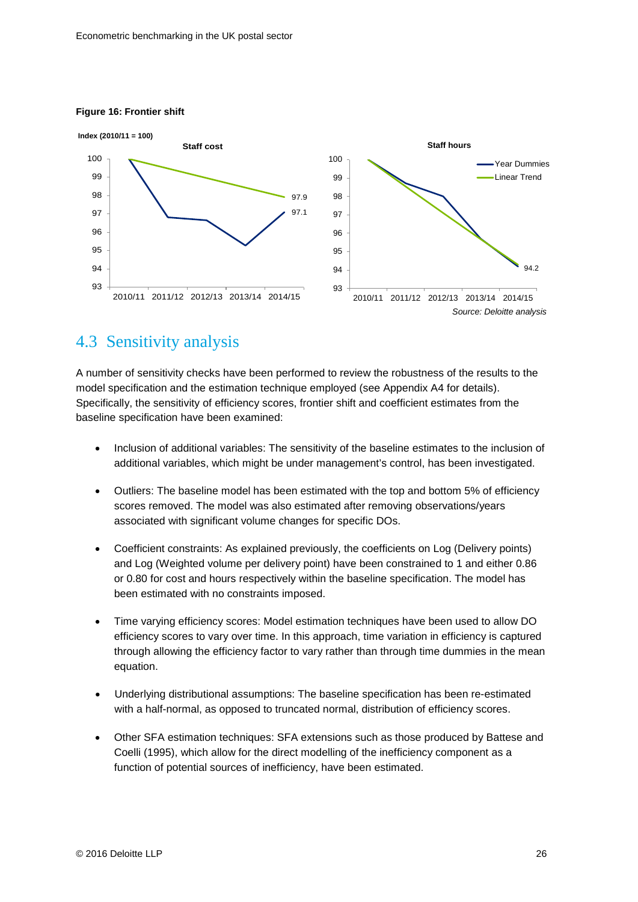**Figure 16: Frontier shift**

Source: Deloitte analysis

## 4.3 Sensitivity analysis

A number of sensitivity checks have been performed to review the robustness of the results to the model specification and the estimation technique employed (see Appendix A4 for details). Specifically, the sensitivity of efficiency scores, frontier shift and coefficient estimates from the baseline specification have been examined:

- Inclusion of additional variables: The sensitivity of the baseline estimates to the inclusion of additional variables, which might be under management's control, has been investigated.
- Outliers: The baseline model has been estimated with the top and bottom 5% of efficiency scores removed. The model was also estimated after removing observations/years associated with significant volume changes for specific DOs.
- Coefficient constraints: As explained previously, the coefficients on Log (Delivery points) and Log (Weighted volume per delivery point) have been constrained to 1 and either 0.86 or 0.80 for cost and hours respectively within the baseline specification. The model has been estimated with no constraints imposed.
- Time varying efficiency scores: Model estimation techniques have been used to allow DO efficiency scores to vary over time. In this approach, time variation in efficiency is captured through allowing the efficiency factor to vary rather than through time dummies in the mean equation.
- Underlying distributional assumptions: The baseline specification has been re-estimated with a half-normal, as opposed to truncated normal, distribution of efficiency scores.
- Other SFA estimation techniques: SFA extensions such as those produced by Battese and Coelli (1995), which allow for the direct modelling of the inefficiency component as a function of potential sources of inefficiency, have been estimated.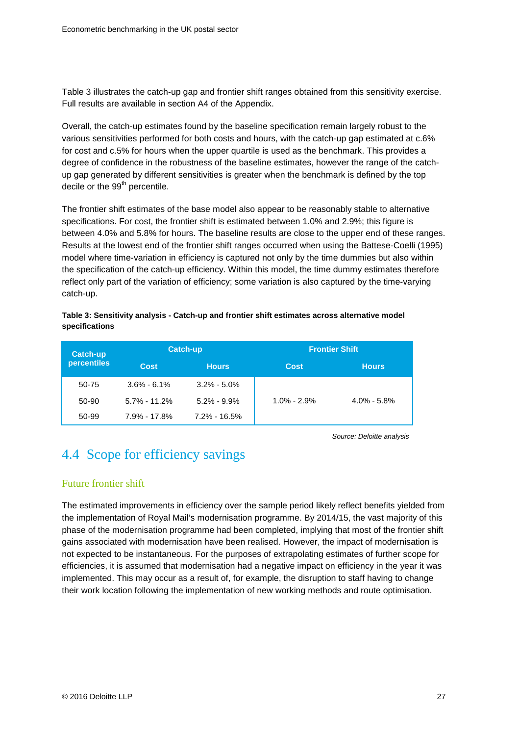Table 3 illustrates the catch-up gap and frontier shift ranges obtained from this sensitivity exercise. Full results are available in section A4 of the Appendix.

Overall, the catch-up estimates found by the baseline specification remain largely robust to the various sensitivities performed for both costs and hours, with the catch-up gap estimated at c.6% for cost and c.5% for hours when the upper quartile is used as the benchmark. This provides a degree of confidence in the robustness of the baseline estimates, however the range of the catch-up gap generated by different sensitivities is greater when the benchmark is defined by the top decile or the 99th percentile.

The frontier shift estimates of the base model also appear to be reasonably stable to alternative specifications. For cost, the frontier shift is estimated between 1.0% and 2.9%; this figure is between 4.0% and 5.8% for hours. The baseline results are close to the upper end of these ranges. Results at the lowest end of the frontier shift ranges occurred when using the Battese-Coelli (1995) model where time-variation in efficiency is captured not only by the time dummies but also within the specification of the catch-up efficiency. Within this model, the time dummy estimates therefore reflect only part of the variation of efficiency; some variation is also captured by the time-varying catch-up.

**Table 3: Sensitivity analysis - Catch-up and frontier shift estimates across alternative model specifications**

| Catch-up percentiles | Catch-up | | Frontier Shift | |
|---|---|---|---|---|
| | Cost | Hours | Cost | Hours |
| 50-75 | 3.6% - 6.1% | 3.2% - 5.0% | 1.0% - 2.9% | 4.0% - 5.8% |
| 50-90 | 5.7% - 11.2% | 5.2% - 9.9% | | |
| 50-99 | 7.9% - 17.8% | 7.2% - 16.5% | | |

*Source: Deloitte analysis*

## 4.4 Scope for efficiency savings

### Future frontier shift

The estimated improvements in efficiency over the sample period likely reflect benefits yielded from the implementation of Royal Mail's modernisation programme. By 2014/15, the vast majority of this phase of the modernisation programme had been completed, implying that most of the frontier shift gains associated with modernisation have been realised. However, the impact of modernisation is not expected to be instantaneous. For the purposes of extrapolating estimates of further scope for efficiencies, it is assumed that modernisation had a negative impact on efficiency in the year it was implemented. This may occur as a result of, for example, the disruption to staff having to change their work location following the implementation of new working methods and route optimisation.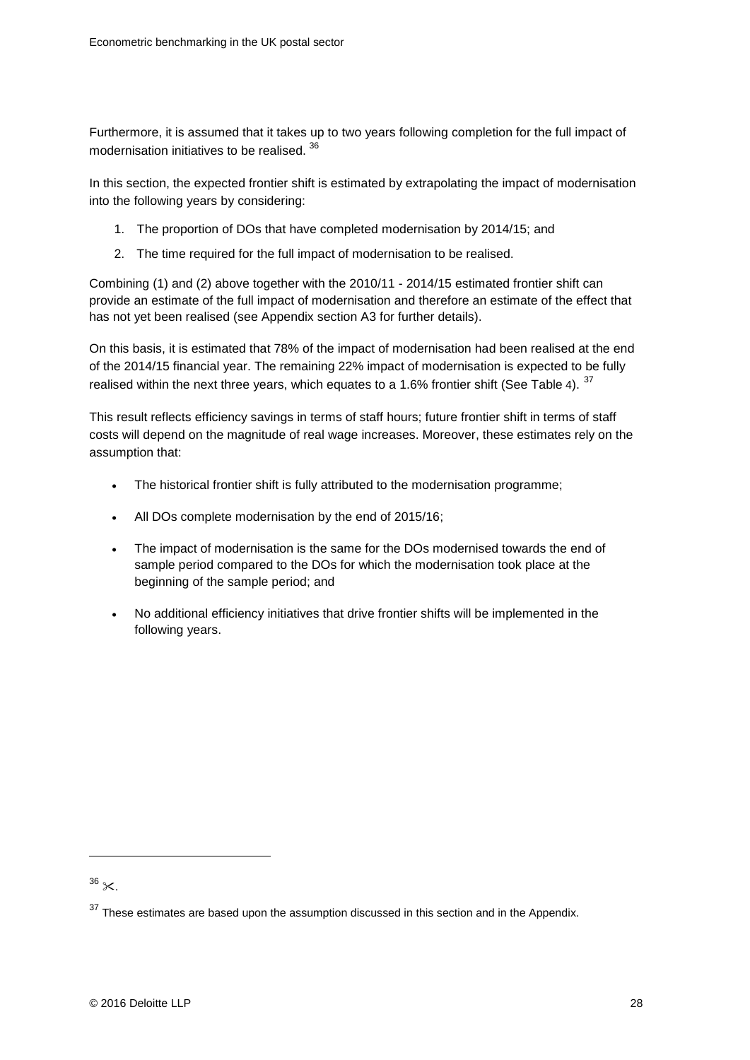Furthermore, it is assumed that it takes up to two years following completion for the full impact of modernisation initiatives to be realised. [36]

In this section, the expected frontier shift is estimated by extrapolating the impact of modernisation into the following years by considering:

1. The proportion of DOs that have completed modernisation by 2014/15; and
2. The time required for the full impact of modernisation to be realised.

Combining (1) and (2) above together with the 2010/11 - 2014/15 estimated frontier shift can provide an estimate of the full impact of modernisation and therefore an estimate of the effect that has not yet been realised (see Appendix section A3 for further details).

On this basis, it is estimated that 78% of the impact of modernisation had been realised at the end of the 2014/15 financial year. The remaining 22% impact of modernisation is expected to be fully realised within the next three years, which equates to a 1.6% frontier shift (See Table 4). [37]

This result reflects efficiency savings in terms of staff hours; future frontier shift in terms of staff costs will depend on the magnitude of real wage increases. Moreover, these estimates rely on the assumption that:

- The historical frontier shift is fully attributed to the modernisation programme;
- All DOs complete modernisation by the end of 2015/16;
- The impact of modernisation is the same for the DOs modernised towards the end of sample period compared to the DOs for which the modernisation took place at the beginning of the sample period; and
- No additional efficiency initiatives that drive frontier shifts will be implemented in the following years.

---

[36] ✂.

[37] These estimates are based upon the assumption discussed in this section and in the Appendix.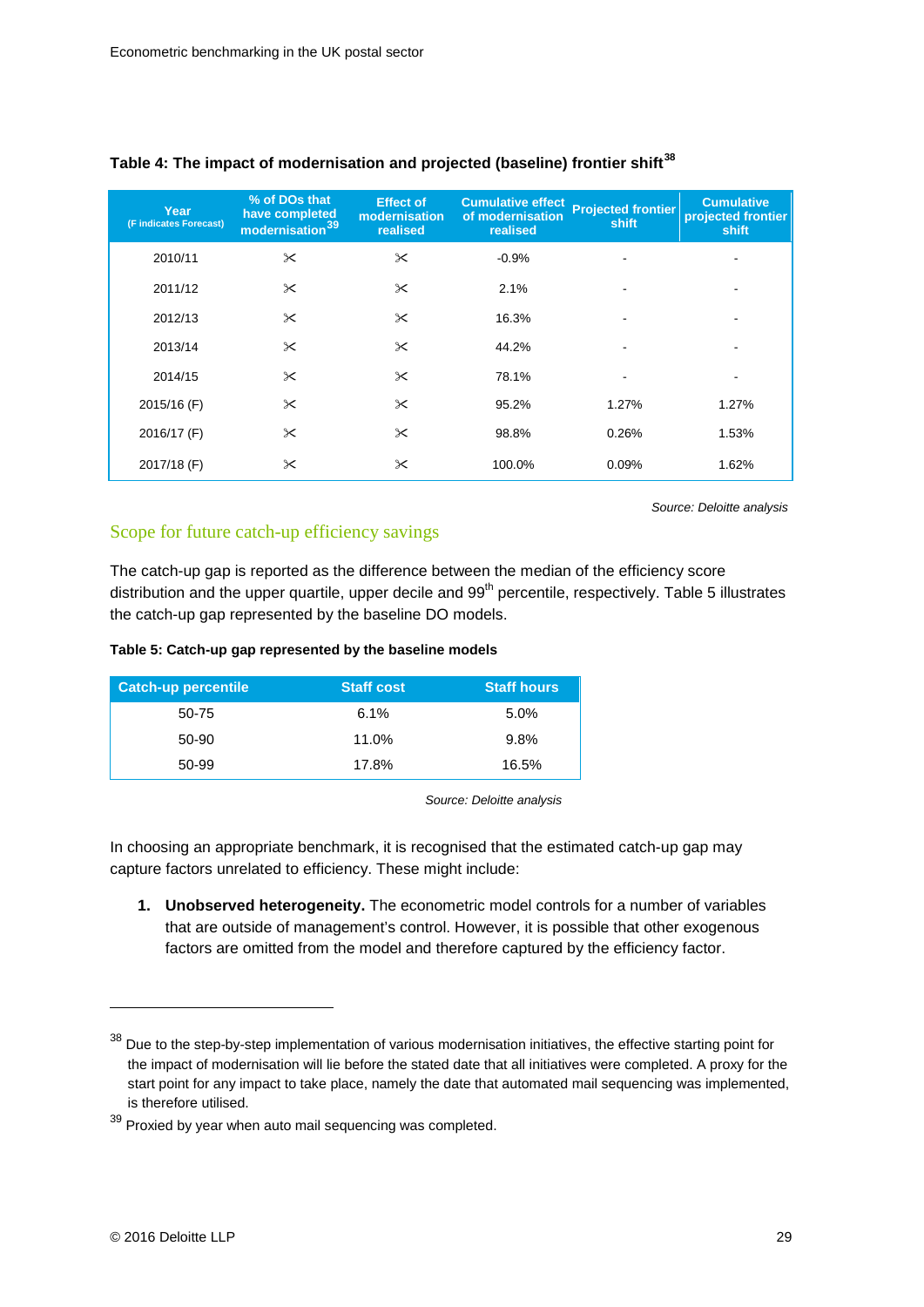### Table 4: The impact of modernisation and projected (baseline) frontier shift[38]

| Year (F indicates Forecast) | % of DOs that have completed modernisation[39] | Effect of modernisation realised | Cumulative effect of modernisation realised | Projected frontier shift | Cumulative projected frontier shift |
|---|---|---|---|---|---|
| 2010/11 | ✂ | ✂ | -0.9% | - | - |
| 2011/12 | ✂ | ✂ | 2.1% | - | - |
| 2012/13 | ✂ | ✂ | 16.3% | - | - |
| 2013/14 | ✂ | ✂ | 44.2% | - | - |
| 2014/15 | ✂ | ✂ | 78.1% | - | - |
| 2015/16 (F) | ✂ | ✂ | 95.2% | 1.27% | 1.27% |
| 2016/17 (F) | ✂ | ✂ | 98.8% | 0.26% | 1.53% |
| 2017/18 (F) | ✂ | ✂ | 100.0% | 0.09% | 1.62% |

*Source: Deloitte analysis*

## Scope for future catch-up efficiency savings

The catch-up gap is reported as the difference between the median of the efficiency score distribution and the upper quartile, upper decile and 99th percentile, respectively. Table 5 illustrates the catch-up gap represented by the baseline DO models.

**Table 5: Catch-up gap represented by the baseline models**

| Catch-up percentile | Staff cost | Staff hours |
|---|---|---|
| 50-75 | 6.1% | 5.0% |
| 50-90 | 11.0% | 9.8% |
| 50-99 | 17.8% | 16.5% |

*Source: Deloitte analysis*

In choosing an appropriate benchmark, it is recognised that the estimated catch-up gap may capture factors unrelated to efficiency. These might include:

1. **Unobserved heterogeneity.** The econometric model controls for a number of variables that are outside of management's control. However, it is possible that other exogenous factors are omitted from the model and therefore captured by the efficiency factor.

---

[38] Due to the step-by-step implementation of various modernisation initiatives, the effective starting point for the impact of modernisation will lie before the stated date that all initiatives were completed. A proxy for the start point for any impact to take place, namely the date that automated mail sequencing was implemented, is therefore utilised.

[39] Proxied by year when auto mail sequencing was completed.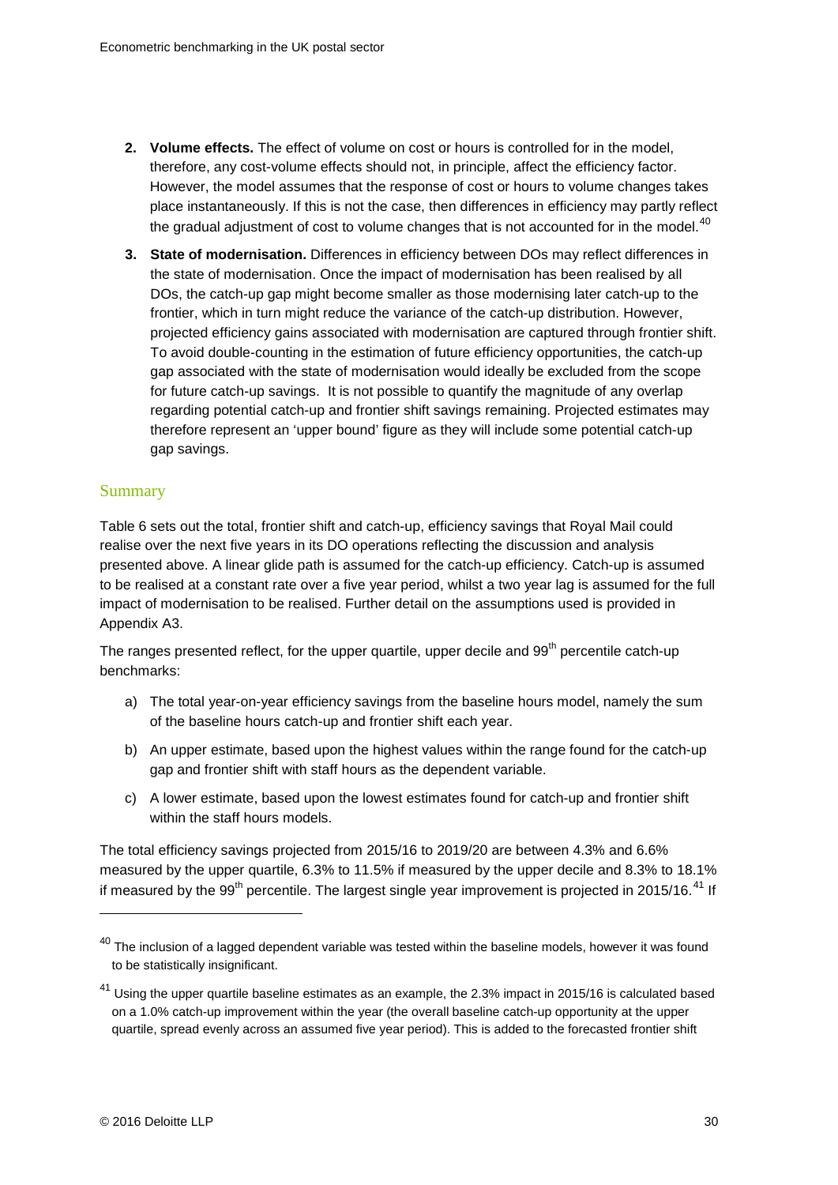2. **Volume effects.** The effect of volume on cost or hours is controlled for in the model, therefore, any cost-volume effects should not, in principle, affect the efficiency factor. However, the model assumes that the response of cost or hours to volume changes takes place instantaneously. If this is not the case, then differences in efficiency may partly reflect the gradual adjustment of cost to volume changes that is not accounted for in the model.[40]

3. **State of modernisation.** Differences in efficiency between DOs may reflect differences in the state of modernisation. Once the impact of modernisation has been realised by all DOs, the catch-up gap might become smaller as those modernising later catch-up to the frontier, which in turn might reduce the variance of the catch-up distribution. However, projected efficiency gains associated with modernisation are captured through frontier shift. To avoid double-counting in the estimation of future efficiency opportunities, the catch-up gap associated with the state of modernisation would ideally be excluded from the scope for future catch-up savings. It is not possible to quantify the magnitude of any overlap regarding potential catch-up and frontier shift savings remaining. Projected estimates may therefore represent an 'upper bound' figure as they will include some potential catch-up gap savings.

## Summary

Table 6 sets out the total, frontier shift and catch-up, efficiency savings that Royal Mail could realise over the next five years in its DO operations reflecting the discussion and analysis presented above. A linear glide path is assumed for the catch-up efficiency. Catch-up is assumed to be realised at a constant rate over a five year period, whilst a two year lag is assumed for the full impact of modernisation to be realised. Further detail on the assumptions used is provided in Appendix A3.

The ranges presented reflect, for the upper quartile, upper decile and 99th percentile catch-up benchmarks:

a) The total year-on-year efficiency savings from the baseline hours model, namely the sum of the baseline hours catch-up and frontier shift each year.

b) An upper estimate, based upon the highest values within the range found for the catch-up gap and frontier shift with staff hours as the dependent variable.

c) A lower estimate, based upon the lowest estimates found for catch-up and frontier shift within the staff hours models.

The total efficiency savings projected from 2015/16 to 2019/20 are between 4.3% and 6.6% measured by the upper quartile, 6.3% to 11.5% if measured by the upper decile and 8.3% to 18.1% if measured by the 99th percentile. The largest single year improvement is projected in 2015/16.[41] If

---

[40] The inclusion of a lagged dependent variable was tested within the baseline models, however it was found to be statistically insignificant.

[41] Using the upper quartile baseline estimates as an example, the 2.3% impact in 2015/16 is calculated based on a 1.0% catch-up improvement within the year (the overall baseline catch-up opportunity at the upper quartile, spread evenly across an assumed five year period). This is added to the forecasted frontier shift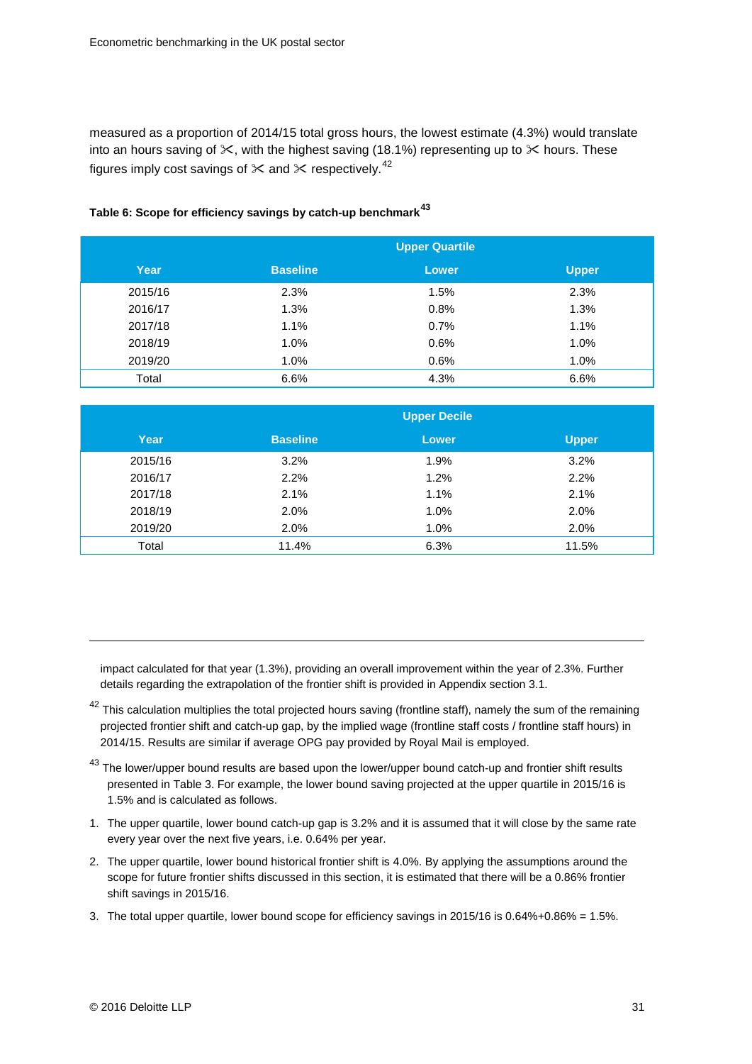measured as a proportion of 2014/15 total gross hours, the lowest estimate (4.3%) would translate into an hours saving of ✂, with the highest saving (18.1%) representing up to ✂ hours. These figures imply cost savings of ✂ and ✂ respectively.[42]

**Table 6: Scope for efficiency savings by catch-up benchmark[43]**

| | | Upper Quartile | |
|---|---|---|---|
| Year | Baseline | Lower | Upper |
| 2015/16 | 2.3% | 1.5% | 2.3% |
| 2016/17 | 1.3% | 0.8% | 1.3% |
| 2017/18 | 1.1% | 0.7% | 1.1% |
| 2018/19 | 1.0% | 0.6% | 1.0% |
| 2019/20 | 1.0% | 0.6% | 1.0% |
| Total | 6.6% | 4.3% | 6.6% |

| | | Upper Decile | |
|---|---|---|---|
| Year | Baseline | Lower | Upper |
| 2015/16 | 3.2% | 1.9% | 3.2% |
| 2016/17 | 2.2% | 1.2% | 2.2% |
| 2017/18 | 2.1% | 1.1% | 2.1% |
| 2018/19 | 2.0% | 1.0% | 2.0% |
| 2019/20 | 2.0% | 1.0% | 2.0% |
| Total | 11.4% | 6.3% | 11.5% |

---

impact calculated for that year (1.3%), providing an overall improvement within the year of 2.3%. Further details regarding the extrapolation of the frontier shift is provided in Appendix section 3.1.

[42] This calculation multiplies the total projected hours saving (frontline staff), namely the sum of the remaining projected frontier shift and catch-up gap, by the implied wage (frontline staff costs / frontline staff hours) in 2014/15. Results are similar if average OPG pay provided by Royal Mail is employed.

[43] The lower/upper bound results are based upon the lower/upper bound catch-up and frontier shift results presented in Table 3. For example, the lower bound saving projected at the upper quartile in 2015/16 is 1.5% and is calculated as follows.

1. The upper quartile, lower bound catch-up gap is 3.2% and it is assumed that it will close by the same rate every year over the next five years, i.e. 0.64% per year.
2. The upper quartile, lower bound historical frontier shift is 4.0%. By applying the assumptions around the scope for future frontier shifts discussed in this section, it is estimated that there will be a 0.86% frontier shift savings in 2015/16.
3. The total upper quartile, lower bound scope for efficiency savings in 2015/16 is 0.64%+0.86% = 1.5%.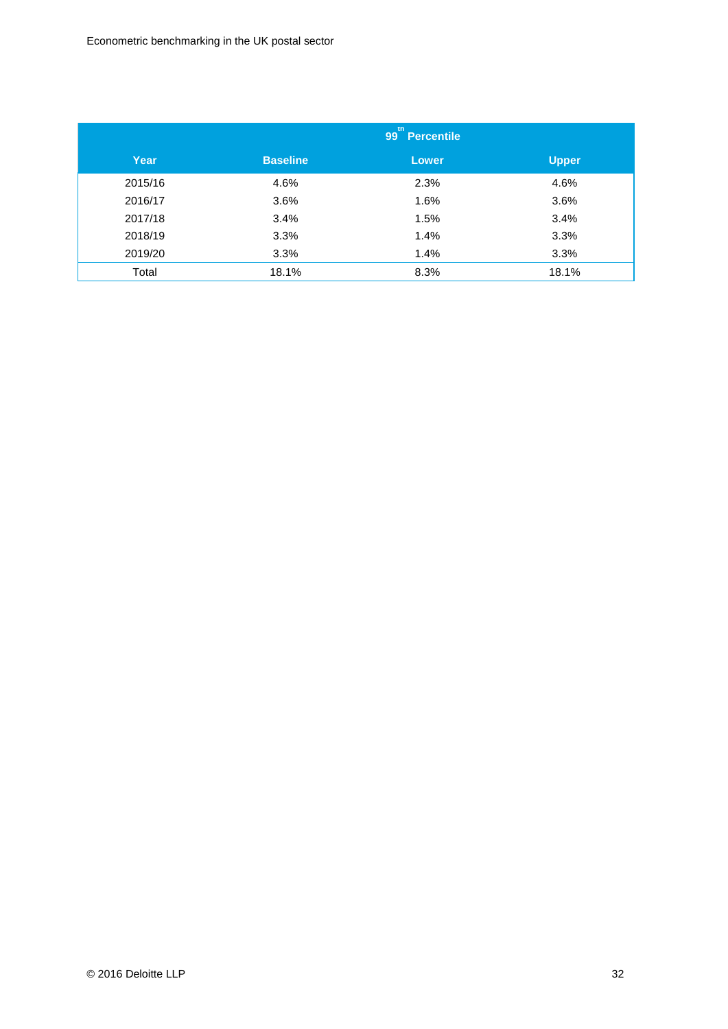| Year | 99th Percentile | | |
|---|---|---|---|
| | Baseline | Lower | Upper |
| 2015/16 | 4.6% | 2.3% | 4.6% |
| 2016/17 | 3.6% | 1.6% | 3.6% |
| 2017/18 | 3.4% | 1.5% | 3.4% |
| 2018/19 | 3.3% | 1.4% | 3.3% |
| 2019/20 | 3.3% | 1.4% | 3.3% |
| Total | 18.1% | 8.3% | 18.1% |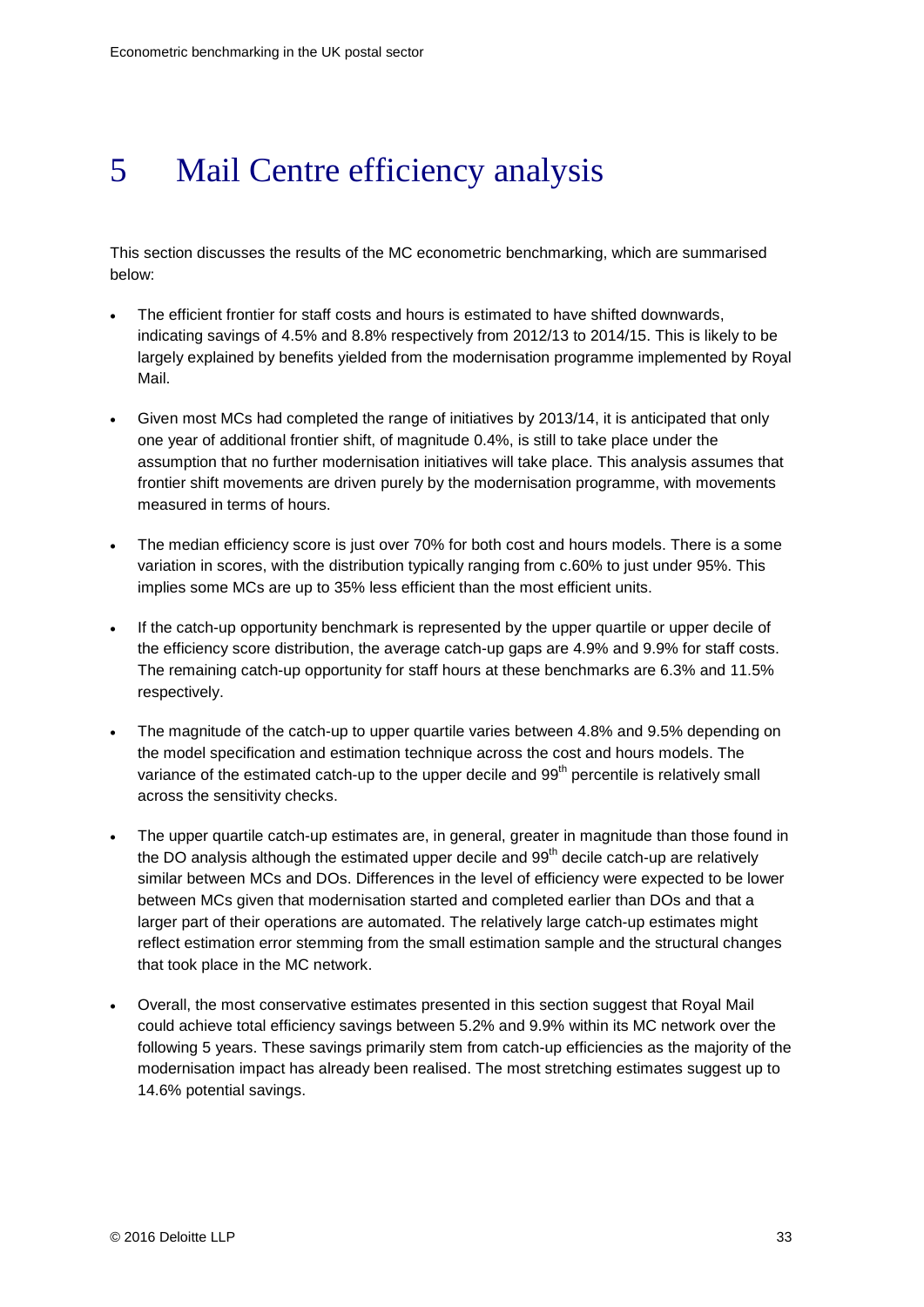# 5 Mail Centre efficiency analysis

This section discusses the results of the MC econometric benchmarking, which are summarised below:

- The efficient frontier for staff costs and hours is estimated to have shifted downwards, indicating savings of 4.5% and 8.8% respectively from 2012/13 to 2014/15. This is likely to be largely explained by benefits yielded from the modernisation programme implemented by Royal Mail.
- Given most MCs had completed the range of initiatives by 2013/14, it is anticipated that only one year of additional frontier shift, of magnitude 0.4%, is still to take place under the assumption that no further modernisation initiatives will take place. This analysis assumes that frontier shift movements are driven purely by the modernisation programme, with movements measured in terms of hours.
- The median efficiency score is just over 70% for both cost and hours models. There is a some variation in scores, with the distribution typically ranging from c.60% to just under 95%. This implies some MCs are up to 35% less efficient than the most efficient units.
- If the catch-up opportunity benchmark is represented by the upper quartile or upper decile of the efficiency score distribution, the average catch-up gaps are 4.9% and 9.9% for staff costs. The remaining catch-up opportunity for staff hours at these benchmarks are 6.3% and 11.5% respectively.
- The magnitude of the catch-up to upper quartile varies between 4.8% and 9.5% depending on the model specification and estimation technique across the cost and hours models. The variance of the estimated catch-up to the upper decile and 99th percentile is relatively small across the sensitivity checks.
- The upper quartile catch-up estimates are, in general, greater in magnitude than those found in the DO analysis although the estimated upper decile and 99th decile catch-up are relatively similar between MCs and DOs. Differences in the level of efficiency were expected to be lower between MCs given that modernisation started and completed earlier than DOs and that a larger part of their operations are automated. The relatively large catch-up estimates might reflect estimation error stemming from the small estimation sample and the structural changes that took place in the MC network.
- Overall, the most conservative estimates presented in this section suggest that Royal Mail could achieve total efficiency savings between 5.2% and 9.9% within its MC network over the following 5 years. These savings primarily stem from catch-up efficiencies as the majority of the modernisation impact has already been realised. The most stretching estimates suggest up to 14.6% potential savings.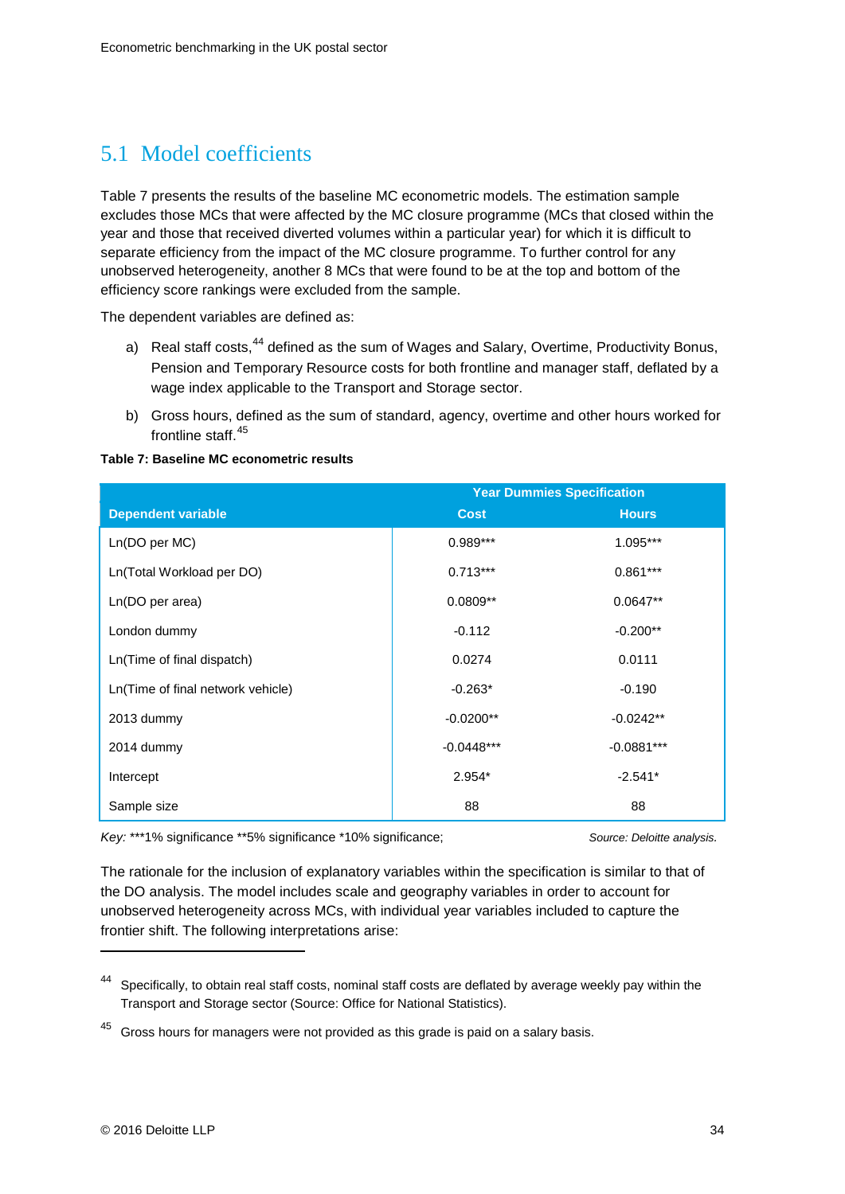## 5.1 Model coefficients

Table 7 presents the results of the baseline MC econometric models. The estimation sample excludes those MCs that were affected by the MC closure programme (MCs that closed within the year and those that received diverted volumes within a particular year) for which it is difficult to separate efficiency from the impact of the MC closure programme. To further control for any unobserved heterogeneity, another 8 MCs that were found to be at the top and bottom of the efficiency score rankings were excluded from the sample.

The dependent variables are defined as:

a) Real staff costs,[44] defined as the sum of Wages and Salary, Overtime, Productivity Bonus, Pension and Temporary Resource costs for both frontline and manager staff, deflated by a wage index applicable to the Transport and Storage sector.

b) Gross hours, defined as the sum of standard, agency, overtime and other hours worked for frontline staff.[45]

**Table 7: Baseline MC econometric results**

| | Year Dummies Specification | |
|---|---|---|
| **Dependent variable** | **Cost** | **Hours** |
| Ln(DO per MC) | 0.989*** | 1.095*** |
| Ln(Total Workload per DO) | 0.713*** | 0.861*** |
| Ln(DO per area) | 0.0809** | 0.0647** |
| London dummy | -0.112 | -0.200** |
| Ln(Time of final dispatch) | 0.0274 | 0.0111 |
| Ln(Time of final network vehicle) | -0.263* | -0.190 |
| 2013 dummy | -0.0200** | -0.0242** |
| 2014 dummy | -0.0448*** | -0.0881*** |
| Intercept | 2.954* | -2.541* |
| Sample size | 88 | 88 |

*Key:* ***1% significance **5% significance *10% significance; *Source: Deloitte analysis.*

The rationale for the inclusion of explanatory variables within the specification is similar to that of the DO analysis. The model includes scale and geography variables in order to account for unobserved heterogeneity across MCs, with individual year variables included to capture the frontier shift. The following interpretations arise:

---

[44] Specifically, to obtain real staff costs, nominal staff costs are deflated by average weekly pay within the Transport and Storage sector (Source: Office for National Statistics).

[45] Gross hours for managers were not provided as this grade is paid on a salary basis.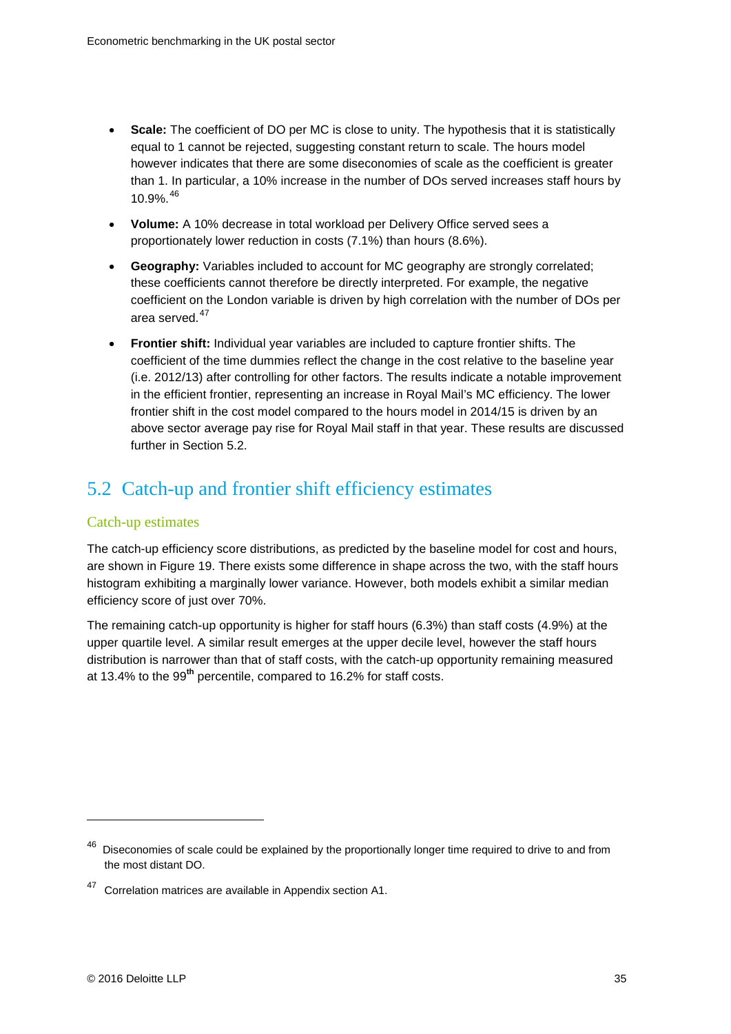- **Scale:** The coefficient of DO per MC is close to unity. The hypothesis that it is statistically equal to 1 cannot be rejected, suggesting constant return to scale. The hours model however indicates that there are some diseconomies of scale as the coefficient is greater than 1. In particular, a 10% increase in the number of DOs served increases staff hours by 10.9%.[46]
- **Volume:** A 10% decrease in total workload per Delivery Office served sees a proportionately lower reduction in costs (7.1%) than hours (8.6%).
- **Geography:** Variables included to account for MC geography are strongly correlated; these coefficients cannot therefore be directly interpreted. For example, the negative coefficient on the London variable is driven by high correlation with the number of DOs per area served.[47]
- **Frontier shift:** Individual year variables are included to capture frontier shifts. The coefficient of the time dummies reflect the change in the cost relative to the baseline year (i.e. 2012/13) after controlling for other factors. The results indicate a notable improvement in the efficient frontier, representing an increase in Royal Mail's MC efficiency. The lower frontier shift in the cost model compared to the hours model in 2014/15 is driven by an above sector average pay rise for Royal Mail staff in that year. These results are discussed further in Section 5.2.

## 5.2 Catch-up and frontier shift efficiency estimates

### Catch-up estimates

The catch-up efficiency score distributions, as predicted by the baseline model for cost and hours, are shown in Figure 19. There exists some difference in shape across the two, with the staff hours histogram exhibiting a marginally lower variance. However, both models exhibit a similar median efficiency score of just over 70%.

The remaining catch-up opportunity is higher for staff hours (6.3%) than staff costs (4.9%) at the upper quartile level. A similar result emerges at the upper decile level, however the staff hours distribution is narrower than that of staff costs, with the catch-up opportunity remaining measured at 13.4% to the 99th percentile, compared to 16.2% for staff costs.

---

[46] Diseconomies of scale could be explained by the proportionally longer time required to drive to and from the most distant DO.

[47] Correlation matrices are available in Appendix section A1.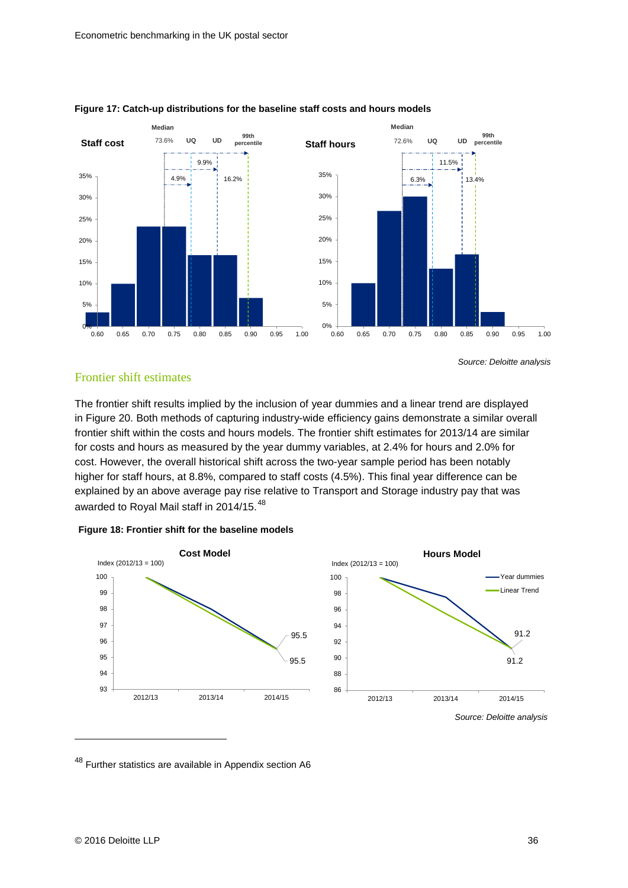**Figure 17: Catch-up distributions for the baseline staff costs and hours models**

*Source: Deloitte analysis*

## Frontier shift estimates

The frontier shift results implied by the inclusion of year dummies and a linear trend are displayed in Figure 20. Both methods of capturing industry-wide efficiency gains demonstrate a similar overall frontier shift within the costs and hours models. The frontier shift estimates for 2013/14 are similar for costs and hours as measured by the year dummy variables, at 2.4% for hours and 2.0% for cost. However, the overall historical shift across the two-year sample period has been notably higher for staff hours, at 8.8%, compared to staff costs (4.5%). This final year difference can be explained by an above average pay rise relative to Transport and Storage industry pay that was awarded to Royal Mail staff in 2014/15.[48]

**Figure 18: Frontier shift for the baseline models**

*Source: Deloitte analysis*

[48] Further statistics are available in Appendix section A6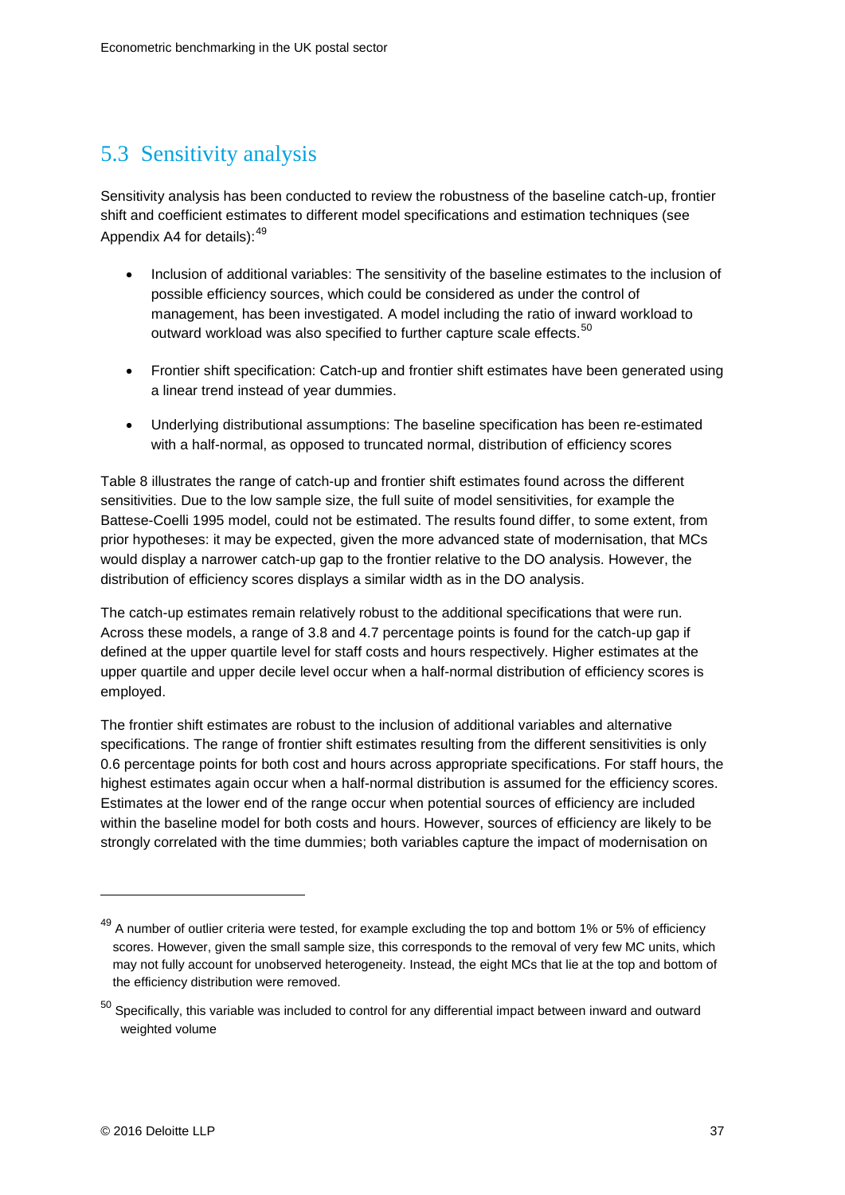## 5.3 Sensitivity analysis

Sensitivity analysis has been conducted to review the robustness of the baseline catch-up, frontier shift and coefficient estimates to different model specifications and estimation techniques (see Appendix A4 for details):[49]

- Inclusion of additional variables: The sensitivity of the baseline estimates to the inclusion of possible efficiency sources, which could be considered as under the control of management, has been investigated. A model including the ratio of inward workload to outward workload was also specified to further capture scale effects.[50]
- Frontier shift specification: Catch-up and frontier shift estimates have been generated using a linear trend instead of year dummies.
- Underlying distributional assumptions: The baseline specification has been re-estimated with a half-normal, as opposed to truncated normal, distribution of efficiency scores

Table 8 illustrates the range of catch-up and frontier shift estimates found across the different sensitivities. Due to the low sample size, the full suite of model sensitivities, for example the Battese-Coelli 1995 model, could not be estimated. The results found differ, to some extent, from prior hypotheses: it may be expected, given the more advanced state of modernisation, that MCs would display a narrower catch-up gap to the frontier relative to the DO analysis. However, the distribution of efficiency scores displays a similar width as in the DO analysis.

The catch-up estimates remain relatively robust to the additional specifications that were run. Across these models, a range of 3.8 and 4.7 percentage points is found for the catch-up gap if defined at the upper quartile level for staff costs and hours respectively. Higher estimates at the upper quartile and upper decile level occur when a half-normal distribution of efficiency scores is employed.

The frontier shift estimates are robust to the inclusion of additional variables and alternative specifications. The range of frontier shift estimates resulting from the different sensitivities is only 0.6 percentage points for both cost and hours across appropriate specifications. For staff hours, the highest estimates again occur when a half-normal distribution is assumed for the efficiency scores. Estimates at the lower end of the range occur when potential sources of efficiency are included within the baseline model for both costs and hours. However, sources of efficiency are likely to be strongly correlated with the time dummies; both variables capture the impact of modernisation on

---

[49] A number of outlier criteria were tested, for example excluding the top and bottom 1% or 5% of efficiency scores. However, given the small sample size, this corresponds to the removal of very few MC units, which may not fully account for unobserved heterogeneity. Instead, the eight MCs that lie at the top and bottom of the efficiency distribution were removed.

[50] Specifically, this variable was included to control for any differential impact between inward and outward weighted volume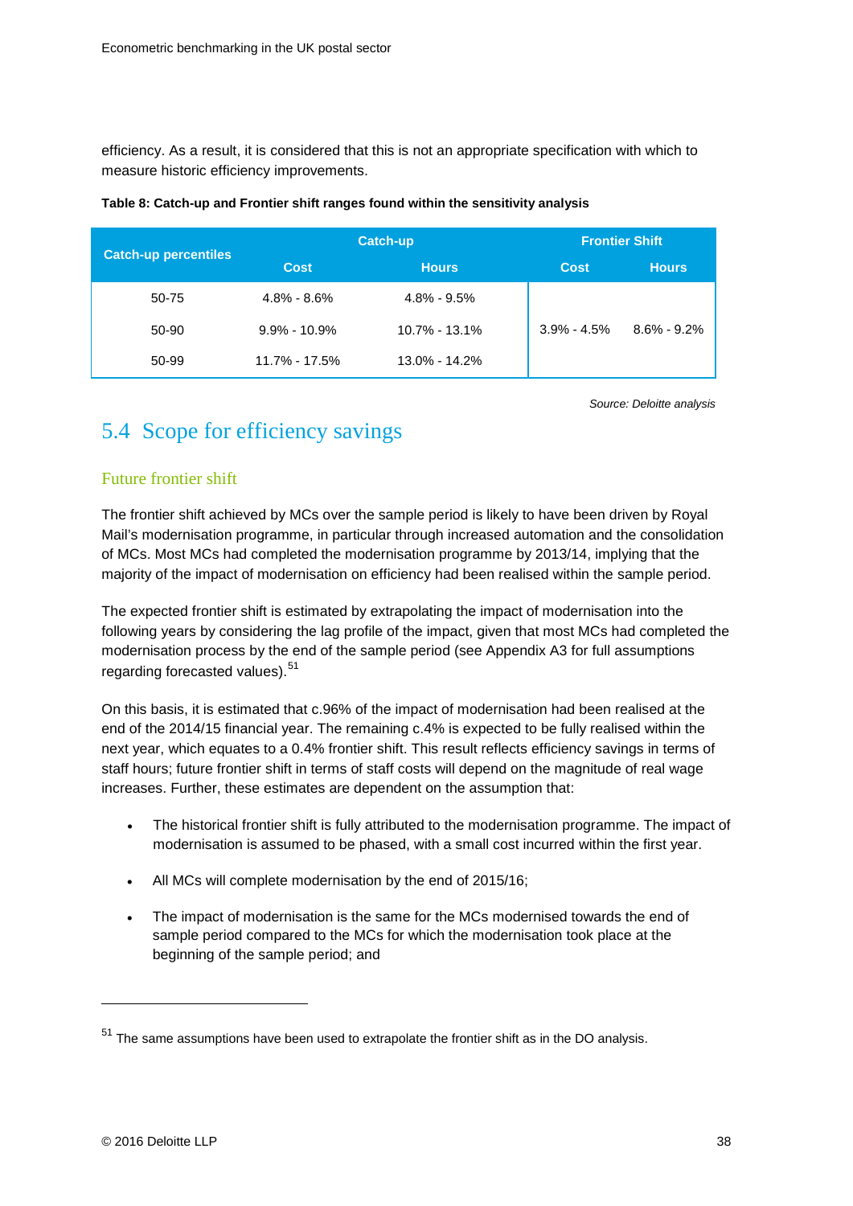efficiency. As a result, it is considered that this is not an appropriate specification with which to measure historic efficiency improvements.

**Table 8: Catch-up and Frontier shift ranges found within the sensitivity analysis**

| Catch-up percentiles | Catch-up | | Frontier Shift | |
|---|---|---|---|---|
| | Cost | Hours | Cost | Hours |
| 50-75 | 4.8% - 8.6% | 4.8% - 9.5% | 3.9% - 4.5% | 8.6% - 9.2% |
| 50-90 | 9.9% - 10.9% | 10.7% - 13.1% | | |
| 50-99 | 11.7% - 17.5% | 13.0% - 14.2% | | |

*Source: Deloitte analysis*

## 5.4 Scope for efficiency savings

### Future frontier shift

The frontier shift achieved by MCs over the sample period is likely to have been driven by Royal Mail's modernisation programme, in particular through increased automation and the consolidation of MCs. Most MCs had completed the modernisation programme by 2013/14, implying that the majority of the impact of modernisation on efficiency had been realised within the sample period.

The expected frontier shift is estimated by extrapolating the impact of modernisation into the following years by considering the lag profile of the impact, given that most MCs had completed the modernisation process by the end of the sample period (see Appendix A3 for full assumptions regarding forecasted values).[51]

On this basis, it is estimated that c.96% of the impact of modernisation had been realised at the end of the 2014/15 financial year. The remaining c.4% is expected to be fully realised within the next year, which equates to a 0.4% frontier shift. This result reflects efficiency savings in terms of staff hours; future frontier shift in terms of staff costs will depend on the magnitude of real wage increases. Further, these estimates are dependent on the assumption that:

- The historical frontier shift is fully attributed to the modernisation programme. The impact of modernisation is assumed to be phased, with a small cost incurred within the first year.
- All MCs will complete modernisation by the end of 2015/16;
- The impact of modernisation is the same for the MCs modernised towards the end of sample period compared to the MCs for which the modernisation took place at the beginning of the sample period; and

[51] The same assumptions have been used to extrapolate the frontier shift as in the DO analysis.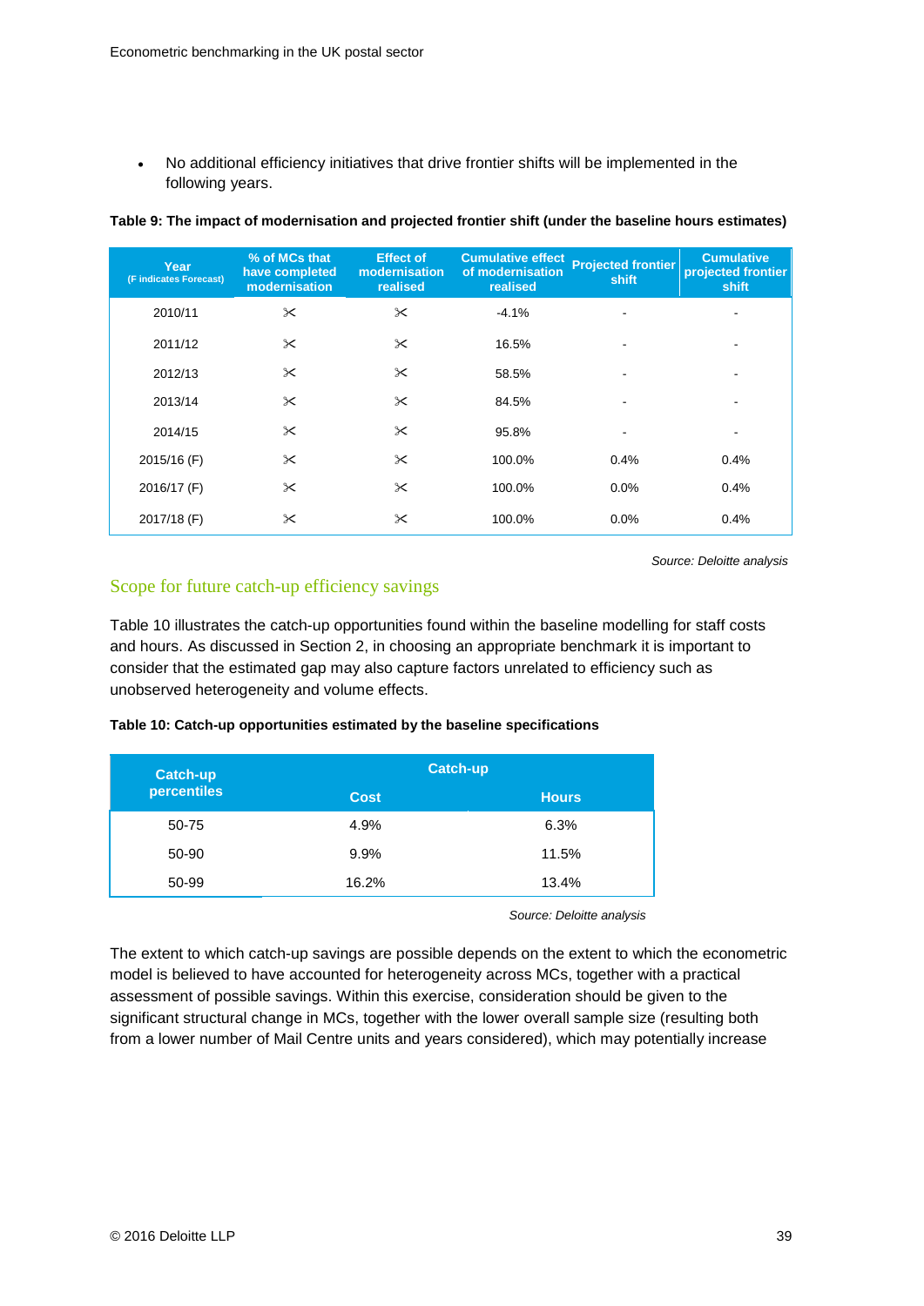- No additional efficiency initiatives that drive frontier shifts will be implemented in the following years.

**Table 9: The impact of modernisation and projected frontier shift (under the baseline hours estimates)**

| Year (F indicates Forecast) | % of MCs that have completed modernisation | Effect of modernisation realised | Cumulative effect of modernisation realised | Projected frontier shift | Cumulative projected frontier shift |
|---|---|---|---|---|---|
| 2010/11 | ✂ | ✂ | -4.1% | - | - |
| 2011/12 | ✂ | ✂ | 16.5% | - | - |
| 2012/13 | ✂ | ✂ | 58.5% | - | - |
| 2013/14 | ✂ | ✂ | 84.5% | - | - |
| 2014/15 | ✂ | ✂ | 95.8% | - | - |
| 2015/16 (F) | ✂ | ✂ | 100.0% | 0.4% | 0.4% |
| 2016/17 (F) | ✂ | ✂ | 100.0% | 0.0% | 0.4% |
| 2017/18 (F) | ✂ | ✂ | 100.0% | 0.0% | 0.4% |

*Source: Deloitte analysis*

## Scope for future catch-up efficiency savings

Table 10 illustrates the catch-up opportunities found within the baseline modelling for staff costs and hours. As discussed in Section 2, in choosing an appropriate benchmark it is important to consider that the estimated gap may also capture factors unrelated to efficiency such as unobserved heterogeneity and volume effects.

**Table 10: Catch-up opportunities estimated by the baseline specifications**

| Catch-up percentiles | Catch-up | |
|---|---|---|
| | Cost | Hours |
| 50-75 | 4.9% | 6.3% |
| 50-90 | 9.9% | 11.5% |
| 50-99 | 16.2% | 13.4% |

*Source: Deloitte analysis*

The extent to which catch-up savings are possible depends on the extent to which the econometric model is believed to have accounted for heterogeneity across MCs, together with a practical assessment of possible savings. Within this exercise, consideration should be given to the significant structural change in MCs, together with the lower overall sample size (resulting both from a lower number of Mail Centre units and years considered), which may potentially increase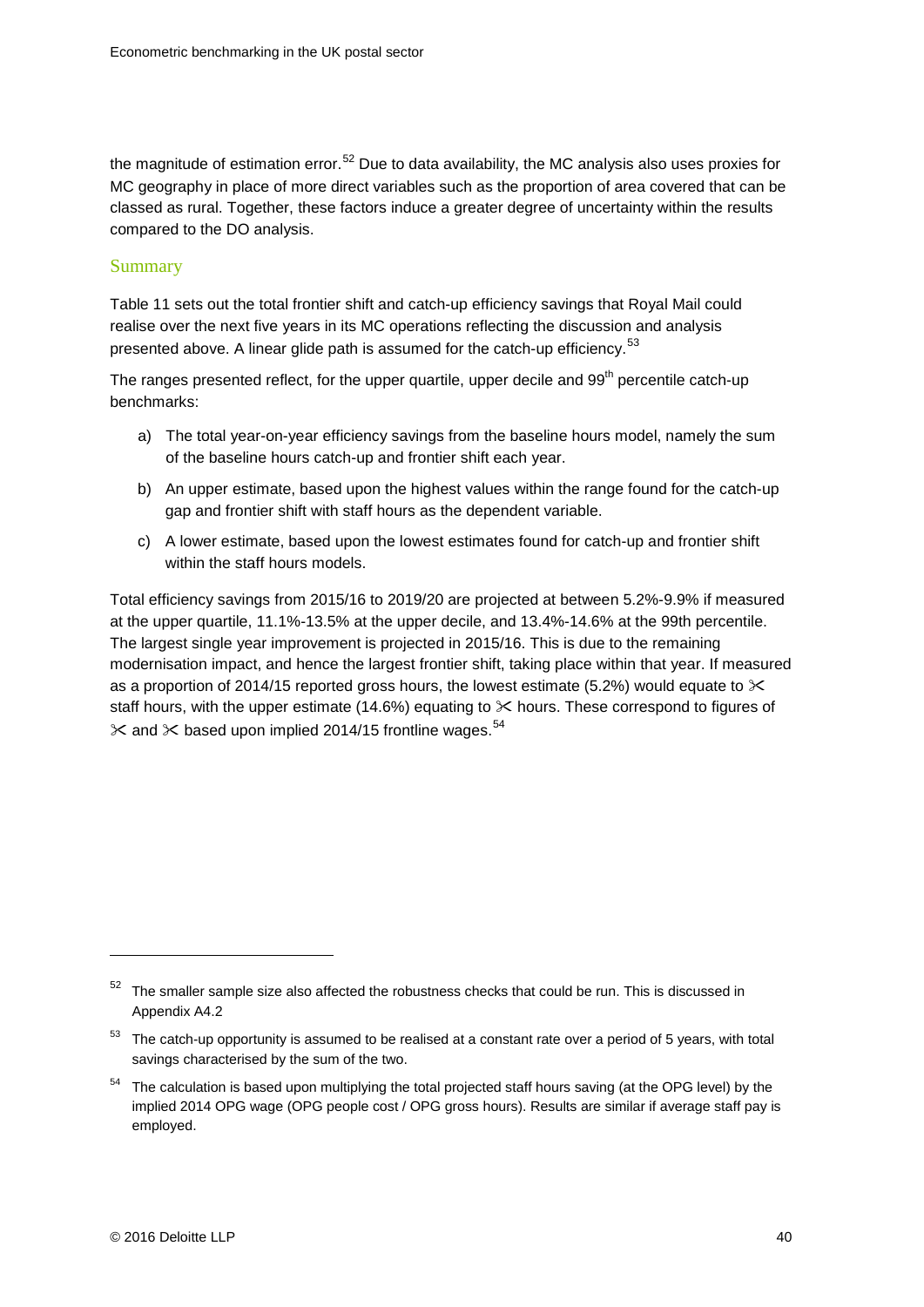the magnitude of estimation error.[52] Due to data availability, the MC analysis also uses proxies for MC geography in place of more direct variables such as the proportion of area covered that can be classed as rural. Together, these factors induce a greater degree of uncertainty within the results compared to the DO analysis.

## Summary

Table 11 sets out the total frontier shift and catch-up efficiency savings that Royal Mail could realise over the next five years in its MC operations reflecting the discussion and analysis presented above. A linear glide path is assumed for the catch-up efficiency.[53]

The ranges presented reflect, for the upper quartile, upper decile and 99th percentile catch-up benchmarks:

a) The total year-on-year efficiency savings from the baseline hours model, namely the sum of the baseline hours catch-up and frontier shift each year.

b) An upper estimate, based upon the highest values within the range found for the catch-up gap and frontier shift with staff hours as the dependent variable.

c) A lower estimate, based upon the lowest estimates found for catch-up and frontier shift within the staff hours models.

Total efficiency savings from 2015/16 to 2019/20 are projected at between 5.2%-9.9% if measured at the upper quartile, 11.1%-13.5% at the upper decile, and 13.4%-14.6% at the 99th percentile. The largest single year improvement is projected in 2015/16. This is due to the remaining modernisation impact, and hence the largest frontier shift, taking place within that year. If measured as a proportion of 2014/15 reported gross hours, the lowest estimate (5.2%) would equate to ✂ staff hours, with the upper estimate (14.6%) equating to ✂ hours. These correspond to figures of ✂ and ✂ based upon implied 2014/15 frontline wages.[54]

---

[52] The smaller sample size also affected the robustness checks that could be run. This is discussed in Appendix A4.2

[53] The catch-up opportunity is assumed to be realised at a constant rate over a period of 5 years, with total savings characterised by the sum of the two.

[54] The calculation is based upon multiplying the total projected staff hours saving (at the OPG level) by the implied 2014 OPG wage (OPG people cost / OPG gross hours). Results are similar if average staff pay is employed.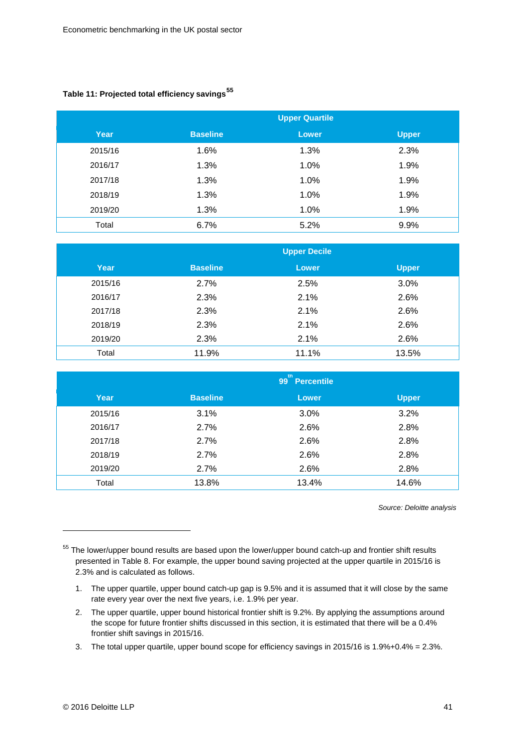**Table 11: Projected total efficiency savings**[55]

| Year | Baseline | Upper Quartile Lower | Upper |
|---|---|---|---|
| 2015/16 | 1.6% | 1.3% | 2.3% |
| 2016/17 | 1.3% | 1.0% | 1.9% |
| 2017/18 | 1.3% | 1.0% | 1.9% |
| 2018/19 | 1.3% | 1.0% | 1.9% |
| 2019/20 | 1.3% | 1.0% | 1.9% |
| Total | 6.7% | 5.2% | 9.9% |

| Year | Baseline | Upper Decile Lower | Upper |
|---|---|---|---|
| 2015/16 | 2.7% | 2.5% | 3.0% |
| 2016/17 | 2.3% | 2.1% | 2.6% |
| 2017/18 | 2.3% | 2.1% | 2.6% |
| 2018/19 | 2.3% | 2.1% | 2.6% |
| 2019/20 | 2.3% | 2.1% | 2.6% |
| Total | 11.9% | 11.1% | 13.5% |

| Year | Baseline | 99th Percentile Lower | Upper |
|---|---|---|---|
| 2015/16 | 3.1% | 3.0% | 3.2% |
| 2016/17 | 2.7% | 2.6% | 2.8% |
| 2017/18 | 2.7% | 2.6% | 2.8% |
| 2018/19 | 2.7% | 2.6% | 2.8% |
| 2019/20 | 2.7% | 2.6% | 2.8% |
| Total | 13.8% | 13.4% | 14.6% |

*Source: Deloitte analysis*

---

[55] The lower/upper bound results are based upon the lower/upper bound catch-up and frontier shift results presented in Table 8. For example, the upper bound saving projected at the upper quartile in 2015/16 is 2.3% and is calculated as follows.

1. The upper quartile, upper bound catch-up gap is 9.5% and it is assumed that it will close by the same rate every year over the next five years, i.e. 1.9% per year.
2. The upper quartile, upper bound historical frontier shift is 9.2%. By applying the assumptions around the scope for future frontier shifts discussed in this section, it is estimated that there will be a 0.4% frontier shift savings in 2015/16.
3. The total upper quartile, upper bound scope for efficiency savings in 2015/16 is 1.9%+0.4% = 2.3%.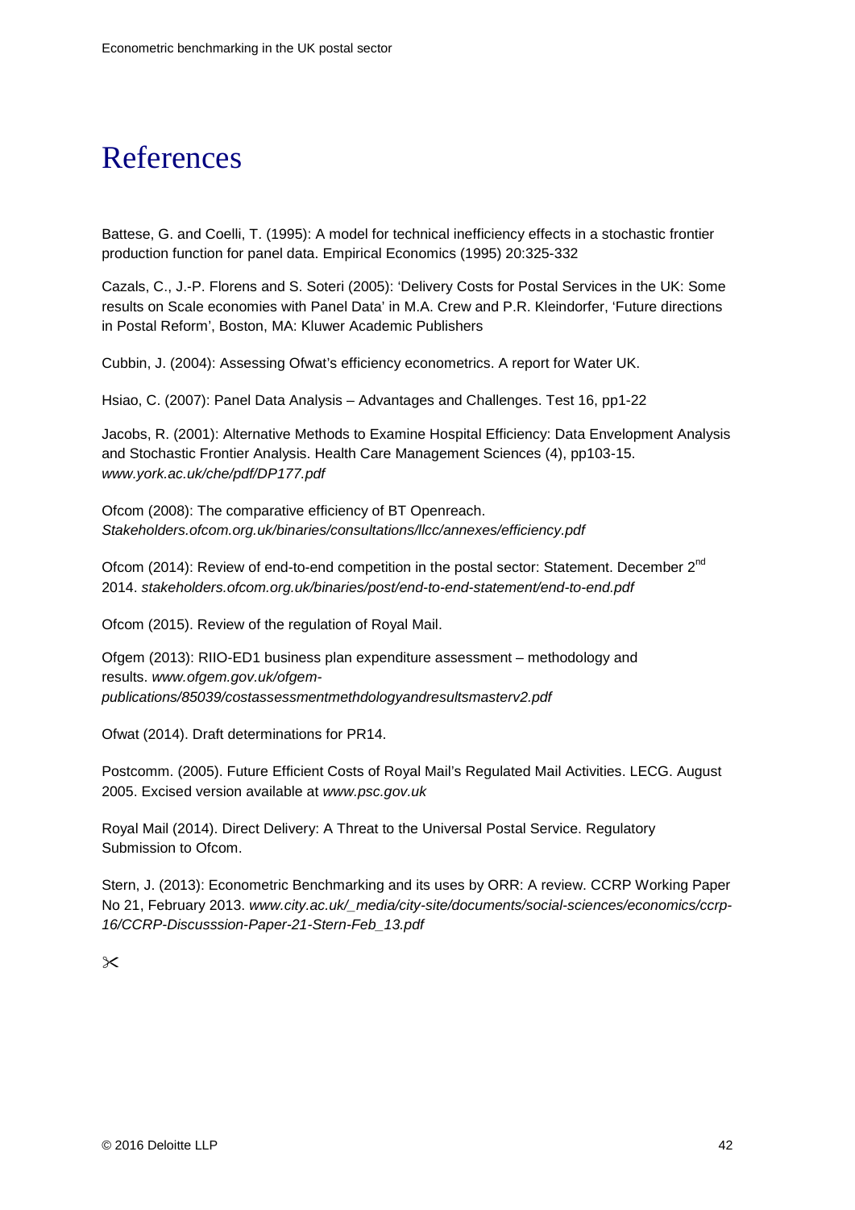# References

Battese, G. and Coelli, T. (1995): A model for technical inefficiency effects in a stochastic frontier production function for panel data. Empirical Economics (1995) 20:325-332

Cazals, C., J.-P. Florens and S. Soteri (2005): 'Delivery Costs for Postal Services in the UK: Some results on Scale economies with Panel Data' in M.A. Crew and P.R. Kleindorfer, 'Future directions in Postal Reform', Boston, MA: Kluwer Academic Publishers

Cubbin, J. (2004): Assessing Ofwat's efficiency econometrics. A report for Water UK.

Hsiao, C. (2007): Panel Data Analysis – Advantages and Challenges. Test 16, pp1-22

Jacobs, R. (2001): Alternative Methods to Examine Hospital Efficiency: Data Envelopment Analysis and Stochastic Frontier Analysis. Health Care Management Sciences (4), pp103-15. *www.york.ac.uk/che/pdf/DP177.pdf*

Ofcom (2008): The comparative efficiency of BT Openreach. *Stakeholders.ofcom.org.uk/binaries/consultations/llcc/annexes/efficiency.pdf*

Ofcom (2014): Review of end-to-end competition in the postal sector: Statement. December 2nd 2014. *stakeholders.ofcom.org.uk/binaries/post/end-to-end-statement/end-to-end.pdf*

Ofcom (2015). Review of the regulation of Royal Mail.

Ofgem (2013): RIIO-ED1 business plan expenditure assessment – methodology and results. *www.ofgem.gov.uk/ofgem-publications/85039/costassessmentmethdologyandresultsmasterv2.pdf*

Ofwat (2014). Draft determinations for PR14.

Postcomm. (2005). Future Efficient Costs of Royal Mail's Regulated Mail Activities. LECG. August 2005. Excised version available at *www.psc.gov.uk*

Royal Mail (2014). Direct Delivery: A Threat to the Universal Postal Service. Regulatory Submission to Ofcom.

Stern, J. (2013): Econometric Benchmarking and its uses by ORR: A review. CCRP Working Paper No 21, February 2013. *www.city.ac.uk/_media/city-site/documents/social-sciences/economics/ccrp-16/CCRP-Discusssion-Paper-21-Stern-Feb_13.pdf*

✂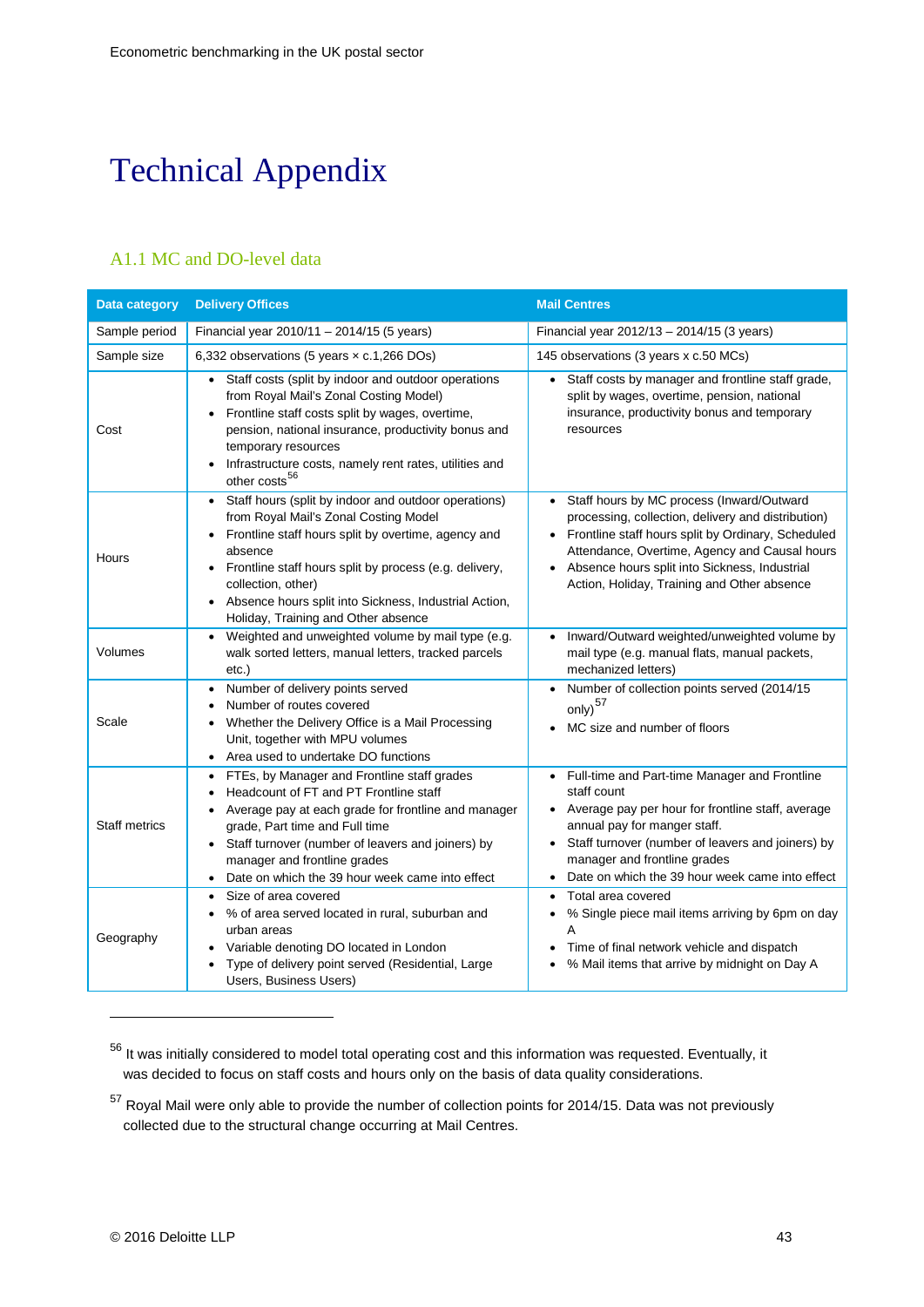# Technical Appendix

## A1.1 MC and DO-level data

| Data category | Delivery Offices | Mail Centres |
|---|---|---|
| Sample period | Financial year 2010/11 – 2014/15 (5 years) | Financial year 2012/13 – 2014/15 (3 years) |
| Sample size | 6,332 observations (5 years × c.1,266 DOs) | 145 observations (3 years x c.50 MCs) |
| Cost | • Staff costs (split by indoor and outdoor operations from Royal Mail's Zonal Costing Model)<br>• Frontline staff costs split by wages, overtime, pension, national insurance, productivity bonus and temporary resources<br>• Infrastructure costs, namely rent rates, utilities and other costs[56] | • Staff costs by manager and frontline staff grade, split by wages, overtime, pension, national insurance, productivity bonus and temporary resources |
| Hours | • Staff hours (split by indoor and outdoor operations) from Royal Mail's Zonal Costing Model<br>• Frontline staff hours split by overtime, agency and absence<br>• Frontline staff hours split by process (e.g. delivery, collection, other)<br>• Absence hours split into Sickness, Industrial Action, Holiday, Training and Other absence | • Staff hours by MC process (Inward/Outward processing, collection, delivery and distribution)<br>• Frontline staff hours split by Ordinary, Scheduled Attendance, Overtime, Agency and Causal hours<br>• Absence hours split into Sickness, Industrial Action, Holiday, Training and Other absence |
| Volumes | • Weighted and unweighted volume by mail type (e.g. walk sorted letters, manual letters, tracked parcels etc.) | • Inward/Outward weighted/unweighted volume by mail type (e.g. manual flats, manual packets, mechanized letters) |
| Scale | • Number of delivery points served<br>• Number of routes covered<br>• Whether the Delivery Office is a Mail Processing Unit, together with MPU volumes<br>• Area used to undertake DO functions | • Number of collection points served (2014/15 only)[57]<br>• MC size and number of floors |
| Staff metrics | • FTEs, by Manager and Frontline staff grades<br>• Headcount of FT and PT Frontline staff<br>• Average pay at each grade for frontline and manager grade, Part time and Full time<br>• Staff turnover (number of leavers and joiners) by manager and frontline grades<br>• Date on which the 39 hour week came into effect | • Full-time and Part-time Manager and Frontline staff count<br>• Average pay per hour for frontline staff, average annual pay for manger staff.<br>• Staff turnover (number of leavers and joiners) by manager and frontline grades<br>• Date on which the 39 hour week came into effect |
| Geography | • Size of area covered<br>• % of area served located in rural, suburban and urban areas<br>• Variable denoting DO located in London<br>• Type of delivery point served (Residential, Large Users, Business Users) | • Total area covered<br>• % Single piece mail items arriving by 6pm on day A<br>• Time of final network vehicle and dispatch<br>• % Mail items that arrive by midnight on Day A |

[56] It was initially considered to model total operating cost and this information was requested. Eventually, it was decided to focus on staff costs and hours only on the basis of data quality considerations.

[57] Royal Mail were only able to provide the number of collection points for 2014/15. Data was not previously collected due to the structural change occurring at Mail Centres.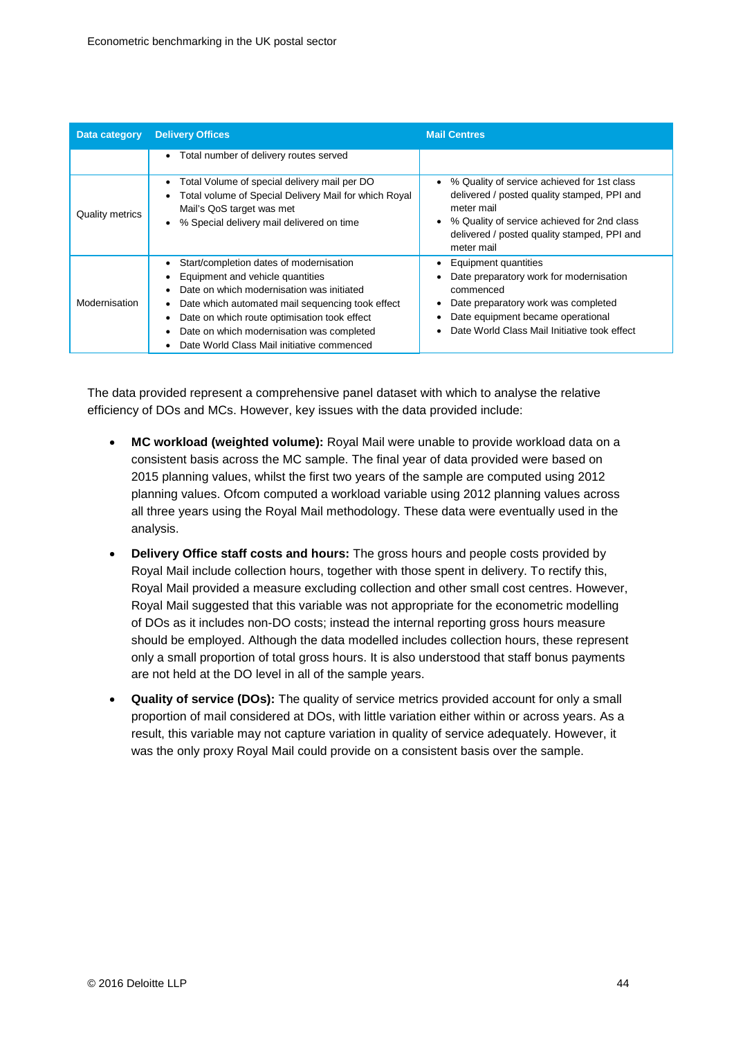| Data category | Delivery Offices | Mail Centres |
|---|---|---|
| | • Total number of delivery routes served | |
| Quality metrics | • Total Volume of special delivery mail per DO<br>• Total volume of Special Delivery Mail for which Royal Mail's QoS target was met<br>• % Special delivery mail delivered on time | • % Quality of service achieved for 1st class delivered / posted quality stamped, PPI and meter mail<br>• % Quality of service achieved for 2nd class delivered / posted quality stamped, PPI and meter mail |
| Modernisation | • Start/completion dates of modernisation<br>• Equipment and vehicle quantities<br>• Date on which modernisation was initiated<br>• Date which automated mail sequencing took effect<br>• Date on which route optimisation took effect<br>• Date on which modernisation was completed<br>• Date World Class Mail initiative commenced | • Equipment quantities<br>• Date preparatory work for modernisation commenced<br>• Date preparatory work was completed<br>• Date equipment became operational<br>• Date World Class Mail Initiative took effect |

The data provided represent a comprehensive panel dataset with which to analyse the relative efficiency of DOs and MCs. However, key issues with the data provided include:

- **MC workload (weighted volume):** Royal Mail were unable to provide workload data on a consistent basis across the MC sample. The final year of data provided were based on 2015 planning values, whilst the first two years of the sample are computed using 2012 planning values. Ofcom computed a workload variable using 2012 planning values across all three years using the Royal Mail methodology. These data were eventually used in the analysis.
- **Delivery Office staff costs and hours:** The gross hours and people costs provided by Royal Mail include collection hours, together with those spent in delivery. To rectify this, Royal Mail provided a measure excluding collection and other small cost centres. However, Royal Mail suggested that this variable was not appropriate for the econometric modelling of DOs as it includes non-DO costs; instead the internal reporting gross hours measure should be employed. Although the data modelled includes collection hours, these represent only a small proportion of total gross hours. It is also understood that staff bonus payments are not held at the DO level in all of the sample years.
- **Quality of service (DOs):** The quality of service metrics provided account for only a small proportion of mail considered at DOs, with little variation either within or across years. As a result, this variable may not capture variation in quality of service adequately. However, it was the only proxy Royal Mail could provide on a consistent basis over the sample.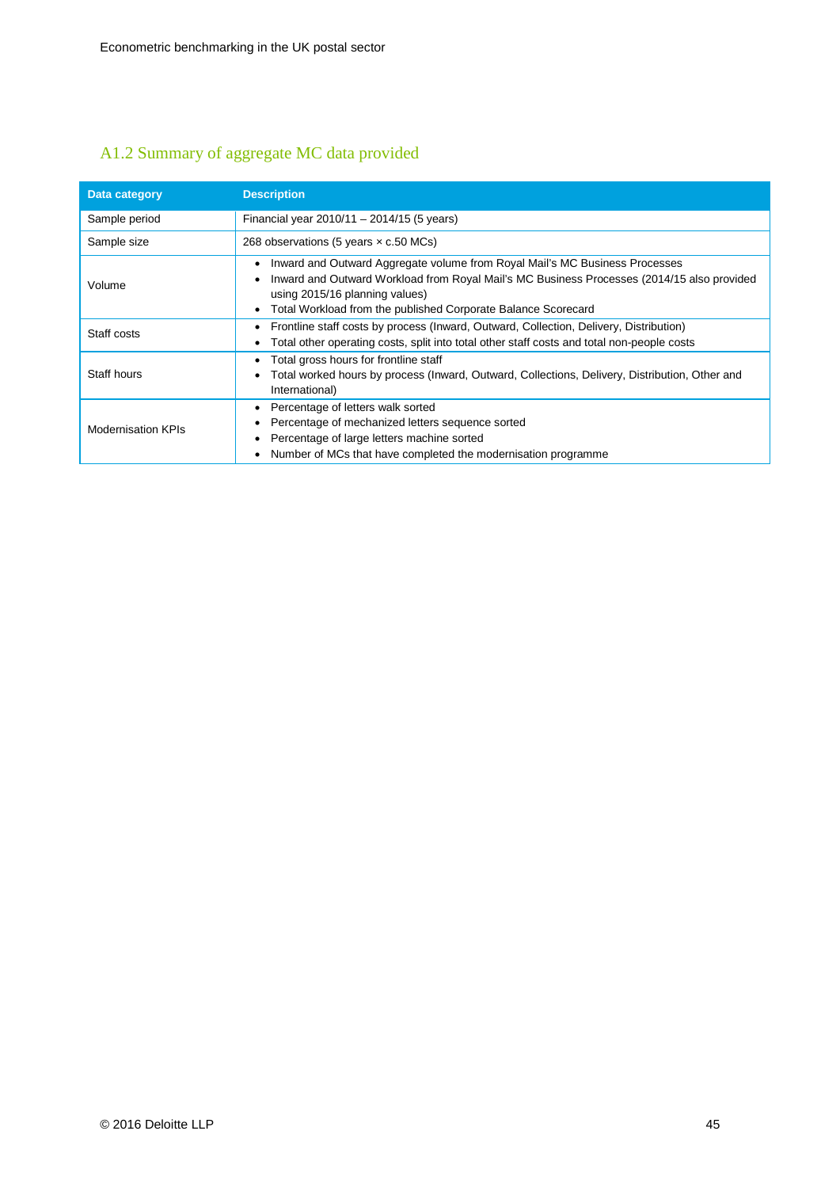## A1.2 Summary of aggregate MC data provided

| Data category | Description |
|---|---|
| Sample period | Financial year 2010/11 – 2014/15 (5 years) |
| Sample size | 268 observations (5 years × c.50 MCs) |
| Volume | • Inward and Outward Aggregate volume from Royal Mail's MC Business Processes<br>• Inward and Outward Workload from Royal Mail's MC Business Processes (2014/15 also provided using 2015/16 planning values)<br>• Total Workload from the published Corporate Balance Scorecard |
| Staff costs | • Frontline staff costs by process (Inward, Outward, Collection, Delivery, Distribution)<br>• Total other operating costs, split into total other staff costs and total non-people costs |
| Staff hours | • Total gross hours for frontline staff<br>• Total worked hours by process (Inward, Outward, Collections, Delivery, Distribution, Other and International) |
| Modernisation KPIs | • Percentage of letters walk sorted<br>• Percentage of mechanized letters sequence sorted<br>• Percentage of large letters machine sorted<br>• Number of MCs that have completed the modernisation programme |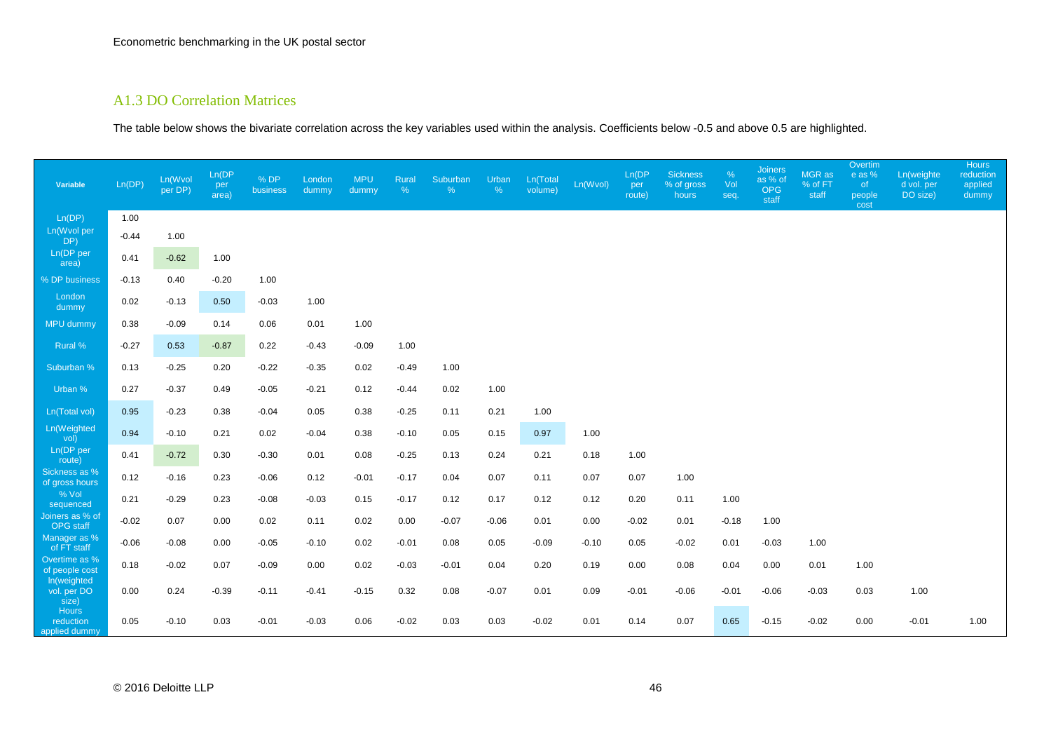### A1.3 DO Correlation Matrices

The table below shows the bivariate correlation across the key variables used within the analysis. Coefficients below -0.5 and above 0.5 are highlighted.

| Variable | Ln(DP) | Ln(Wvol per DP) | Ln(DP per area) | % DP business | London dummy | MPU dummy | Rural % | Suburban % | Urban % | Ln(Total volume) | Ln(Wvol) | Ln(DP per route) | Sickness % of gross hours | % Vol seq. | Joiners as % of OPG staff | MGR as % of FT staff | Overtime as % of people cost | Ln(weighted vol. per DO size) | Hours reduction applied dummy |
|---|---|---|---|---|---|---|---|---|---|---|---|---|---|---|---|---|---|---|---|
| Ln(DP) | 1.00 | | | | | | | | | | | | | | | | | | |
| Ln(Wvol per DP) | -0.44 | 1.00 | | | | | | | | | | | | | | | | | |
| Ln(DP per area) | 0.41 | -0.62 | 1.00 | | | | | | | | | | | | | | | | |
| % DP business | -0.13 | 0.40 | -0.20 | 1.00 | | | | | | | | | | | | | | | |
| London dummy | 0.02 | -0.13 | 0.50 | -0.03 | 1.00 | | | | | | | | | | | | | | |
| MPU dummy | 0.38 | -0.09 | 0.14 | 0.06 | 0.01 | 1.00 | | | | | | | | | | | | | |
| Rural % | -0.27 | 0.53 | -0.87 | 0.22 | -0.43 | -0.09 | 1.00 | | | | | | | | | | | | |
| Suburban % | 0.13 | -0.25 | 0.20 | -0.22 | -0.35 | 0.02 | -0.49 | 1.00 | | | | | | | | | | | |
| Urban % | 0.27 | -0.37 | 0.49 | -0.05 | -0.21 | 0.12 | -0.44 | 0.02 | 1.00 | | | | | | | | | | |
| Ln(Total vol) | 0.95 | -0.23 | 0.38 | -0.04 | 0.05 | 0.38 | -0.25 | 0.11 | 0.21 | 1.00 | | | | | | | | | |
| Ln(Weighted vol) | 0.94 | -0.10 | 0.21 | 0.02 | -0.04 | 0.38 | -0.10 | 0.05 | 0.15 | 0.97 | 1.00 | | | | | | | | |
| Ln(DP per route) | 0.41 | -0.72 | 0.30 | -0.30 | 0.01 | 0.08 | -0.25 | 0.13 | 0.24 | 0.21 | 0.18 | 1.00 | | | | | | | |
| Sickness as % of gross hours | 0.12 | -0.16 | 0.23 | -0.06 | 0.12 | -0.01 | -0.17 | 0.04 | 0.07 | 0.11 | 0.07 | 0.07 | 1.00 | | | | | | |
| % Vol sequenced | 0.21 | -0.29 | 0.23 | -0.08 | -0.03 | 0.15 | -0.17 | 0.12 | 0.17 | 0.12 | 0.12 | 0.20 | 0.11 | 1.00 | | | | | |
| Joiners as % of OPG staff | -0.02 | 0.07 | 0.00 | 0.02 | 0.11 | 0.02 | 0.00 | -0.07 | -0.06 | 0.01 | 0.00 | -0.02 | 0.01 | -0.18 | 1.00 | | | | |
| Manager as % of FT staff | -0.06 | -0.08 | 0.00 | -0.05 | -0.10 | 0.02 | -0.01 | 0.08 | 0.05 | -0.09 | -0.10 | 0.05 | -0.02 | 0.01 | -0.03 | 1.00 | | | |
| Overtime as % of people cost | 0.18 | -0.02 | 0.07 | -0.09 | 0.00 | 0.02 | -0.03 | -0.01 | 0.04 | 0.20 | 0.19 | 0.00 | 0.08 | 0.04 | 0.00 | 0.01 | 1.00 | | |
| ln(weighted vol. per DO size) | 0.00 | 0.24 | -0.39 | -0.11 | -0.41 | -0.15 | 0.32 | 0.08 | -0.07 | 0.01 | 0.09 | -0.01 | -0.06 | -0.01 | -0.06 | -0.03 | 0.03 | 1.00 | |
| Hours reduction applied dummy | 0.05 | -0.10 | 0.03 | -0.01 | -0.03 | 0.06 | -0.02 | 0.03 | 0.03 | -0.02 | 0.01 | 0.14 | 0.07 | 0.65 | -0.15 | -0.02 | 0.00 | -0.01 | 1.00 |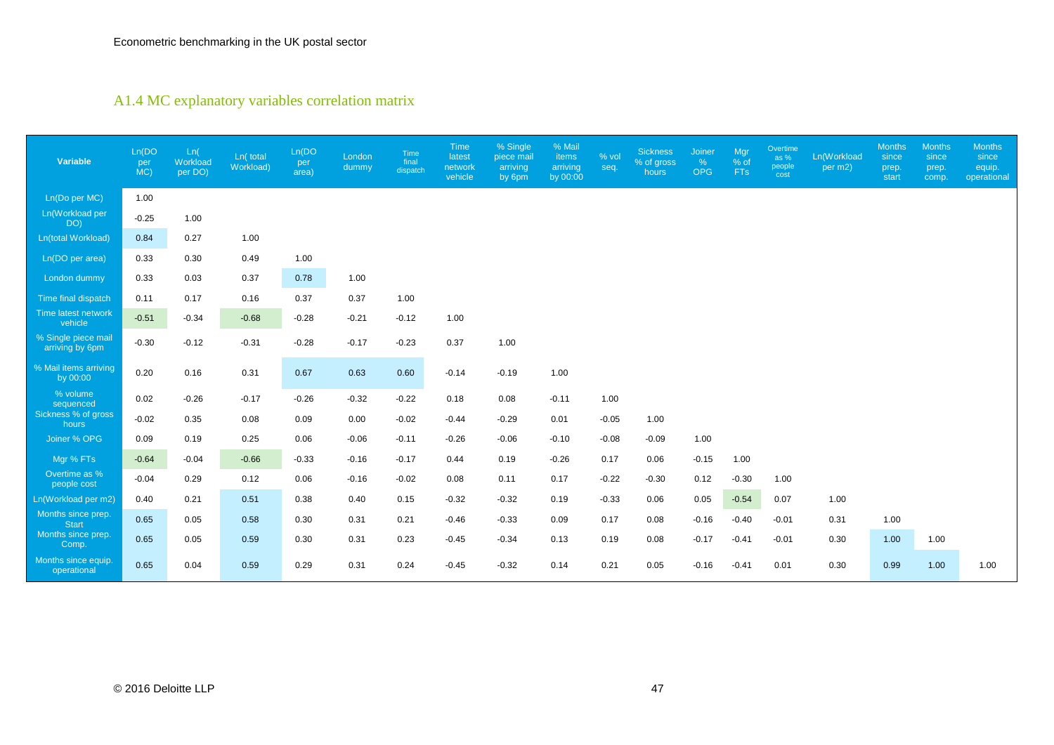## A1.4 MC explanatory variables correlation matrix

| Variable | Ln(DO per MC) | Ln( Workload per DO) | Ln( total Workload) | Ln(DO per area) | London dummy | Time final dispatch | Time latest network vehicle | % Single piece mail arriving by 6pm | % Mail items arriving by 00:00 | % vol seq. | Sickness % of gross hours | Joiner % OPG | Mgr % of FTs | Overtime as % people cost | Ln(Workload per m2) | Months since prep. start | Months since prep. comp. | Months since equip. operational |
|---|---|---|---|---|---|---|---|---|---|---|---|---|---|---|---|---|---|---|
| Ln(Do per MC) | 1.00 | | | | | | | | | | | | | | | | | |
| Ln(Workload per DO) | -0.25 | 1.00 | | | | | | | | | | | | | | | | |
| Ln(total Workload) | 0.84 | 0.27 | 1.00 | | | | | | | | | | | | | | | |
| Ln(DO per area) | 0.33 | 0.30 | 0.49 | 1.00 | | | | | | | | | | | | | | |
| London dummy | 0.33 | 0.03 | 0.37 | 0.78 | 1.00 | | | | | | | | | | | | | |
| Time final dispatch | 0.11 | 0.17 | 0.16 | 0.37 | 0.37 | 1.00 | | | | | | | | | | | | |
| Time latest network vehicle | -0.51 | -0.34 | -0.68 | -0.28 | -0.21 | -0.12 | 1.00 | | | | | | | | | | | |
| % Single piece mail arriving by 6pm | -0.30 | -0.12 | -0.31 | -0.28 | -0.17 | -0.23 | 0.37 | 1.00 | | | | | | | | | | |
| % Mail items arriving by 00:00 | 0.20 | 0.16 | 0.31 | 0.67 | 0.63 | 0.60 | -0.14 | -0.19 | 1.00 | | | | | | | | | |
| % volume sequenced | 0.02 | -0.26 | -0.17 | -0.26 | -0.32 | -0.22 | 0.18 | 0.08 | -0.11 | 1.00 | | | | | | | | |
| Sickness % of gross hours | -0.02 | 0.35 | 0.08 | 0.09 | 0.00 | -0.02 | -0.44 | -0.29 | 0.01 | -0.05 | 1.00 | | | | | | | |
| Joiner % OPG | 0.09 | 0.19 | 0.25 | 0.06 | -0.06 | -0.11 | -0.26 | -0.06 | -0.10 | -0.08 | -0.09 | 1.00 | | | | | | |
| Mgr % FTs | -0.64 | -0.04 | -0.66 | -0.33 | -0.16 | -0.17 | 0.44 | 0.19 | -0.26 | 0.17 | 0.06 | -0.15 | 1.00 | | | | | |
| Overtime as % people cost | -0.04 | 0.29 | 0.12 | 0.06 | -0.16 | -0.02 | 0.08 | 0.11 | 0.17 | -0.22 | -0.30 | 0.12 | -0.30 | 1.00 | | | | |
| Ln(Workload per m2) | 0.40 | 0.21 | 0.51 | 0.38 | 0.40 | 0.15 | -0.32 | -0.32 | 0.19 | -0.33 | 0.06 | 0.05 | -0.54 | 0.07 | 1.00 | | | |
| Months since prep. Start | 0.65 | 0.05 | 0.58 | 0.30 | 0.31 | 0.21 | -0.46 | -0.33 | 0.09 | 0.17 | 0.08 | -0.16 | -0.40 | -0.01 | 0.31 | 1.00 | | |
| Months since prep. Comp. | 0.65 | 0.05 | 0.59 | 0.30 | 0.31 | 0.23 | -0.45 | -0.34 | 0.13 | 0.19 | 0.08 | -0.17 | -0.41 | -0.01 | 0.30 | 1.00 | 1.00 | |
| Months since equip. operational | 0.65 | 0.04 | 0.59 | 0.29 | 0.31 | 0.24 | -0.45 | -0.32 | 0.14 | 0.21 | 0.05 | -0.16 | -0.41 | 0.01 | 0.30 | 0.99 | 1.00 | 1.00 |

© 2016 Deloitte LLP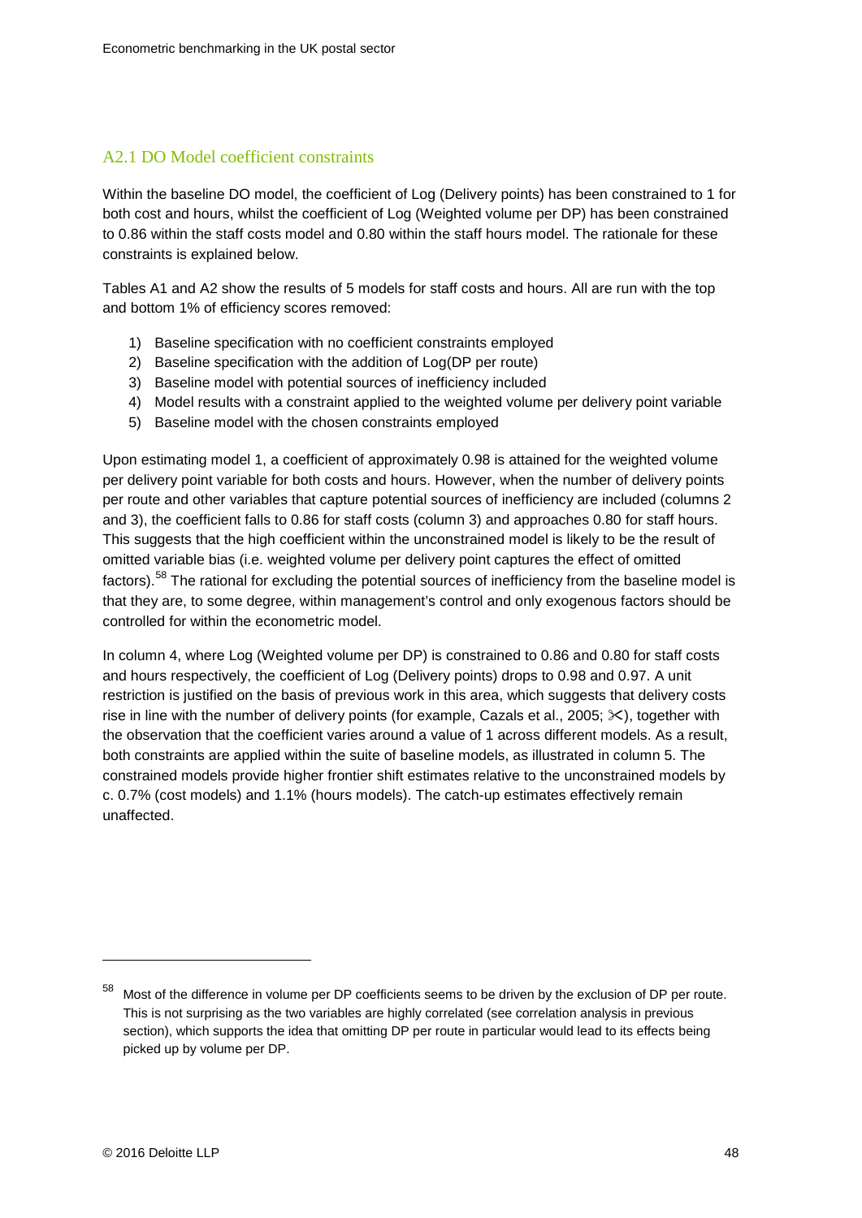## A2.1 DO Model coefficient constraints

Within the baseline DO model, the coefficient of Log (Delivery points) has been constrained to 1 for both cost and hours, whilst the coefficient of Log (Weighted volume per DP) has been constrained to 0.86 within the staff costs model and 0.80 within the staff hours model. The rationale for these constraints is explained below.

Tables A1 and A2 show the results of 5 models for staff costs and hours. All are run with the top and bottom 1% of efficiency scores removed:

1) Baseline specification with no coefficient constraints employed
2) Baseline specification with the addition of Log(DP per route)
3) Baseline model with potential sources of inefficiency included
4) Model results with a constraint applied to the weighted volume per delivery point variable
5) Baseline model with the chosen constraints employed

Upon estimating model 1, a coefficient of approximately 0.98 is attained for the weighted volume per delivery point variable for both costs and hours. However, when the number of delivery points per route and other variables that capture potential sources of inefficiency are included (columns 2 and 3), the coefficient falls to 0.86 for staff costs (column 3) and approaches 0.80 for staff hours. This suggests that the high coefficient within the unconstrained model is likely to be the result of omitted variable bias (i.e. weighted volume per delivery point captures the effect of omitted factors).[58] The rational for excluding the potential sources of inefficiency from the baseline model is that they are, to some degree, within management's control and only exogenous factors should be controlled for within the econometric model.

In column 4, where Log (Weighted volume per DP) is constrained to 0.86 and 0.80 for staff costs and hours respectively, the coefficient of Log (Delivery points) drops to 0.98 and 0.97. A unit restriction is justified on the basis of previous work in this area, which suggests that delivery costs rise in line with the number of delivery points (for example, Cazals et al., 2005; ✂), together with the observation that the coefficient varies around a value of 1 across different models. As a result, both constraints are applied within the suite of baseline models, as illustrated in column 5. The constrained models provide higher frontier shift estimates relative to the unconstrained models by c. 0.7% (cost models) and 1.1% (hours models). The catch-up estimates effectively remain unaffected.

[58] Most of the difference in volume per DP coefficients seems to be driven by the exclusion of DP per route. This is not surprising as the two variables are highly correlated (see correlation analysis in previous section), which supports the idea that omitting DP per route in particular would lead to its effects being picked up by volume per DP.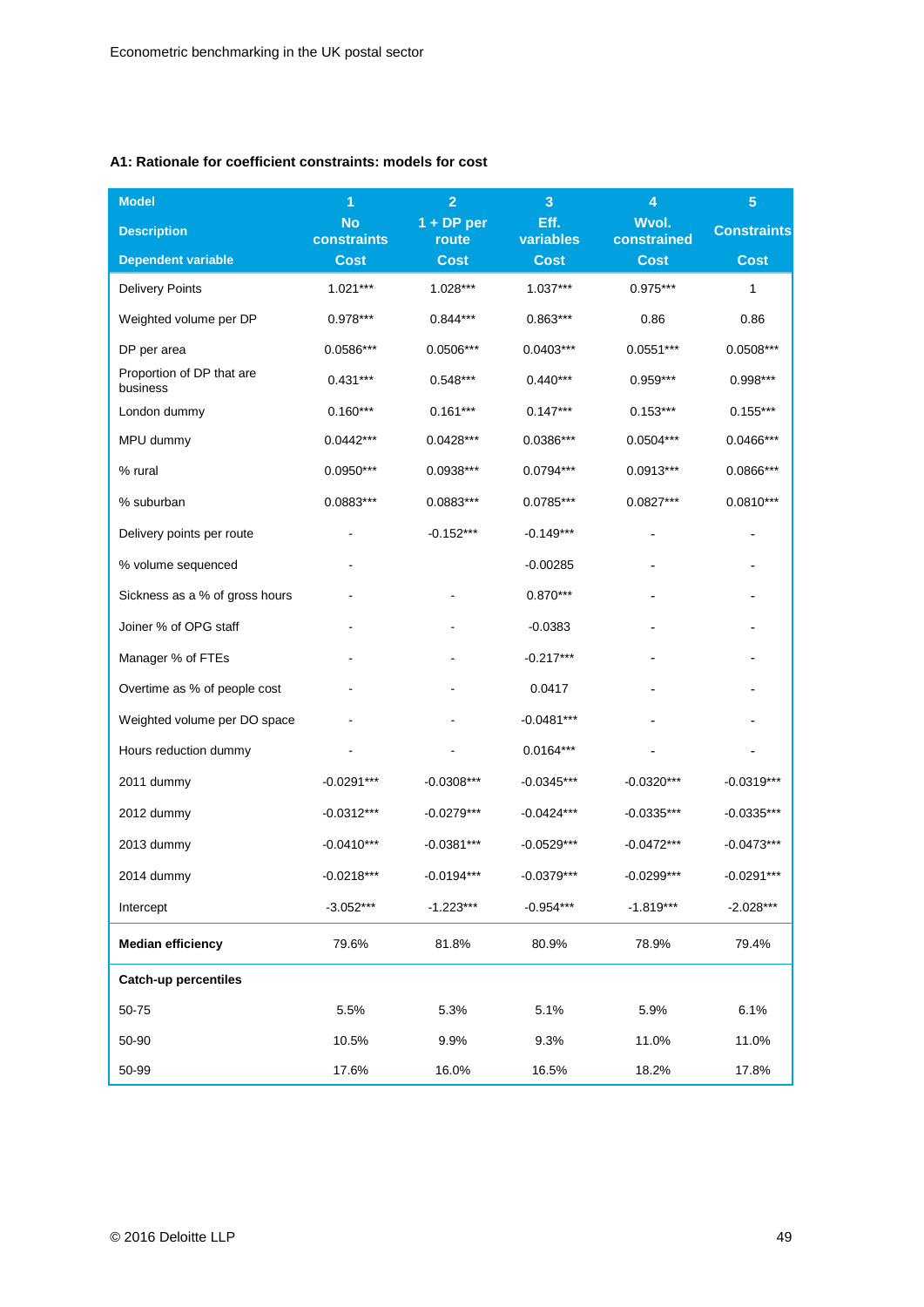**A1: Rationale for coefficient constraints: models for cost**

| Model | 1 | 2 | 3 | 4 | 5 |
|---|---|---|---|---|---|
| Description | No constraints | 1 + DP per route | Eff. variables | Wvol. constrained | Constraints |
| Dependent variable | Cost | Cost | Cost | Cost | Cost |
| Delivery Points | 1.021*** | 1.028*** | 1.037*** | 0.975*** | 1 |
| Weighted volume per DP | 0.978*** | 0.844*** | 0.863*** | 0.86 | 0.86 |
| DP per area | 0.0586*** | 0.0506*** | 0.0403*** | 0.0551*** | 0.0508*** |
| Proportion of DP that are business | 0.431*** | 0.548*** | 0.440*** | 0.959*** | 0.998*** |
| London dummy | 0.160*** | 0.161*** | 0.147*** | 0.153*** | 0.155*** |
| MPU dummy | 0.0442*** | 0.0428*** | 0.0386*** | 0.0504*** | 0.0466*** |
| % rural | 0.0950*** | 0.0938*** | 0.0794*** | 0.0913*** | 0.0866*** |
| % suburban | 0.0883*** | 0.0883*** | 0.0785*** | 0.0827*** | 0.0810*** |
| Delivery points per route | - | -0.152*** | -0.149*** | - | - |
| % volume sequenced | - | | -0.00285 | - | - |
| Sickness as a % of gross hours | - | - | 0.870*** | - | - |
| Joiner % of OPG staff | - | - | -0.0383 | - | - |
| Manager % of FTEs | - | - | -0.217*** | - | - |
| Overtime as % of people cost | - | - | 0.0417 | - | - |
| Weighted volume per DO space | - | - | -0.0481*** | - | - |
| Hours reduction dummy | - | - | 0.0164*** | - | - |
| 2011 dummy | -0.0291*** | -0.0308*** | -0.0345*** | -0.0320*** | -0.0319*** |
| 2012 dummy | -0.0312*** | -0.0279*** | -0.0424*** | -0.0335*** | -0.0335*** |
| 2013 dummy | -0.0410*** | -0.0381*** | -0.0529*** | -0.0472*** | -0.0473*** |
| 2014 dummy | -0.0218*** | -0.0194*** | -0.0379*** | -0.0299*** | -0.0291*** |
| Intercept | -3.052*** | -1.223*** | -0.954*** | -1.819*** | -2.028*** |
| **Median efficiency** | 79.6% | 81.8% | 80.9% | 78.9% | 79.4% |
| **Catch-up percentiles** | | | | | |
| 50-75 | 5.5% | 5.3% | 5.1% | 5.9% | 6.1% |
| 50-90 | 10.5% | 9.9% | 9.3% | 11.0% | 11.0% |
| 50-99 | 17.6% | 16.0% | 16.5% | 18.2% | 17.8% |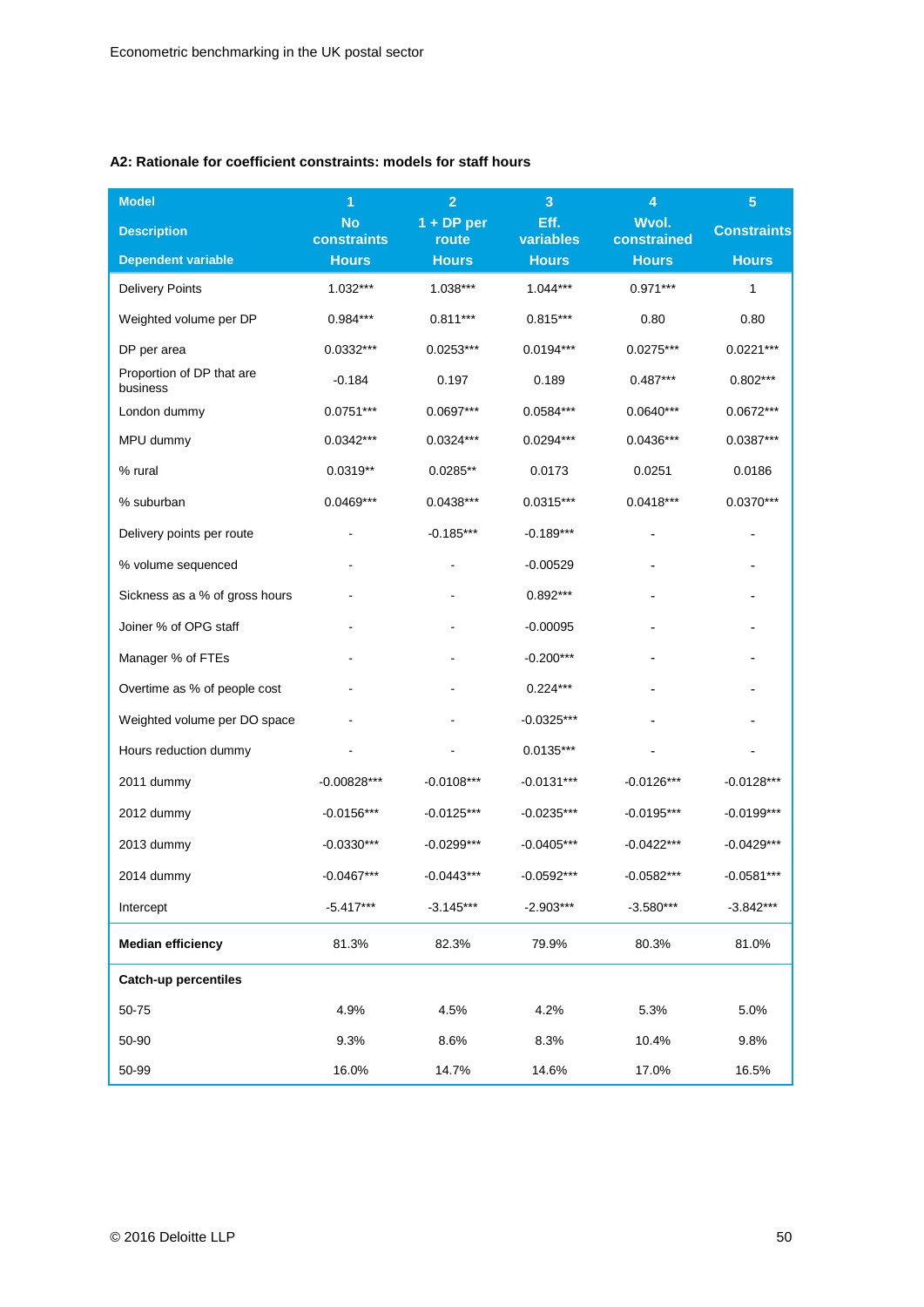**A2: Rationale for coefficient constraints: models for staff hours**

| Model | 1 | 2 | 3 | 4 | 5 |
|---|---|---|---|---|---|
| Description | No constraints | 1 + DP per route | Eff. variables | Wvol. constrained | Constraints |
| Dependent variable | Hours | Hours | Hours | Hours | Hours |
| Delivery Points | 1.032*** | 1.038*** | 1.044*** | 0.971*** | 1 |
| Weighted volume per DP | 0.984*** | 0.811*** | 0.815*** | 0.80 | 0.80 |
| DP per area | 0.0332*** | 0.0253*** | 0.0194*** | 0.0275*** | 0.0221*** |
| Proportion of DP that are business | -0.184 | 0.197 | 0.189 | 0.487*** | 0.802*** |
| London dummy | 0.0751*** | 0.0697*** | 0.0584*** | 0.0640*** | 0.0672*** |
| MPU dummy | 0.0342*** | 0.0324*** | 0.0294*** | 0.0436*** | 0.0387*** |
| % rural | 0.0319** | 0.0285** | 0.0173 | 0.0251 | 0.0186 |
| % suburban | 0.0469*** | 0.0438*** | 0.0315*** | 0.0418*** | 0.0370*** |
| Delivery points per route | - | -0.185*** | -0.189*** | - | - |
| % volume sequenced | - | - | -0.00529 | - | - |
| Sickness as a % of gross hours | - | - | 0.892*** | - | - |
| Joiner % of OPG staff | - | - | -0.00095 | - | - |
| Manager % of FTEs | - | - | -0.200*** | - | - |
| Overtime as % of people cost | - | - | 0.224*** | - | - |
| Weighted volume per DO space | - | - | -0.0325*** | - | - |
| Hours reduction dummy | - | - | 0.0135*** | - | - |
| 2011 dummy | -0.00828*** | -0.0108*** | -0.0131*** | -0.0126*** | -0.0128*** |
| 2012 dummy | -0.0156*** | -0.0125*** | -0.0235*** | -0.0195*** | -0.0199*** |
| 2013 dummy | -0.0330*** | -0.0299*** | -0.0405*** | -0.0422*** | -0.0429*** |
| 2014 dummy | -0.0467*** | -0.0443*** | -0.0592*** | -0.0582*** | -0.0581*** |
| Intercept | -5.417*** | -3.145*** | -2.903*** | -3.580*** | -3.842*** |
| **Median efficiency** | 81.3% | 82.3% | 79.9% | 80.3% | 81.0% |
| **Catch-up percentiles** | | | | | |
| 50-75 | 4.9% | 4.5% | 4.2% | 5.3% | 5.0% |
| 50-90 | 9.3% | 8.6% | 8.3% | 10.4% | 9.8% |
| 50-99 | 16.0% | 14.7% | 14.6% | 17.0% | 16.5% |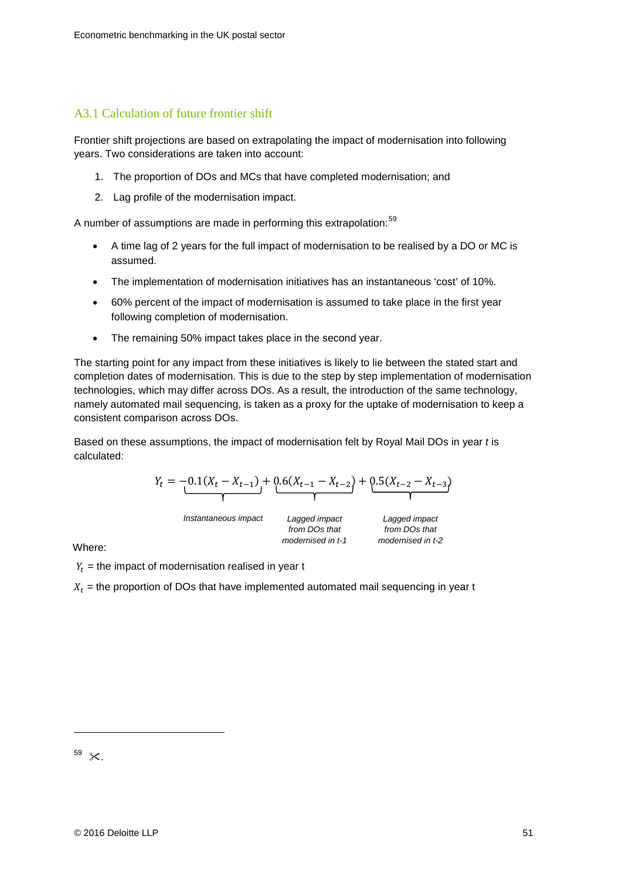## A3.1 Calculation of future frontier shift

Frontier shift projections are based on extrapolating the impact of modernisation into following years. Two considerations are taken into account:

1. The proportion of DOs and MCs that have completed modernisation; and
2. Lag profile of the modernisation impact.

A number of assumptions are made in performing this extrapolation:[59]

- A time lag of 2 years for the full impact of modernisation to be realised by a DO or MC is assumed.
- The implementation of modernisation initiatives has an instantaneous 'cost' of 10%.
- 60% percent of the impact of modernisation is assumed to take place in the first year following completion of modernisation.
- The remaining 50% impact takes place in the second year.

The starting point for any impact from these initiatives is likely to lie between the stated start and completion dates of modernisation. This is due to the step by step implementation of modernisation technologies, which may differ across DOs. As a result, the introduction of the same technology, namely automated mail sequencing, is taken as a proxy for the uptake of modernisation to keep a consistent comparison across DOs.

Based on these assumptions, the impact of modernisation felt by Royal Mail DOs in year *t* is calculated:

$$Y_t = \underbrace{-0.1(X_t - X_{t-1})}_{\text{Instantaneous impact}} + \underbrace{0.6(X_{t-1} - X_{t-2})}_{\text{Lagged impact from DOs that modernised in t-1}} + \underbrace{0.5(X_{t-2} - X_{t-3})}_{\text{Lagged impact from DOs that modernised in t-2}}$$

Where:

$Y_t$ = the impact of modernisation realised in year t

$X_t$ = the proportion of DOs that have implemented automated mail sequencing in year t

---

[59] ✂.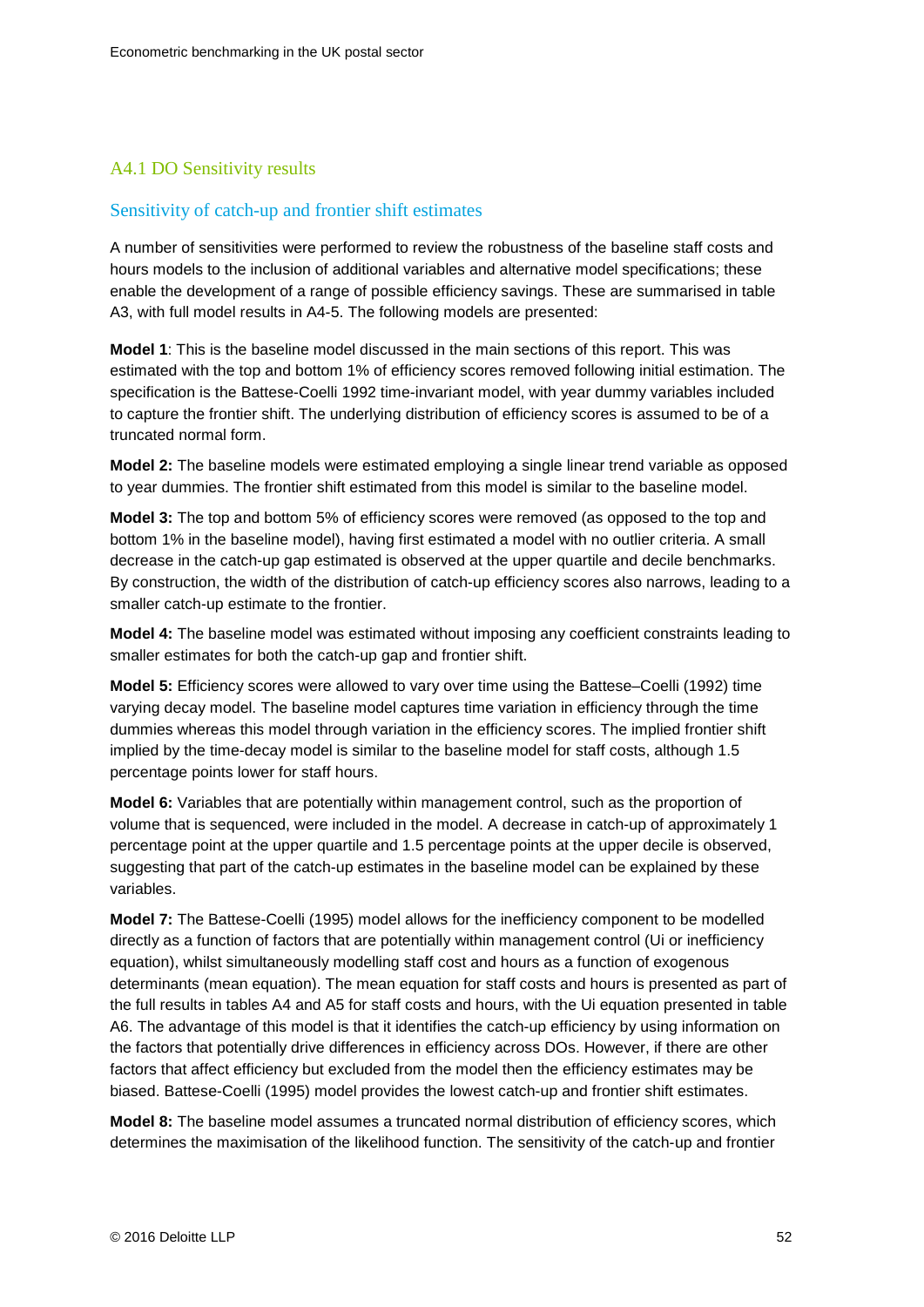## A4.1 DO Sensitivity results

### Sensitivity of catch-up and frontier shift estimates

A number of sensitivities were performed to review the robustness of the baseline staff costs and hours models to the inclusion of additional variables and alternative model specifications; these enable the development of a range of possible efficiency savings. These are summarised in table A3, with full model results in A4-5. The following models are presented:

**Model 1**: This is the baseline model discussed in the main sections of this report. This was estimated with the top and bottom 1% of efficiency scores removed following initial estimation. The specification is the Battese-Coelli 1992 time-invariant model, with year dummy variables included to capture the frontier shift. The underlying distribution of efficiency scores is assumed to be of a truncated normal form.

**Model 2:** The baseline models were estimated employing a single linear trend variable as opposed to year dummies. The frontier shift estimated from this model is similar to the baseline model.

**Model 3:** The top and bottom 5% of efficiency scores were removed (as opposed to the top and bottom 1% in the baseline model), having first estimated a model with no outlier criteria. A small decrease in the catch-up gap estimated is observed at the upper quartile and decile benchmarks. By construction, the width of the distribution of catch-up efficiency scores also narrows, leading to a smaller catch-up estimate to the frontier.

**Model 4:** The baseline model was estimated without imposing any coefficient constraints leading to smaller estimates for both the catch-up gap and frontier shift.

**Model 5:** Efficiency scores were allowed to vary over time using the Battese–Coelli (1992) time varying decay model. The baseline model captures time variation in efficiency through the time dummies whereas this model through variation in the efficiency scores. The implied frontier shift implied by the time-decay model is similar to the baseline model for staff costs, although 1.5 percentage points lower for staff hours.

**Model 6:** Variables that are potentially within management control, such as the proportion of volume that is sequenced, were included in the model. A decrease in catch-up of approximately 1 percentage point at the upper quartile and 1.5 percentage points at the upper decile is observed, suggesting that part of the catch-up estimates in the baseline model can be explained by these variables.

**Model 7:** The Battese-Coelli (1995) model allows for the inefficiency component to be modelled directly as a function of factors that are potentially within management control (Ui or inefficiency equation), whilst simultaneously modelling staff cost and hours as a function of exogenous determinants (mean equation). The mean equation for staff costs and hours is presented as part of the full results in tables A4 and A5 for staff costs and hours, with the Ui equation presented in table A6. The advantage of this model is that it identifies the catch-up efficiency by using information on the factors that potentially drive differences in efficiency across DOs. However, if there are other factors that affect efficiency but excluded from the model then the efficiency estimates may be biased. Battese-Coelli (1995) model provides the lowest catch-up and frontier shift estimates.

**Model 8:** The baseline model assumes a truncated normal distribution of efficiency scores, which determines the maximisation of the likelihood function. The sensitivity of the catch-up and frontier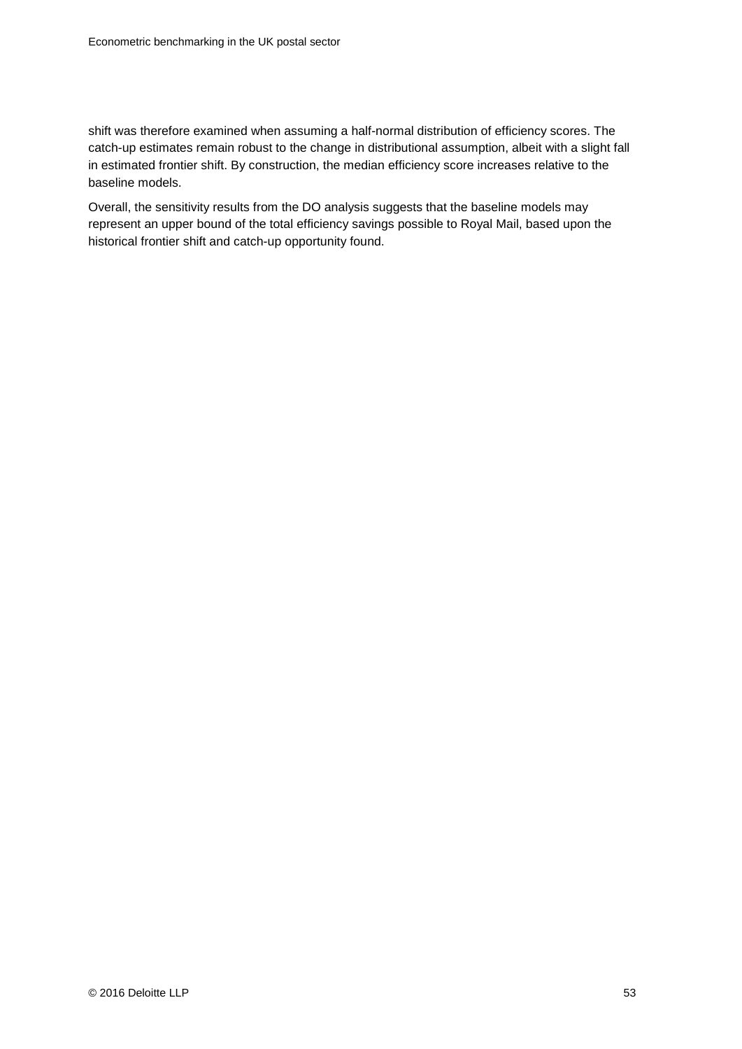shift was therefore examined when assuming a half-normal distribution of efficiency scores. The catch-up estimates remain robust to the change in distributional assumption, albeit with a slight fall in estimated frontier shift. By construction, the median efficiency score increases relative to the baseline models.

Overall, the sensitivity results from the DO analysis suggests that the baseline models may represent an upper bound of the total efficiency savings possible to Royal Mail, based upon the historical frontier shift and catch-up opportunity found.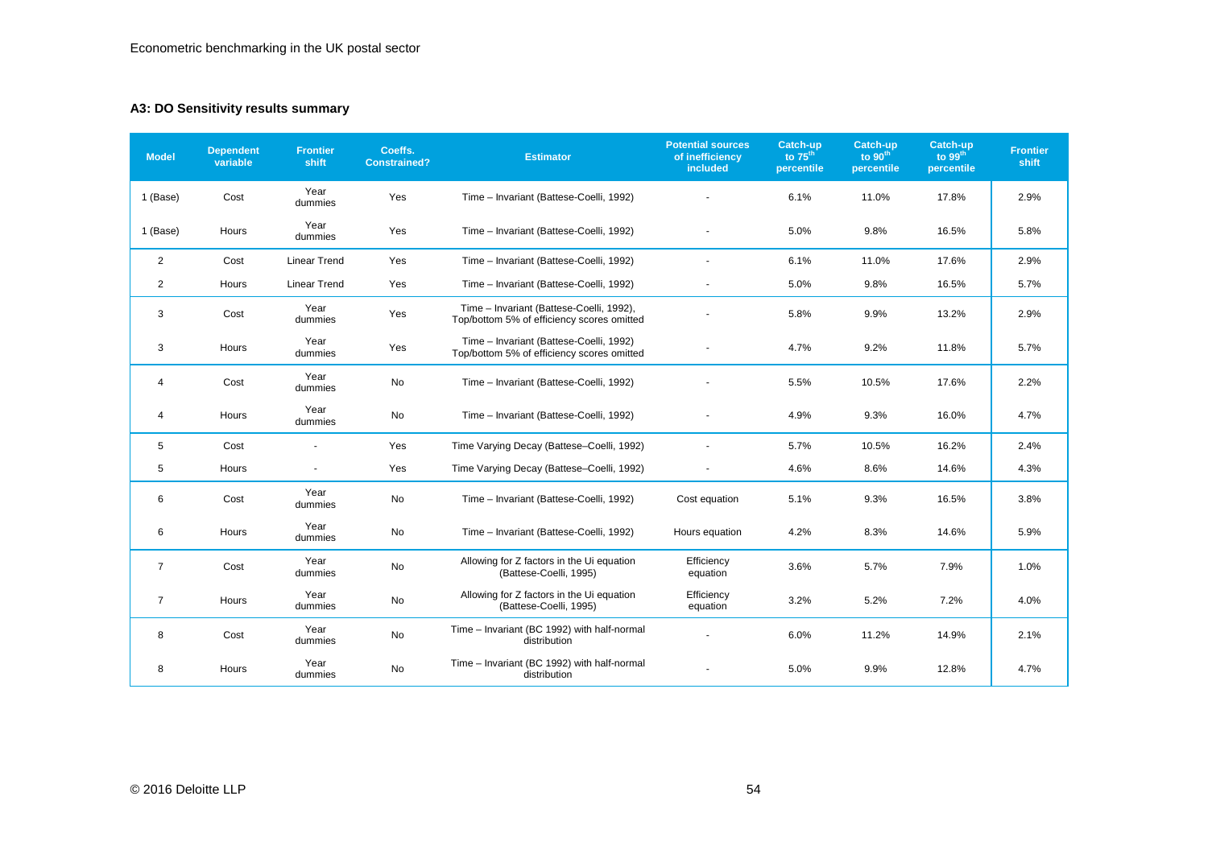### A3: DO Sensitivity results summary

| Model | Dependent variable | Frontier shift | Coeffs. Constrained? | Estimator | Potential sources of inefficiency included | Catch-up to 75th percentile | Catch-up to 90th percentile | Catch-up to 99th percentile | Frontier shift |
|---|---|---|---|---|---|---|---|---|---|
| 1 (Base) | Cost | Year dummies | Yes | Time – Invariant (Battese-Coelli, 1992) | - | 6.1% | 11.0% | 17.8% | 2.9% |
| 1 (Base) | Hours | Year dummies | Yes | Time – Invariant (Battese-Coelli, 1992) | - | 5.0% | 9.8% | 16.5% | 5.8% |
| 2 | Cost | Linear Trend | Yes | Time – Invariant (Battese-Coelli, 1992) | - | 6.1% | 11.0% | 17.6% | 2.9% |
| 2 | Hours | Linear Trend | Yes | Time – Invariant (Battese-Coelli, 1992) | - | 5.0% | 9.8% | 16.5% | 5.7% |
| 3 | Cost | Year dummies | Yes | Time – Invariant (Battese-Coelli, 1992), Top/bottom 5% of efficiency scores omitted | - | 5.8% | 9.9% | 13.2% | 2.9% |
| 3 | Hours | Year dummies | Yes | Time – Invariant (Battese-Coelli, 1992) Top/bottom 5% of efficiency scores omitted | - | 4.7% | 9.2% | 11.8% | 5.7% |
| 4 | Cost | Year dummies | No | Time – Invariant (Battese-Coelli, 1992) | - | 5.5% | 10.5% | 17.6% | 2.2% |
| 4 | Hours | Year dummies | No | Time – Invariant (Battese-Coelli, 1992) | - | 4.9% | 9.3% | 16.0% | 4.7% |
| 5 | Cost | - | Yes | Time Varying Decay (Battese–Coelli, 1992) | - | 5.7% | 10.5% | 16.2% | 2.4% |
| 5 | Hours | - | Yes | Time Varying Decay (Battese–Coelli, 1992) | - | 4.6% | 8.6% | 14.6% | 4.3% |
| 6 | Cost | Year dummies | No | Time – Invariant (Battese-Coelli, 1992) | Cost equation | 5.1% | 9.3% | 16.5% | 3.8% |
| 6 | Hours | Year dummies | No | Time – Invariant (Battese-Coelli, 1992) | Hours equation | 4.2% | 8.3% | 14.6% | 5.9% |
| 7 | Cost | Year dummies | No | Allowing for Z factors in the Ui equation (Battese-Coelli, 1995) | Efficiency equation | 3.6% | 5.7% | 7.9% | 1.0% |
| 7 | Hours | Year dummies | No | Allowing for Z factors in the Ui equation (Battese-Coelli, 1995) | Efficiency equation | 3.2% | 5.2% | 7.2% | 4.0% |
| 8 | Cost | Year dummies | No | Time – Invariant (BC 1992) with half-normal distribution | - | 6.0% | 11.2% | 14.9% | 2.1% |
| 8 | Hours | Year dummies | No | Time – Invariant (BC 1992) with half-normal distribution | - | 5.0% | 9.9% | 12.8% | 4.7% |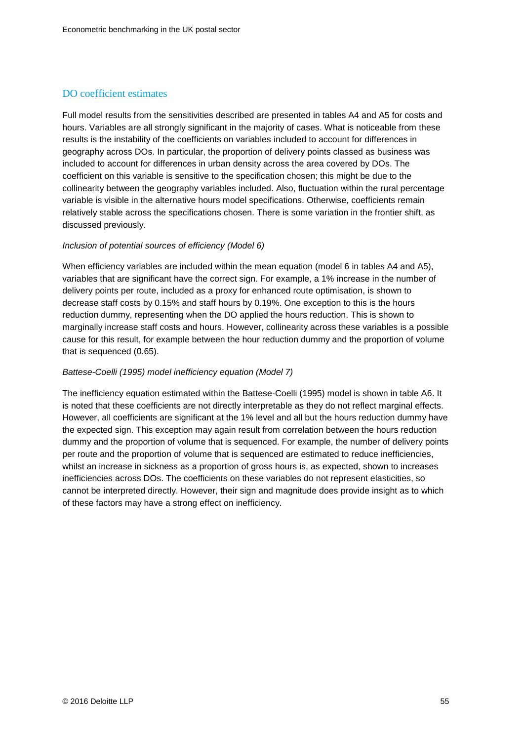## DO coefficient estimates

Full model results from the sensitivities described are presented in tables A4 and A5 for costs and hours. Variables are all strongly significant in the majority of cases. What is noticeable from these results is the instability of the coefficients on variables included to account for differences in geography across DOs. In particular, the proportion of delivery points classed as business was included to account for differences in urban density across the area covered by DOs. The coefficient on this variable is sensitive to the specification chosen; this might be due to the collinearity between the geography variables included. Also, fluctuation within the rural percentage variable is visible in the alternative hours model specifications. Otherwise, coefficients remain relatively stable across the specifications chosen. There is some variation in the frontier shift, as discussed previously.

*Inclusion of potential sources of efficiency (Model 6)*

When efficiency variables are included within the mean equation (model 6 in tables A4 and A5), variables that are significant have the correct sign. For example, a 1% increase in the number of delivery points per route, included as a proxy for enhanced route optimisation, is shown to decrease staff costs by 0.15% and staff hours by 0.19%. One exception to this is the hours reduction dummy, representing when the DO applied the hours reduction. This is shown to marginally increase staff costs and hours. However, collinearity across these variables is a possible cause for this result, for example between the hour reduction dummy and the proportion of volume that is sequenced (0.65).

*Battese-Coelli (1995) model inefficiency equation (Model 7)*

The inefficiency equation estimated within the Battese-Coelli (1995) model is shown in table A6. It is noted that these coefficients are not directly interpretable as they do not reflect marginal effects. However, all coefficients are significant at the 1% level and all but the hours reduction dummy have the expected sign. This exception may again result from correlation between the hours reduction dummy and the proportion of volume that is sequenced. For example, the number of delivery points per route and the proportion of volume that is sequenced are estimated to reduce inefficiencies, whilst an increase in sickness as a proportion of gross hours is, as expected, shown to increases inefficiencies across DOs. The coefficients on these variables do not represent elasticities, so cannot be interpreted directly. However, their sign and magnitude does provide insight as to which of these factors may have a strong effect on inefficiency.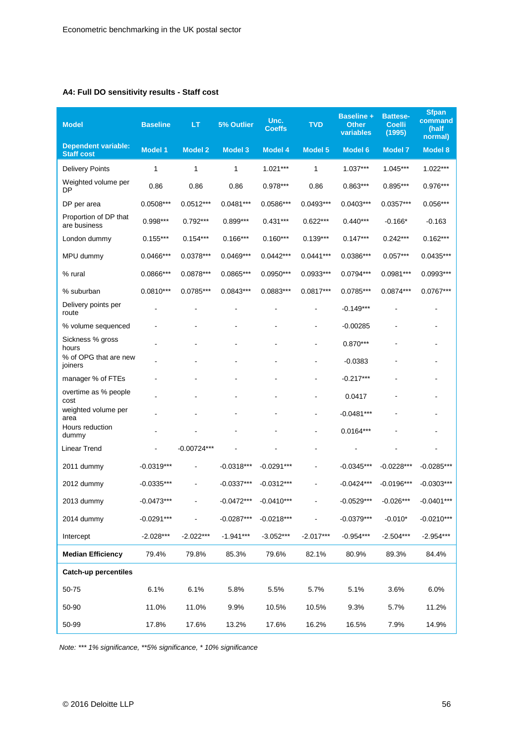**A4: Full DO sensitivity results - Staff cost**

| Model | Baseline | LT | 5% Outlier | Unc. Coeffs | TVD | Baseline + Other variables | Battese-Coelli (1995) | Sfpan command (half normal) |
|---|---|---|---|---|---|---|---|---|
| **Dependent variable: Staff cost** | **Model 1** | **Model 2** | **Model 3** | **Model 4** | **Model 5** | **Model 6** | **Model 7** | **Model 8** |
| Delivery Points | 1 | 1 | 1 | 1.021*** | 1 | 1.037*** | 1.045*** | 1.022*** |
| Weighted volume per DP | 0.86 | 0.86 | 0.86 | 0.978*** | 0.86 | 0.863*** | 0.895*** | 0.976*** |
| DP per area | 0.0508*** | 0.0512*** | 0.0481*** | 0.0586*** | 0.0493*** | 0.0403*** | 0.0357*** | 0.056*** |
| Proportion of DP that are business | 0.998*** | 0.792*** | 0.899*** | 0.431*** | 0.622*** | 0.440*** | -0.166* | -0.163 |
| London dummy | 0.155*** | 0.154*** | 0.166*** | 0.160*** | 0.139*** | 0.147*** | 0.242*** | 0.162*** |
| MPU dummy | 0.0466*** | 0.0378*** | 0.0469*** | 0.0442*** | 0.0441*** | 0.0386*** | 0.057*** | 0.0435*** |
| % rural | 0.0866*** | 0.0878*** | 0.0865*** | 0.0950*** | 0.0933*** | 0.0794*** | 0.0981*** | 0.0993*** |
| % suburban | 0.0810*** | 0.0785*** | 0.0843*** | 0.0883*** | 0.0817*** | 0.0785*** | 0.0874*** | 0.0767*** |
| Delivery points per route | - | - | - | - | - | -0.149*** | - | - |
| % volume sequenced | - | - | - | - | - | -0.00285 | - | - |
| Sickness % gross hours | - | - | - | - | - | 0.870*** | - | - |
| % of OPG that are new joiners | - | - | - | - | - | -0.0383 | - | - |
| manager % of FTEs | - | - | - | - | - | -0.217*** | - | - |
| overtime as % people cost | - | - | - | - | - | 0.0417 | - | - |
| weighted volume per area | - | - | - | - | - | -0.0481*** | - | - |
| Hours reduction dummy | - | - | - | - | - | 0.0164*** | - | - |
| Linear Trend | - | -0.00724*** | - | - | - | - | - | - |
| 2011 dummy | -0.0319*** | - | -0.0318*** | -0.0291*** | - | -0.0345*** | -0.0228*** | -0.0285*** |
| 2012 dummy | -0.0335*** | - | -0.0337*** | -0.0312*** | - | -0.0424*** | -0.0196*** | -0.0303*** |
| 2013 dummy | -0.0473*** | - | -0.0472*** | -0.0410*** | - | -0.0529*** | -0.026*** | -0.0401*** |
| 2014 dummy | -0.0291*** | - | -0.0287*** | -0.0218*** | - | -0.0379*** | -0.010* | -0.0210*** |
| Intercept | -2.028*** | -2.022*** | -1.941*** | -3.052*** | -2.017*** | -0.954*** | -2.504*** | -2.954*** |
| **Median Efficiency** | 79.4% | 79.8% | 85.3% | 79.6% | 82.1% | 80.9% | 89.3% | 84.4% |
| **Catch-up percentiles** | | | | | | | | |
| 50-75 | 6.1% | 6.1% | 5.8% | 5.5% | 5.7% | 5.1% | 3.6% | 6.0% |
| 50-90 | 11.0% | 11.0% | 9.9% | 10.5% | 10.5% | 9.3% | 5.7% | 11.2% |
| 50-99 | 17.8% | 17.6% | 13.2% | 17.6% | 16.2% | 16.5% | 7.9% | 14.9% |

*Note: *** 1% significance, **5% significance, * 10% significance*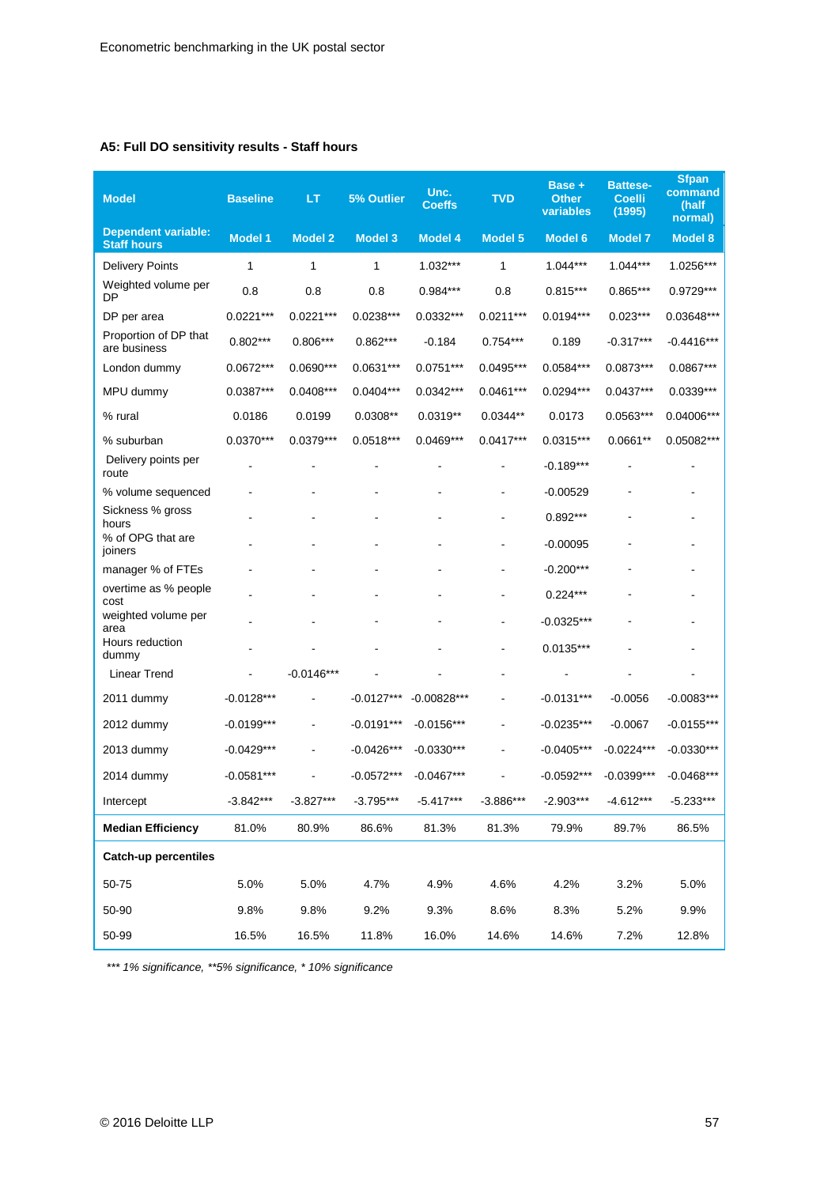**A5: Full DO sensitivity results - Staff hours**

| Model | Baseline | LT | 5% Outlier | Unc. Coeffs | TVD | Base + Other variables | Battese-Coelli (1995) | Sfpan command (half normal) |
|---|---|---|---|---|---|---|---|---|
| **Dependent variable: Staff hours** | **Model 1** | **Model 2** | **Model 3** | **Model 4** | **Model 5** | **Model 6** | **Model 7** | **Model 8** |
| Delivery Points | 1 | 1 | 1 | 1.032*** | 1 | 1.044*** | 1.044*** | 1.0256*** |
| Weighted volume per DP | 0.8 | 0.8 | 0.8 | 0.984*** | 0.8 | 0.815*** | 0.865*** | 0.9729*** |
| DP per area | 0.0221*** | 0.0221*** | 0.0238*** | 0.0332*** | 0.0211*** | 0.0194*** | 0.023*** | 0.03648*** |
| Proportion of DP that are business | 0.802*** | 0.806*** | 0.862*** | -0.184 | 0.754*** | 0.189 | -0.317*** | -0.4416*** |
| London dummy | 0.0672*** | 0.0690*** | 0.0631*** | 0.0751*** | 0.0495*** | 0.0584*** | 0.0873*** | 0.0867*** |
| MPU dummy | 0.0387*** | 0.0408*** | 0.0404*** | 0.0342*** | 0.0461*** | 0.0294*** | 0.0437*** | 0.0339*** |
| % rural | 0.0186 | 0.0199 | 0.0308** | 0.0319** | 0.0344** | 0.0173 | 0.0563*** | 0.04006*** |
| % suburban | 0.0370*** | 0.0379*** | 0.0518*** | 0.0469*** | 0.0417*** | 0.0315*** | 0.0661** | 0.05082*** |
| Delivery points per route | - | - | - | - | - | -0.189*** | - | - |
| % volume sequenced | - | - | - | - | - | -0.00529 | - | - |
| Sickness % gross hours | - | - | - | - | - | 0.892*** | - | - |
| % of OPG that are joiners | - | - | - | - | - | -0.00095 | - | - |
| manager % of FTEs | - | - | - | - | - | -0.200*** | - | - |
| overtime as % people cost | - | - | - | - | - | 0.224*** | - | - |
| weighted volume per area | - | - | - | - | - | -0.0325*** | - | - |
| Hours reduction dummy | - | - | - | - | - | 0.0135*** | - | - |
| Linear Trend | - | -0.0146*** | - | - | - | - | - | - |
| 2011 dummy | -0.0128*** | - | -0.0127*** | -0.00828*** | - | -0.0131*** | -0.0056 | -0.0083*** |
| 2012 dummy | -0.0199*** | - | -0.0191*** | -0.0156*** | - | -0.0235*** | -0.0067 | -0.0155*** |
| 2013 dummy | -0.0429*** | - | -0.0426*** | -0.0330*** | - | -0.0405*** | -0.0224*** | -0.0330*** |
| 2014 dummy | -0.0581*** | - | -0.0572*** | -0.0467*** | - | -0.0592*** | -0.0399*** | -0.0468*** |
| Intercept | -3.842*** | -3.827*** | -3.795*** | -5.417*** | -3.886*** | -2.903*** | -4.612*** | -5.233*** |
| **Median Efficiency** | 81.0% | 80.9% | 86.6% | 81.3% | 81.3% | 79.9% | 89.7% | 86.5% |
| **Catch-up percentiles** | | | | | | | | |
| 50-75 | 5.0% | 5.0% | 4.7% | 4.9% | 4.6% | 4.2% | 3.2% | 5.0% |
| 50-90 | 9.8% | 9.8% | 9.2% | 9.3% | 8.6% | 8.3% | 5.2% | 9.9% |
| 50-99 | 16.5% | 16.5% | 11.8% | 16.0% | 14.6% | 14.6% | 7.2% | 12.8% |

*\*\*\* 1% significance, \*\*5% significance, \* 10% significance*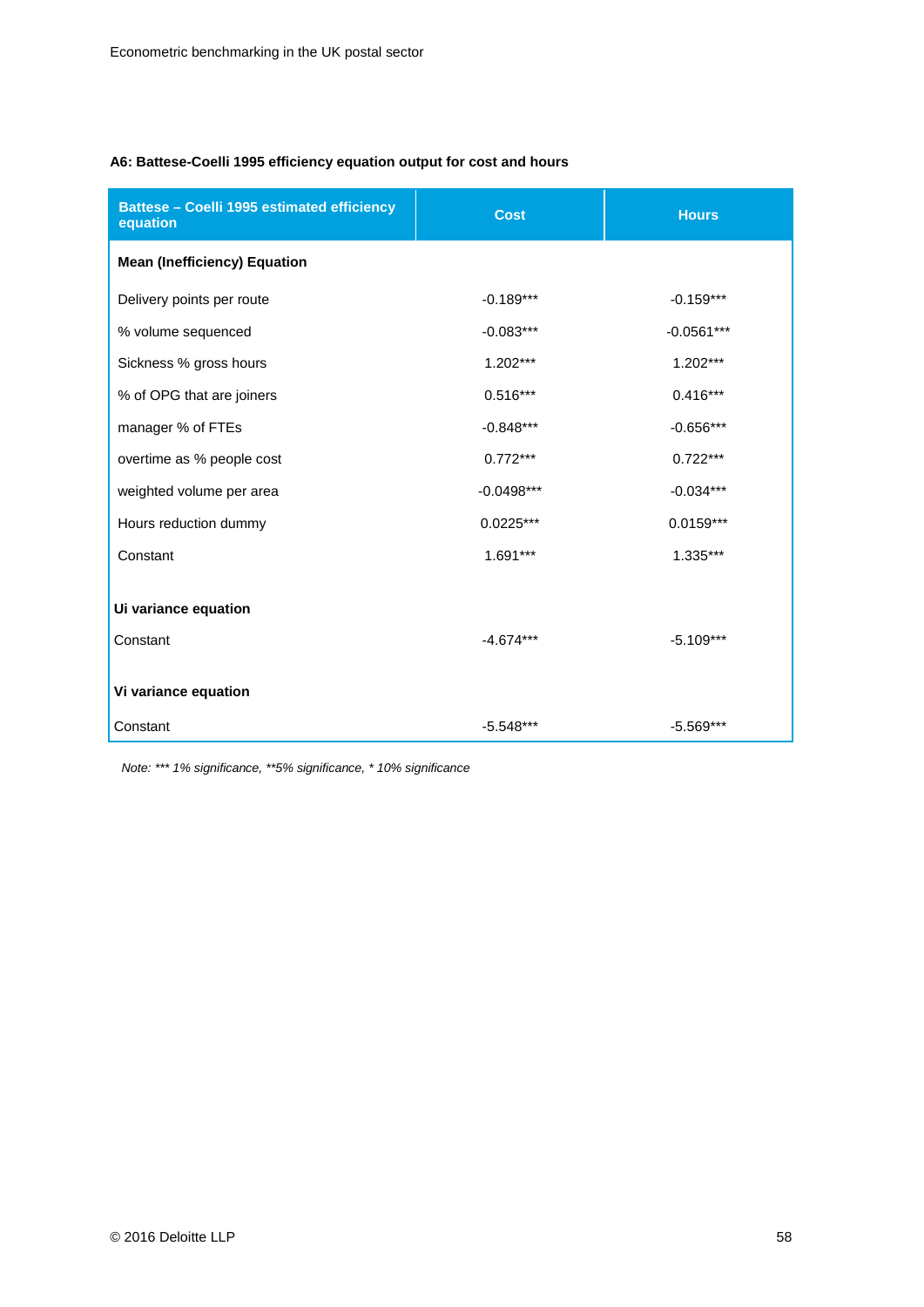**A6: Battese-Coelli 1995 efficiency equation output for cost and hours**

| Battese – Coelli 1995 estimated efficiency equation | Cost | Hours |
|---|---|---|
| **Mean (Inefficiency) Equation** | | |
| Delivery points per route | -0.189*** | -0.159*** |
| % volume sequenced | -0.083*** | -0.0561*** |
| Sickness % gross hours | 1.202*** | 1.202*** |
| % of OPG that are joiners | 0.516*** | 0.416*** |
| manager % of FTEs | -0.848*** | -0.656*** |
| overtime as % people cost | 0.772*** | 0.722*** |
| weighted volume per area | -0.0498*** | -0.034*** |
| Hours reduction dummy | 0.0225*** | 0.0159*** |
| Constant | 1.691*** | 1.335*** |
| **Ui variance equation** | | |
| Constant | -4.674*** | -5.109*** |
| **Vi variance equation** | | |
| Constant | -5.548*** | -5.569*** |

*Note: *** 1% significance, **5% significance, * 10% significance*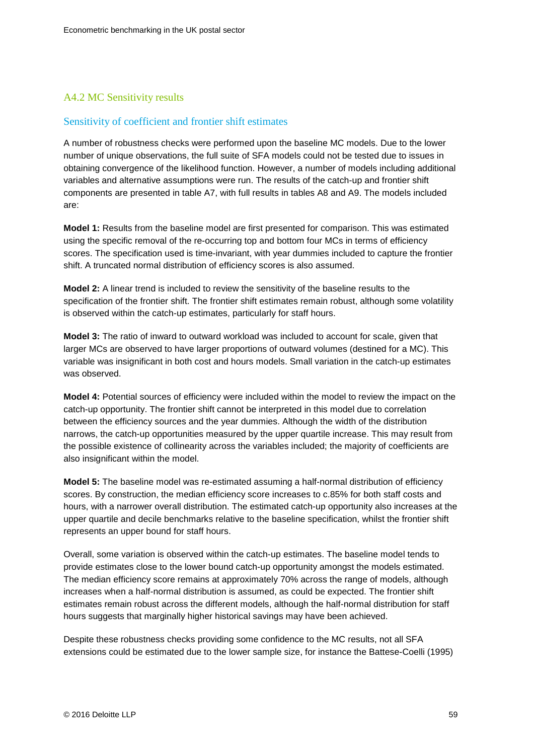## A4.2 MC Sensitivity results

### Sensitivity of coefficient and frontier shift estimates

A number of robustness checks were performed upon the baseline MC models. Due to the lower number of unique observations, the full suite of SFA models could not be tested due to issues in obtaining convergence of the likelihood function. However, a number of models including additional variables and alternative assumptions were run. The results of the catch-up and frontier shift components are presented in table A7, with full results in tables A8 and A9. The models included are:

**Model 1:** Results from the baseline model are first presented for comparison. This was estimated using the specific removal of the re-occurring top and bottom four MCs in terms of efficiency scores. The specification used is time-invariant, with year dummies included to capture the frontier shift. A truncated normal distribution of efficiency scores is also assumed.

**Model 2:** A linear trend is included to review the sensitivity of the baseline results to the specification of the frontier shift. The frontier shift estimates remain robust, although some volatility is observed within the catch-up estimates, particularly for staff hours.

**Model 3:** The ratio of inward to outward workload was included to account for scale, given that larger MCs are observed to have larger proportions of outward volumes (destined for a MC). This variable was insignificant in both cost and hours models. Small variation in the catch-up estimates was observed.

**Model 4:** Potential sources of efficiency were included within the model to review the impact on the catch-up opportunity. The frontier shift cannot be interpreted in this model due to correlation between the efficiency sources and the year dummies. Although the width of the distribution narrows, the catch-up opportunities measured by the upper quartile increase. This may result from the possible existence of collinearity across the variables included; the majority of coefficients are also insignificant within the model.

**Model 5:** The baseline model was re-estimated assuming a half-normal distribution of efficiency scores. By construction, the median efficiency score increases to c.85% for both staff costs and hours, with a narrower overall distribution. The estimated catch-up opportunity also increases at the upper quartile and decile benchmarks relative to the baseline specification, whilst the frontier shift represents an upper bound for staff hours.

Overall, some variation is observed within the catch-up estimates. The baseline model tends to provide estimates close to the lower bound catch-up opportunity amongst the models estimated. The median efficiency score remains at approximately 70% across the range of models, although increases when a half-normal distribution is assumed, as could be expected. The frontier shift estimates remain robust across the different models, although the half-normal distribution for staff hours suggests that marginally higher historical savings may have been achieved.

Despite these robustness checks providing some confidence to the MC results, not all SFA extensions could be estimated due to the lower sample size, for instance the Battese-Coelli (1995)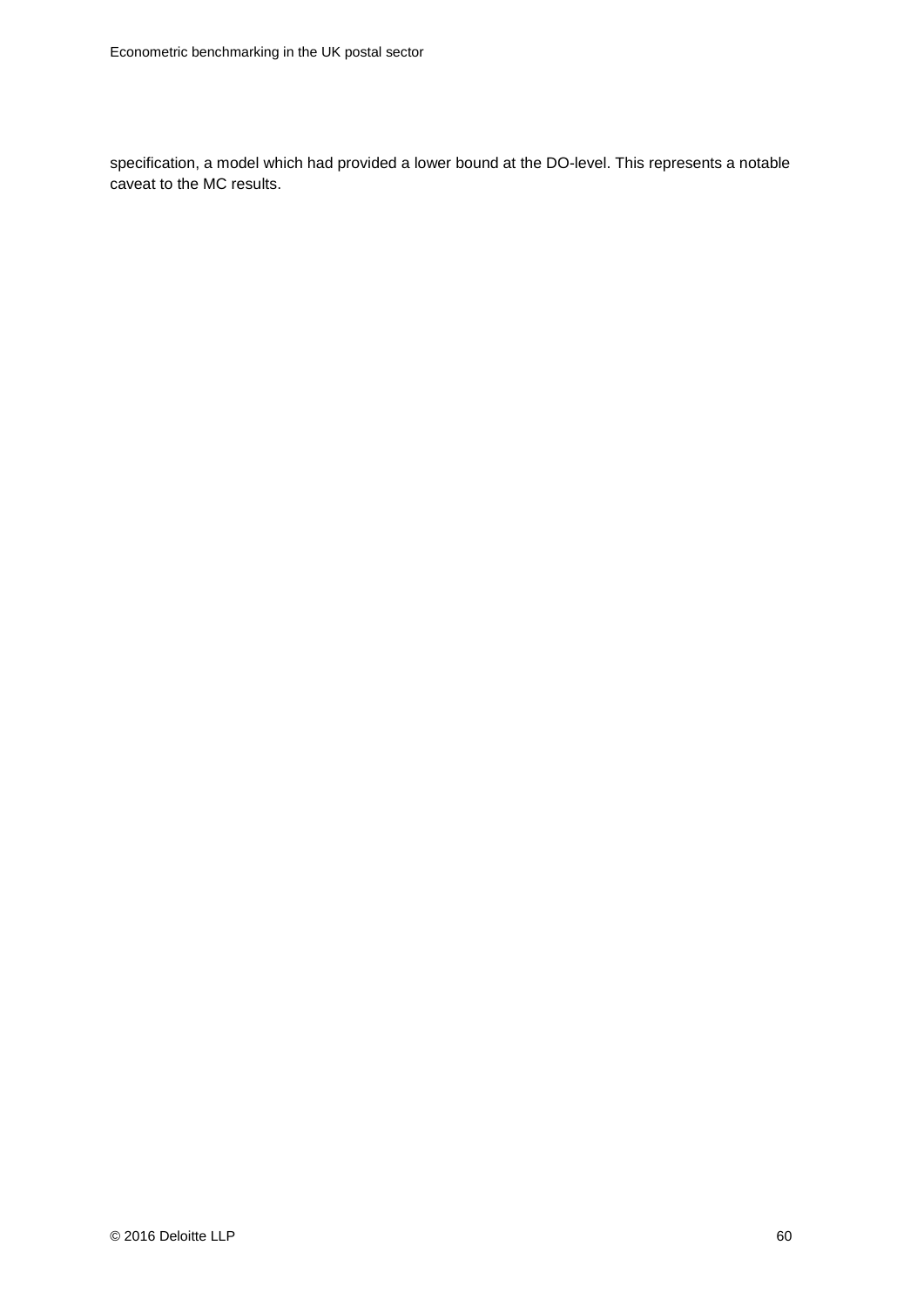specification, a model which had provided a lower bound at the DO-level. This represents a notable caveat to the MC results.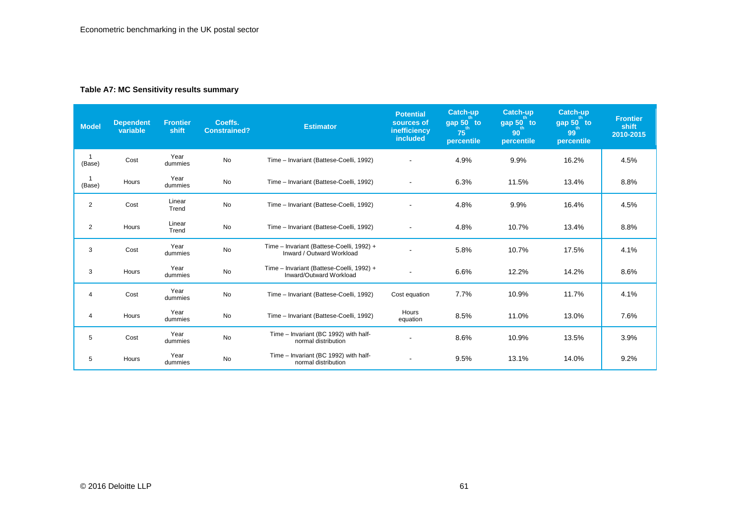**Table A7: MC Sensitivity results summary**

| Model | Dependent variable | Frontier shift | Coeffs. Constrained? | Estimator | Potential sources of inefficiency included | Catch-up gap 50th to 75th percentile | Catch-up gap 50th to 90th percentile | Catch-up gap 50th to 99th percentile | Frontier shift 2010-2015 |
|---|---|---|---|---|---|---|---|---|---|
| 1 (Base) | Cost | Year dummies | No | Time – Invariant (Battese-Coelli, 1992) | - | 4.9% | 9.9% | 16.2% | 4.5% |
| 1 (Base) | Hours | Year dummies | No | Time – Invariant (Battese-Coelli, 1992) | - | 6.3% | 11.5% | 13.4% | 8.8% |
| 2 | Cost | Linear Trend | No | Time – Invariant (Battese-Coelli, 1992) | - | 4.8% | 9.9% | 16.4% | 4.5% |
| 2 | Hours | Linear Trend | No | Time – Invariant (Battese-Coelli, 1992) | - | 4.8% | 10.7% | 13.4% | 8.8% |
| 3 | Cost | Year dummies | No | Time – Invariant (Battese-Coelli, 1992) + Inward / Outward Workload | - | 5.8% | 10.7% | 17.5% | 4.1% |
| 3 | Hours | Year dummies | No | Time – Invariant (Battese-Coelli, 1992) + Inward/Outward Workload | - | 6.6% | 12.2% | 14.2% | 8.6% |
| 4 | Cost | Year dummies | No | Time – Invariant (Battese-Coelli, 1992) | Cost equation | 7.7% | 10.9% | 11.7% | 4.1% |
| 4 | Hours | Year dummies | No | Time – Invariant (Battese-Coelli, 1992) | Hours equation | 8.5% | 11.0% | 13.0% | 7.6% |
| 5 | Cost | Year dummies | No | Time – Invariant (BC 1992) with half-normal distribution | - | 8.6% | 10.9% | 13.5% | 3.9% |
| 5 | Hours | Year dummies | No | Time – Invariant (BC 1992) with half-normal distribution | - | 9.5% | 13.1% | 14.0% | 9.2% |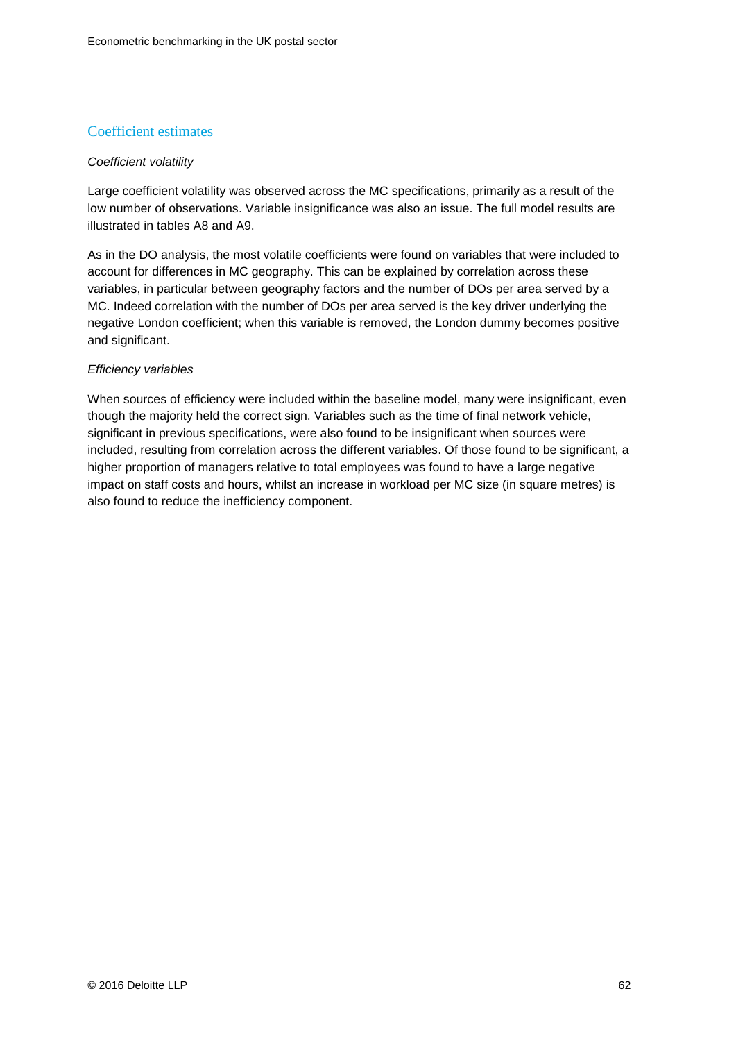## Coefficient estimates

*Coefficient volatility*

Large coefficient volatility was observed across the MC specifications, primarily as a result of the low number of observations. Variable insignificance was also an issue. The full model results are illustrated in tables A8 and A9.

As in the DO analysis, the most volatile coefficients were found on variables that were included to account for differences in MC geography. This can be explained by correlation across these variables, in particular between geography factors and the number of DOs per area served by a MC. Indeed correlation with the number of DOs per area served is the key driver underlying the negative London coefficient; when this variable is removed, the London dummy becomes positive and significant.

*Efficiency variables*

When sources of efficiency were included within the baseline model, many were insignificant, even though the majority held the correct sign. Variables such as the time of final network vehicle, significant in previous specifications, were also found to be insignificant when sources were included, resulting from correlation across the different variables. Of those found to be significant, a higher proportion of managers relative to total employees was found to have a large negative impact on staff costs and hours, whilst an increase in workload per MC size (in square metres) is also found to reduce the inefficiency component.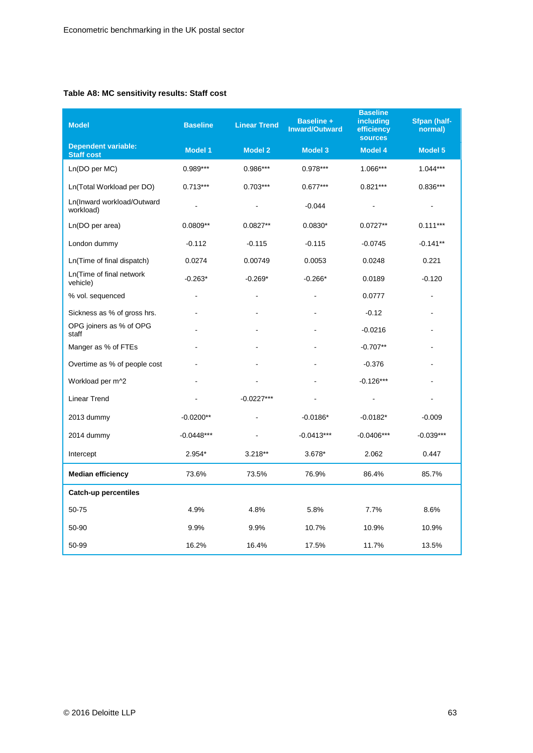**Table A8: MC sensitivity results: Staff cost**

| Model | Baseline | Linear Trend | Baseline + Inward/Outward | Baseline including efficiency sources | Sfpan (half-normal) |
|---|---|---|---|---|---|
| **Dependent variable: Staff cost** | **Model 1** | **Model 2** | **Model 3** | **Model 4** | **Model 5** |
| Ln(DO per MC) | 0.989*** | 0.986*** | 0.978*** | 1.066*** | 1.044*** |
| Ln(Total Workload per DO) | 0.713*** | 0.703*** | 0.677*** | 0.821*** | 0.836*** |
| Ln(Inward workload/Outward workload) | - | - | -0.044 | - | - |
| Ln(DO per area) | 0.0809** | 0.0827** | 0.0830* | 0.0727** | 0.111*** |
| London dummy | -0.112 | -0.115 | -0.115 | -0.0745 | -0.141** |
| Ln(Time of final dispatch) | 0.0274 | 0.00749 | 0.0053 | 0.0248 | 0.221 |
| Ln(Time of final network vehicle) | -0.263* | -0.269* | -0.266* | 0.0189 | -0.120 |
| % vol. sequenced | - | - | - | 0.0777 | - |
| Sickness as % of gross hrs. | - | - | - | -0.12 | - |
| OPG joiners as % of OPG staff | - | - | - | -0.0216 | - |
| Manger as % of FTEs | - | - | - | -0.707** | - |
| Overtime as % of people cost | - | - | - | -0.376 | - |
| Workload per m^2 | - | - | - | -0.126*** | - |
| Linear Trend | - | -0.0227*** | - | - | - |
| 2013 dummy | -0.0200** | - | -0.0186* | -0.0182* | -0.009 |
| 2014 dummy | -0.0448*** | - | -0.0413*** | -0.0406*** | -0.039*** |
| Intercept | 2.954* | 3.218** | 3.678* | 2.062 | 0.447 |
| **Median efficiency** | 73.6% | 73.5% | 76.9% | 86.4% | 85.7% |
| **Catch-up percentiles** | | | | | |
| 50-75 | 4.9% | 4.8% | 5.8% | 7.7% | 8.6% |
| 50-90 | 9.9% | 9.9% | 10.7% | 10.9% | 10.9% |
| 50-99 | 16.2% | 16.4% | 17.5% | 11.7% | 13.5% |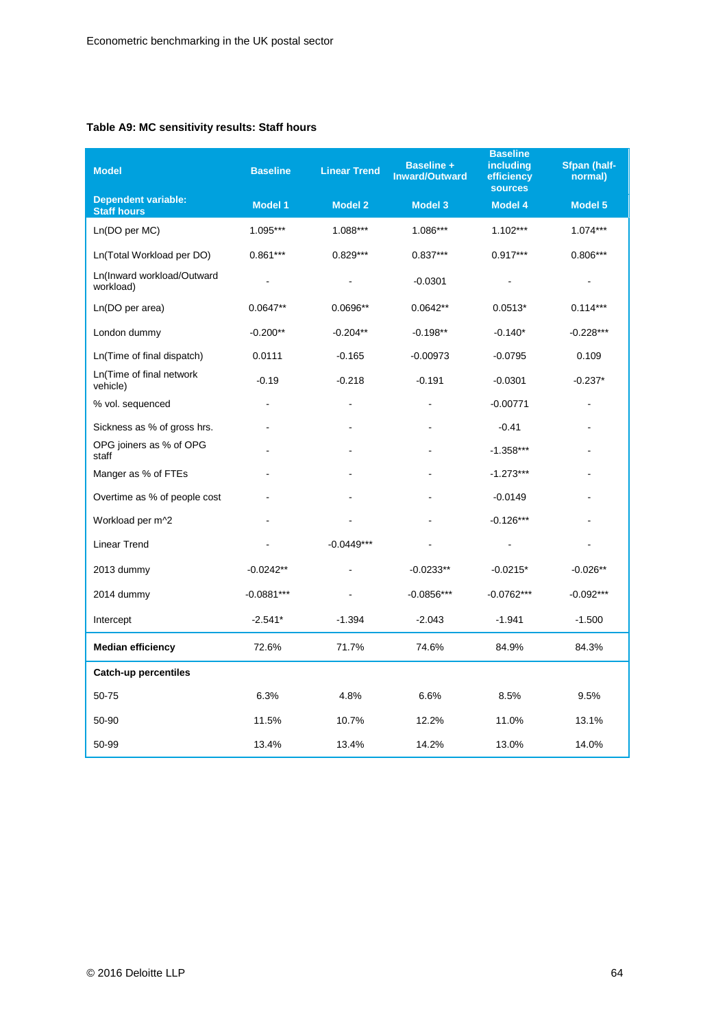**Table A9: MC sensitivity results: Staff hours**

| Model | Baseline | Linear Trend | Baseline + Inward/Outward | Baseline including efficiency sources | Sfpan (half-normal) |
|---|---|---|---|---|---|
| **Dependent variable: Staff hours** | **Model 1** | **Model 2** | **Model 3** | **Model 4** | **Model 5** |
| Ln(DO per MC) | 1.095*** | 1.088*** | 1.086*** | 1.102*** | 1.074*** |
| Ln(Total Workload per DO) | 0.861*** | 0.829*** | 0.837*** | 0.917*** | 0.806*** |
| Ln(Inward workload/Outward workload) | - | - | -0.0301 | - | - |
| Ln(DO per area) | 0.0647** | 0.0696** | 0.0642** | 0.0513* | 0.114*** |
| London dummy | -0.200** | -0.204** | -0.198** | -0.140* | -0.228*** |
| Ln(Time of final dispatch) | 0.0111 | -0.165 | -0.00973 | -0.0795 | 0.109 |
| Ln(Time of final network vehicle) | -0.19 | -0.218 | -0.191 | -0.0301 | -0.237* |
| % vol. sequenced | - | - | - | -0.00771 | - |
| Sickness as % of gross hrs. | - | - | - | -0.41 | - |
| OPG joiners as % of OPG staff | - | - | - | -1.358*** | - |
| Manger as % of FTEs | - | - | - | -1.273*** | - |
| Overtime as % of people cost | - | - | - | -0.0149 | - |
| Workload per m^2 | - | - | - | -0.126*** | - |
| Linear Trend | - | -0.0449*** | - | - | - |
| 2013 dummy | -0.0242** | - | -0.0233** | -0.0215* | -0.026** |
| 2014 dummy | -0.0881*** | - | -0.0856*** | -0.0762*** | -0.092*** |
| Intercept | -2.541* | -1.394 | -2.043 | -1.941 | -1.500 |
| **Median efficiency** | 72.6% | 71.7% | 74.6% | 84.9% | 84.3% |
| **Catch-up percentiles** | | | | | |
| 50-75 | 6.3% | 4.8% | 6.6% | 8.5% | 9.5% |
| 50-90 | 11.5% | 10.7% | 12.2% | 11.0% | 13.1% |
| 50-99 | 13.4% | 13.4% | 14.2% | 13.0% | 14.0% |

© 2016 Deloitte LLP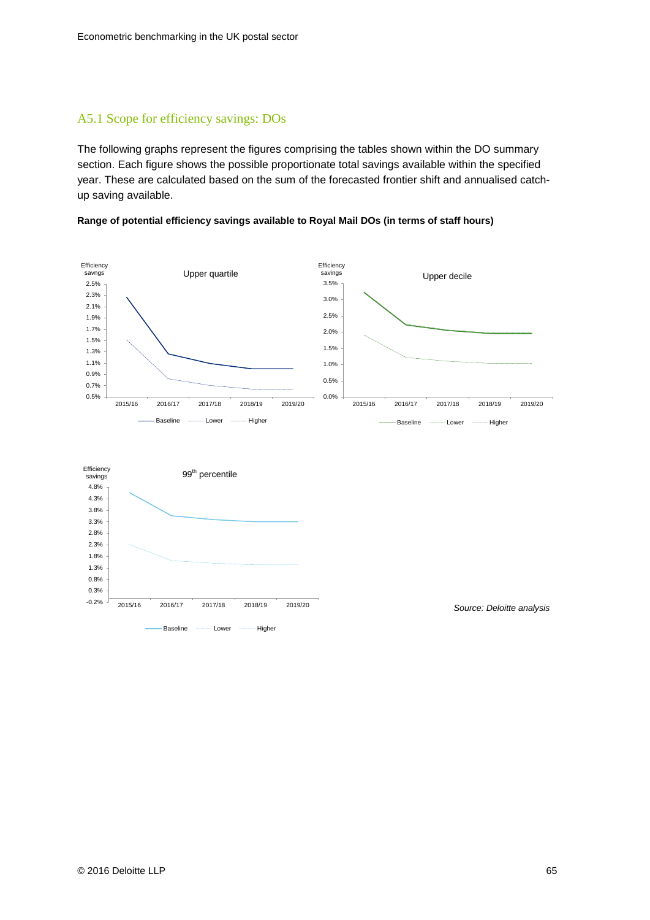## A5.1 Scope for efficiency savings: DOs

The following graphs represent the figures comprising the tables shown within the DO summary section. Each figure shows the possible proportionate total savings available within the specified year. These are calculated based on the sum of the forecasted frontier shift and annualised catch-up saving available.

**Range of potential efficiency savings available to Royal Mail DOs (in terms of staff hours)**

*Source: Deloitte analysis*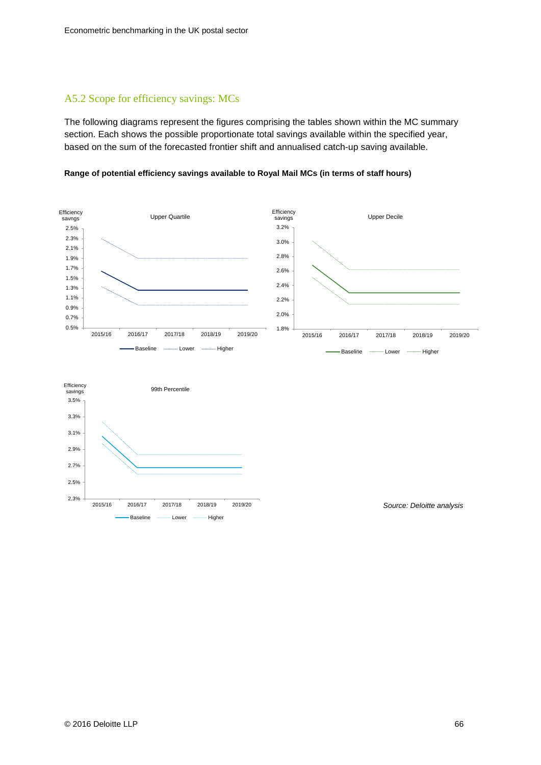## A5.2 Scope for efficiency savings: MCs

The following diagrams represent the figures comprising the tables shown within the MC summary section. Each shows the possible proportionate total savings available within the specified year, based on the sum of the forecasted frontier shift and annualised catch-up saving available.

**Range of potential efficiency savings available to Royal Mail MCs (in terms of staff hours)**

*Source: Deloitte analysis*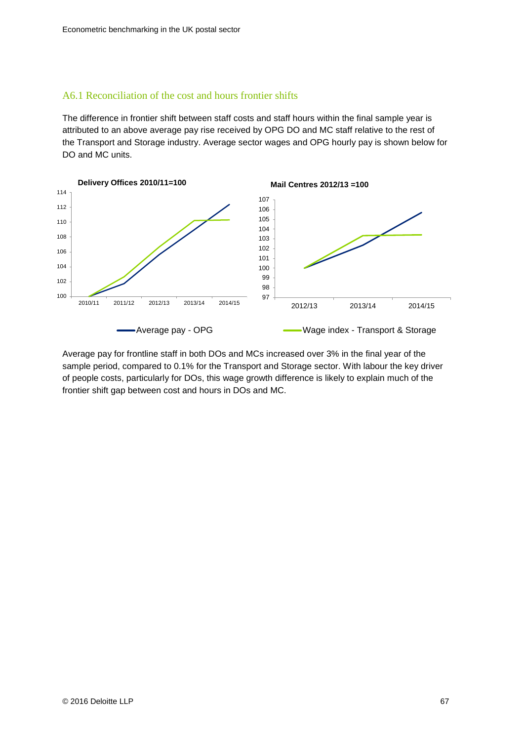## A6.1 Reconciliation of the cost and hours frontier shifts

The difference in frontier shift between staff costs and staff hours within the final sample year is attributed to an above average pay rise received by OPG DO and MC staff relative to the rest of the Transport and Storage industry. Average sector wages and OPG hourly pay is shown below for DO and MC units.

Average pay for frontline staff in both DOs and MCs increased over 3% in the final year of the sample period, compared to 0.1% for the Transport and Storage sector. With labour the key driver of people costs, particularly for DOs, this wage growth difference is likely to explain much of the frontier shift gap between cost and hours in DOs and MC.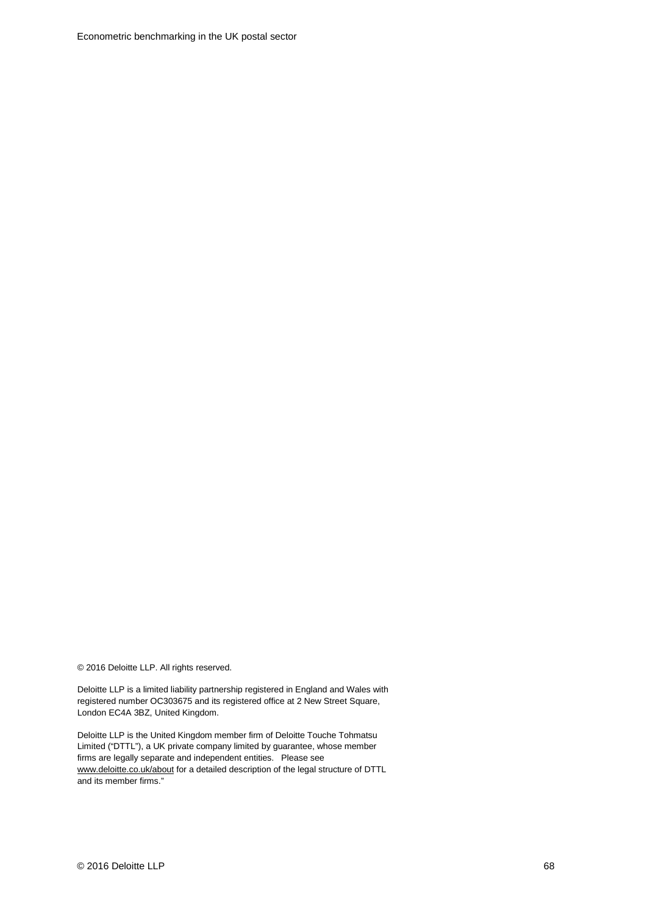© 2016 Deloitte LLP. All rights reserved.

Deloitte LLP is a limited liability partnership registered in England and Wales with registered number OC303675 and its registered office at 2 New Street Square, London EC4A 3BZ, United Kingdom.

Deloitte LLP is the United Kingdom member firm of Deloitte Touche Tohmatsu Limited ("DTTL"), a UK private company limited by guarantee, whose member firms are legally separate and independent entities. Please see www.deloitte.co.uk/about for a detailed description of the legal structure of DTTL and its member firms."